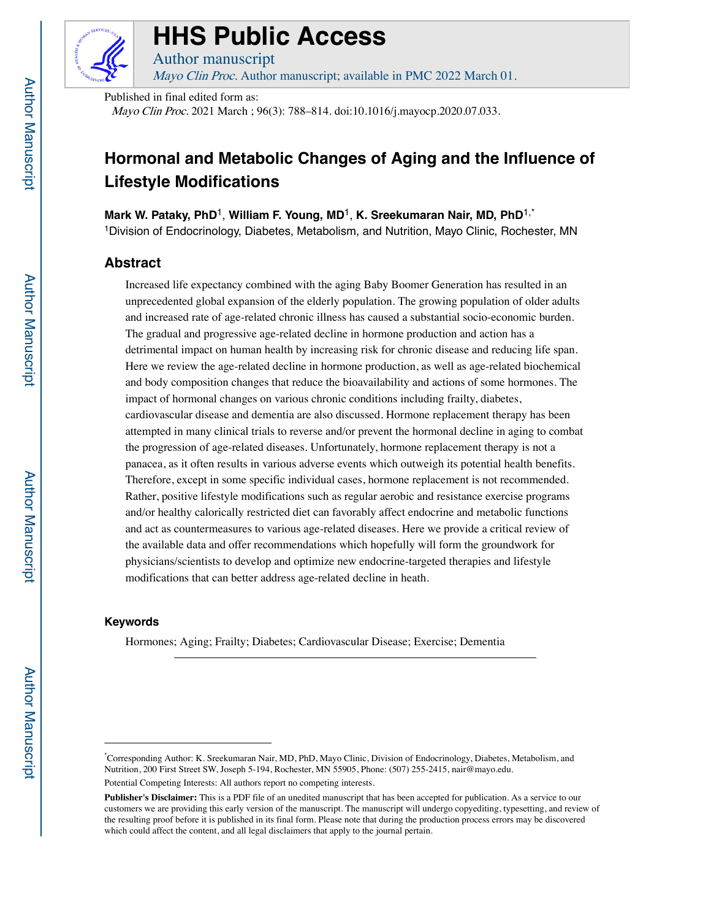# HHS Public Access

Author manuscript

*Mayo Clin Proc.* Author manuscript; available in PMC 2022 March 01.

Published in final edited form as:

*Mayo Clin Proc.* 2021 March ; 96(3): 788–814. doi:10.1016/j.mayocp.2020.07.033.

# Hormonal and Metabolic Changes of Aging and the Influence of Lifestyle Modifications

**Mark W. Pataky, PhD**[1], **William F. Young, MD**[1], **K. Sreekumaran Nair, MD, PhD**[1,*]

[1]Division of Endocrinology, Diabetes, Metabolism, and Nutrition, Mayo Clinic, Rochester, MN

## Abstract

Increased life expectancy combined with the aging Baby Boomer Generation has resulted in an unprecedented global expansion of the elderly population. The growing population of older adults and increased rate of age-related chronic illness has caused a substantial socio-economic burden. The gradual and progressive age-related decline in hormone production and action has a detrimental impact on human health by increasing risk for chronic disease and reducing life span. Here we review the age-related decline in hormone production, as well as age-related biochemical and body composition changes that reduce the bioavailability and actions of some hormones. The impact of hormonal changes on various chronic conditions including frailty, diabetes, cardiovascular disease and dementia are also discussed. Hormone replacement therapy has been attempted in many clinical trials to reverse and/or prevent the hormonal decline in aging to combat the progression of age-related diseases. Unfortunately, hormone replacement therapy is not a panacea, as it often results in various adverse events which outweigh its potential health benefits. Therefore, except in some specific individual cases, hormone replacement is not recommended. Rather, positive lifestyle modifications such as regular aerobic and resistance exercise programs and/or healthy calorically restricted diet can favorably affect endocrine and metabolic functions and act as countermeasures to various age-related diseases. Here we provide a critical review of the available data and offer recommendations which hopefully will form the groundwork for physicians/scientists to develop and optimize new endocrine-targeted therapies and lifestyle modifications that can better address age-related decline in heath.

### Keywords

Hormones; Aging; Frailty; Diabetes; Cardiovascular Disease; Exercise; Dementia

---

*Corresponding Author: K. Sreekumaran Nair, MD, PhD, Mayo Clinic, Division of Endocrinology, Diabetes, Metabolism, and Nutrition, 200 First Street SW, Joseph 5-194, Rochester, MN 55905, Phone: (507) 255-2415, nair@mayo.edu.

Potential Competing Interests: All authors report no competing interests.

**Publisher's Disclaimer:** This is a PDF file of an unedited manuscript that has been accepted for publication. As a service to our customers we are providing this early version of the manuscript. The manuscript will undergo copyediting, typesetting, and review of the resulting proof before it is published in its final form. Please note that during the production process errors may be discovered which could affect the content, and all legal disclaimers that apply to the journal pertain.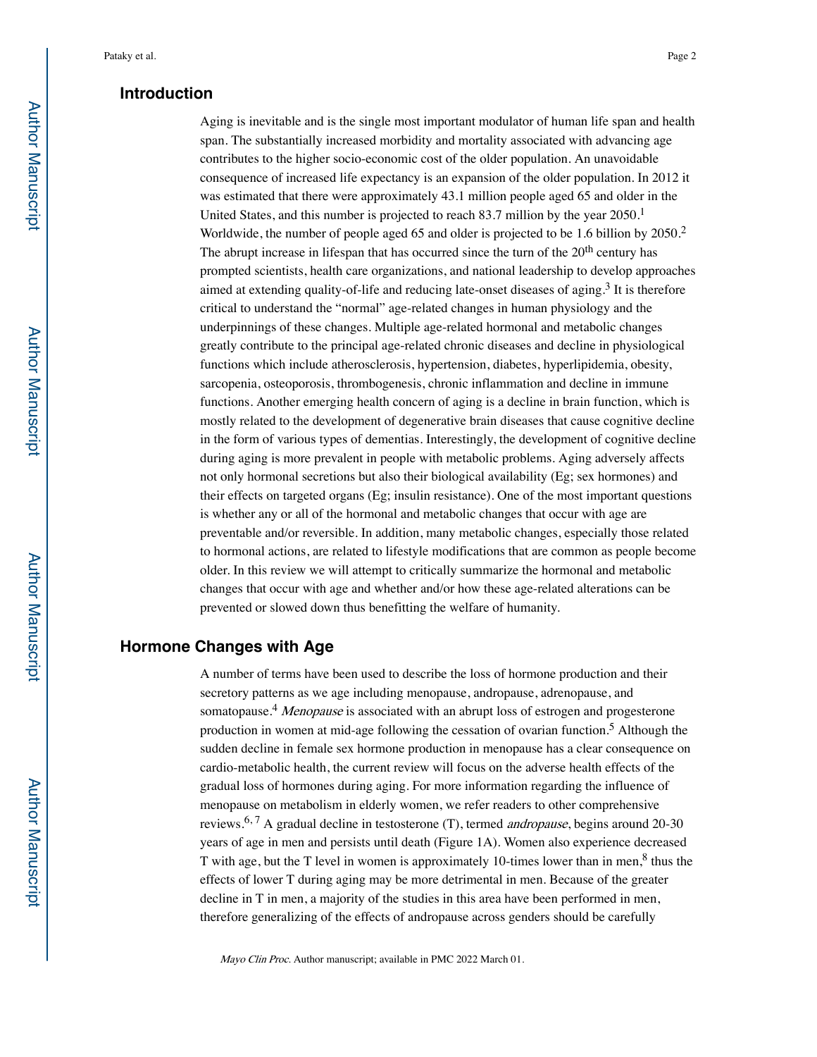## Introduction

Aging is inevitable and is the single most important modulator of human life span and health span. The substantially increased morbidity and mortality associated with advancing age contributes to the higher socio-economic cost of the older population. An unavoidable consequence of increased life expectancy is an expansion of the older population. In 2012 it was estimated that there were approximately 43.1 million people aged 65 and older in the United States, and this number is projected to reach 83.7 million by the year 2050.[1] Worldwide, the number of people aged 65 and older is projected to be 1.6 billion by 2050.[2] The abrupt increase in lifespan that has occurred since the turn of the 20$^{th}$ century has prompted scientists, health care organizations, and national leadership to develop approaches aimed at extending quality-of-life and reducing late-onset diseases of aging.[3] It is therefore critical to understand the "normal" age-related changes in human physiology and the underpinnings of these changes. Multiple age-related hormonal and metabolic changes greatly contribute to the principal age-related chronic diseases and decline in physiological functions which include atherosclerosis, hypertension, diabetes, hyperlipidemia, obesity, sarcopenia, osteoporosis, thrombogenesis, chronic inflammation and decline in immune functions. Another emerging health concern of aging is a decline in brain function, which is mostly related to the development of degenerative brain diseases that cause cognitive decline in the form of various types of dementias. Interestingly, the development of cognitive decline during aging is more prevalent in people with metabolic problems. Aging adversely affects not only hormonal secretions but also their biological availability (Eg; sex hormones) and their effects on targeted organs (Eg; insulin resistance). One of the most important questions is whether any or all of the hormonal and metabolic changes that occur with age are preventable and/or reversible. In addition, many metabolic changes, especially those related to hormonal actions, are related to lifestyle modifications that are common as people become older. In this review we will attempt to critically summarize the hormonal and metabolic changes that occur with age and whether and/or how these age-related alterations can be prevented or slowed down thus benefitting the welfare of humanity.

## Hormone Changes with Age

A number of terms have been used to describe the loss of hormone production and their secretory patterns as we age including menopause, andropause, adrenopause, and somatopause.[4] *Menopause* is associated with an abrupt loss of estrogen and progesterone production in women at mid-age following the cessation of ovarian function.[5] Although the sudden decline in female sex hormone production in menopause has a clear consequence on cardio-metabolic health, the current review will focus on the adverse health effects of the gradual loss of hormones during aging. For more information regarding the influence of menopause on metabolism in elderly women, we refer readers to other comprehensive reviews.[6,7] A gradual decline in testosterone (T), termed *andropause*, begins around 20-30 years of age in men and persists until death (Figure 1A). Women also experience decreased T with age, but the T level in women is approximately 10-times lower than in men,[8] thus the effects of lower T during aging may be more detrimental in men. Because of the greater decline in T in men, a majority of the studies in this area have been performed in men, therefore generalizing of the effects of andropause across genders should be carefully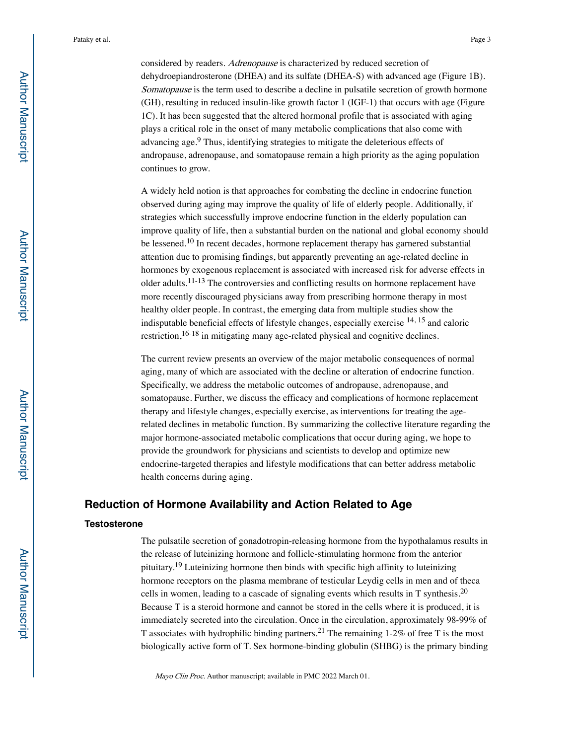considered by readers. *Adrenopause* is characterized by reduced secretion of dehydroepiandrosterone (DHEA) and its sulfate (DHEA-S) with advanced age (Figure 1B). *Somatopause* is the term used to describe a decline in pulsatile secretion of growth hormone (GH), resulting in reduced insulin-like growth factor 1 (IGF-1) that occurs with age (Figure 1C). It has been suggested that the altered hormonal profile that is associated with aging plays a critical role in the onset of many metabolic complications that also come with advancing age.[9] Thus, identifying strategies to mitigate the deleterious effects of andropause, adrenopause, and somatopause remain a high priority as the aging population continues to grow.

A widely held notion is that approaches for combating the decline in endocrine function observed during aging may improve the quality of life of elderly people. Additionally, if strategies which successfully improve endocrine function in the elderly population can improve quality of life, then a substantial burden on the national and global economy should be lessened.[10] In recent decades, hormone replacement therapy has garnered substantial attention due to promising findings, but apparently preventing an age-related decline in hormones by exogenous replacement is associated with increased risk for adverse effects in older adults.[11-13] The controversies and conflicting results on hormone replacement have more recently discouraged physicians away from prescribing hormone therapy in most healthy older people. In contrast, the emerging data from multiple studies show the indisputable beneficial effects of lifestyle changes, especially exercise [14, 15] and caloric restriction,[16-18] in mitigating many age-related physical and cognitive declines.

The current review presents an overview of the major metabolic consequences of normal aging, many of which are associated with the decline or alteration of endocrine function. Specifically, we address the metabolic outcomes of andropause, adrenopause, and somatopause. Further, we discuss the efficacy and complications of hormone replacement therapy and lifestyle changes, especially exercise, as interventions for treating the age-related declines in metabolic function. By summarizing the collective literature regarding the major hormone-associated metabolic complications that occur during aging, we hope to provide the groundwork for physicians and scientists to develop and optimize new endocrine-targeted therapies and lifestyle modifications that can better address metabolic health concerns during aging.

## Reduction of Hormone Availability and Action Related to Age

### Testosterone

The pulsatile secretion of gonadotropin-releasing hormone from the hypothalamus results in the release of luteinizing hormone and follicle-stimulating hormone from the anterior pituitary.[19] Luteinizing hormone then binds with specific high affinity to luteinizing hormone receptors on the plasma membrane of testicular Leydig cells in men and of theca cells in women, leading to a cascade of signaling events which results in T synthesis.[20] Because T is a steroid hormone and cannot be stored in the cells where it is produced, it is immediately secreted into the circulation. Once in the circulation, approximately 98-99% of T associates with hydrophilic binding partners.[21] The remaining 1-2% of free T is the most biologically active form of T. Sex hormone-binding globulin (SHBG) is the primary binding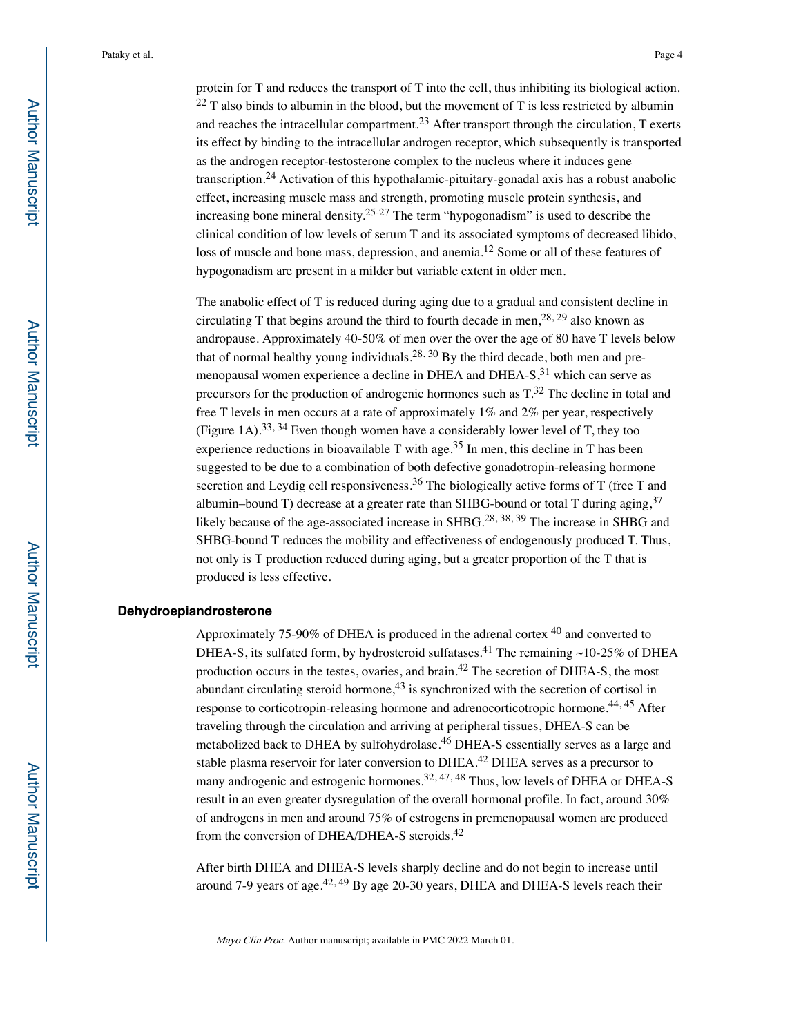protein for T and reduces the transport of T into the cell, thus inhibiting its biological action.[22] T also binds to albumin in the blood, but the movement of T is less restricted by albumin and reaches the intracellular compartment.[23] After transport through the circulation, T exerts its effect by binding to the intracellular androgen receptor, which subsequently is transported as the androgen receptor-testosterone complex to the nucleus where it induces gene transcription.[24] Activation of this hypothalamic-pituitary-gonadal axis has a robust anabolic effect, increasing muscle mass and strength, promoting muscle protein synthesis, and increasing bone mineral density.[25-27] The term "hypogonadism" is used to describe the clinical condition of low levels of serum T and its associated symptoms of decreased libido, loss of muscle and bone mass, depression, and anemia.[12] Some or all of these features of hypogonadism are present in a milder but variable extent in older men.

The anabolic effect of T is reduced during aging due to a gradual and consistent decline in circulating T that begins around the third to fourth decade in men,[28, 29] also known as andropause. Approximately 40-50% of men over the over the age of 80 have T levels below that of normal healthy young individuals.[28, 30] By the third decade, both men and pre-menopausal women experience a decline in DHEA and DHEA-S,[31] which can serve as precursors for the production of androgenic hormones such as T.[32] The decline in total and free T levels in men occurs at a rate of approximately 1% and 2% per year, respectively (Figure 1A).[33, 34] Even though women have a considerably lower level of T, they too experience reductions in bioavailable T with age.[35] In men, this decline in T has been suggested to be due to a combination of both defective gonadotropin-releasing hormone secretion and Leydig cell responsiveness.[36] The biologically active forms of T (free T and albumin–bound T) decrease at a greater rate than SHBG-bound or total T during aging,[37] likely because of the age-associated increase in SHBG.[28, 38, 39] The increase in SHBG and SHBG-bound T reduces the mobility and effectiveness of endogenously produced T. Thus, not only is T production reduced during aging, but a greater proportion of the T that is produced is less effective.

## Dehydroepiandrosterone

Approximately 75-90% of DHEA is produced in the adrenal cortex [40] and converted to DHEA-S, its sulfated form, by hydrosteroid sulfatases.[41] The remaining ~10-25% of DHEA production occurs in the testes, ovaries, and brain.[42] The secretion of DHEA-S, the most abundant circulating steroid hormone,[43] is synchronized with the secretion of cortisol in response to corticotropin-releasing hormone and adrenocorticotropic hormone.[44, 45] After traveling through the circulation and arriving at peripheral tissues, DHEA-S can be metabolized back to DHEA by sulfohydrolase.[46] DHEA-S essentially serves as a large and stable plasma reservoir for later conversion to DHEA.[42] DHEA serves as a precursor to many androgenic and estrogenic hormones.[32, 47, 48] Thus, low levels of DHEA or DHEA-S result in an even greater dysregulation of the overall hormonal profile. In fact, around 30% of androgens in men and around 75% of estrogens in premenopausal women are produced from the conversion of DHEA/DHEA-S steroids.[42]

After birth DHEA and DHEA-S levels sharply decline and do not begin to increase until around 7-9 years of age.[42, 49] By age 20-30 years, DHEA and DHEA-S levels reach their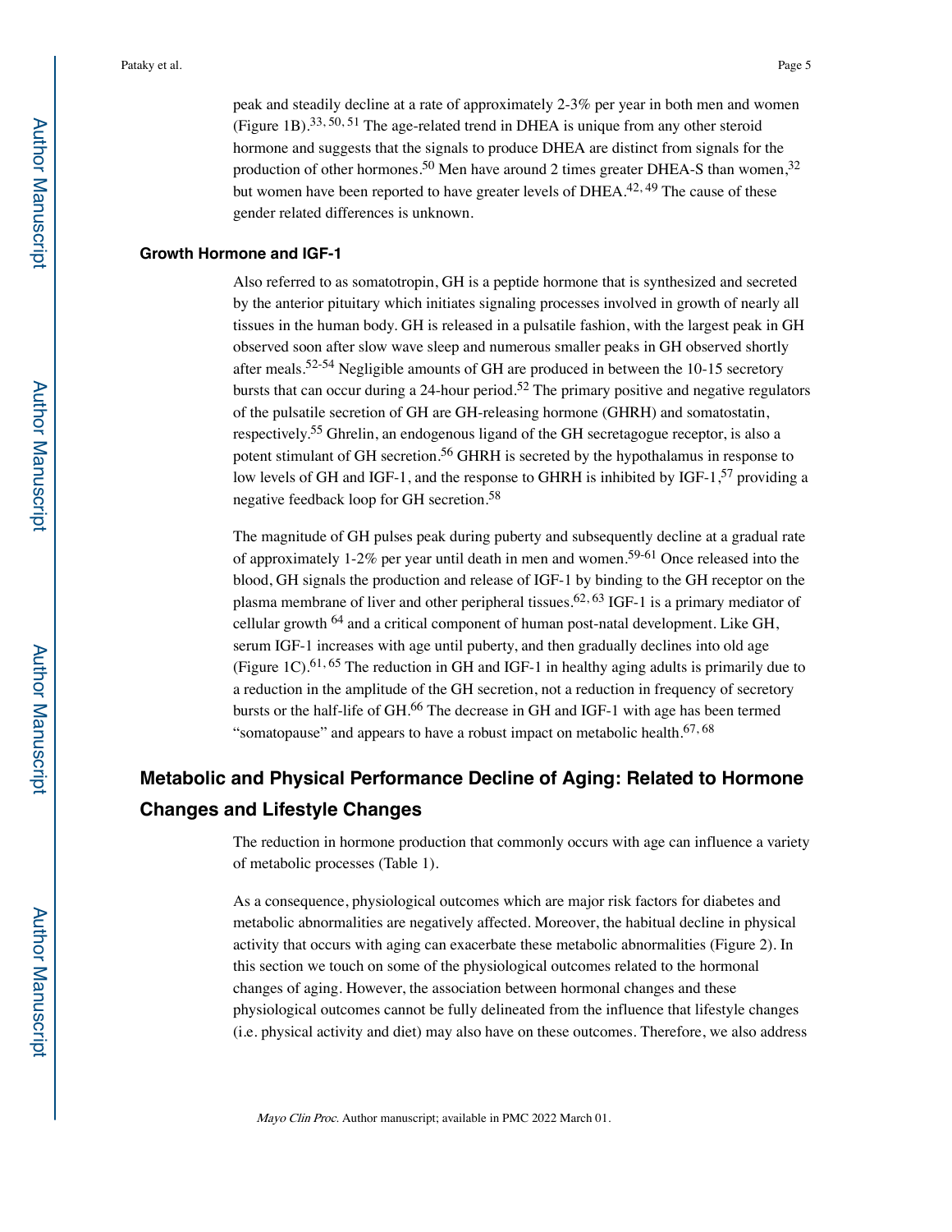peak and steadily decline at a rate of approximately 2-3% per year in both men and women (Figure 1B).[33, 50, 51] The age-related trend in DHEA is unique from any other steroid hormone and suggests that the signals to produce DHEA are distinct from signals for the production of other hormones.[50] Men have around 2 times greater DHEA-S than women,[32] but women have been reported to have greater levels of DHEA.[42, 49] The cause of these gender related differences is unknown.

### Growth Hormone and IGF-1

Also referred to as somatotropin, GH is a peptide hormone that is synthesized and secreted by the anterior pituitary which initiates signaling processes involved in growth of nearly all tissues in the human body. GH is released in a pulsatile fashion, with the largest peak in GH observed soon after slow wave sleep and numerous smaller peaks in GH observed shortly after meals.[52-54] Negligible amounts of GH are produced in between the 10-15 secretory bursts that can occur during a 24-hour period.[52] The primary positive and negative regulators of the pulsatile secretion of GH are GH-releasing hormone (GHRH) and somatostatin, respectively.[55] Ghrelin, an endogenous ligand of the GH secretagogue receptor, is also a potent stimulant of GH secretion.[56] GHRH is secreted by the hypothalamus in response to low levels of GH and IGF-1, and the response to GHRH is inhibited by IGF-1,[57] providing a negative feedback loop for GH secretion.[58]

The magnitude of GH pulses peak during puberty and subsequently decline at a gradual rate of approximately 1-2% per year until death in men and women.[59-61] Once released into the blood, GH signals the production and release of IGF-1 by binding to the GH receptor on the plasma membrane of liver and other peripheral tissues.[62, 63] IGF-1 is a primary mediator of cellular growth [64] and a critical component of human post-natal development. Like GH, serum IGF-1 increases with age until puberty, and then gradually declines into old age (Figure 1C).[61, 65] The reduction in GH and IGF-1 in healthy aging adults is primarily due to a reduction in the amplitude of the GH secretion, not a reduction in frequency of secretory bursts or the half-life of GH.[66] The decrease in GH and IGF-1 with age has been termed "somatopause" and appears to have a robust impact on metabolic health.[67, 68]

## Metabolic and Physical Performance Decline of Aging: Related to Hormone Changes and Lifestyle Changes

The reduction in hormone production that commonly occurs with age can influence a variety of metabolic processes (Table 1).

As a consequence, physiological outcomes which are major risk factors for diabetes and metabolic abnormalities are negatively affected. Moreover, the habitual decline in physical activity that occurs with aging can exacerbate these metabolic abnormalities (Figure 2). In this section we touch on some of the physiological outcomes related to the hormonal changes of aging. However, the association between hormonal changes and these physiological outcomes cannot be fully delineated from the influence that lifestyle changes (i.e. physical activity and diet) may also have on these outcomes. Therefore, we also address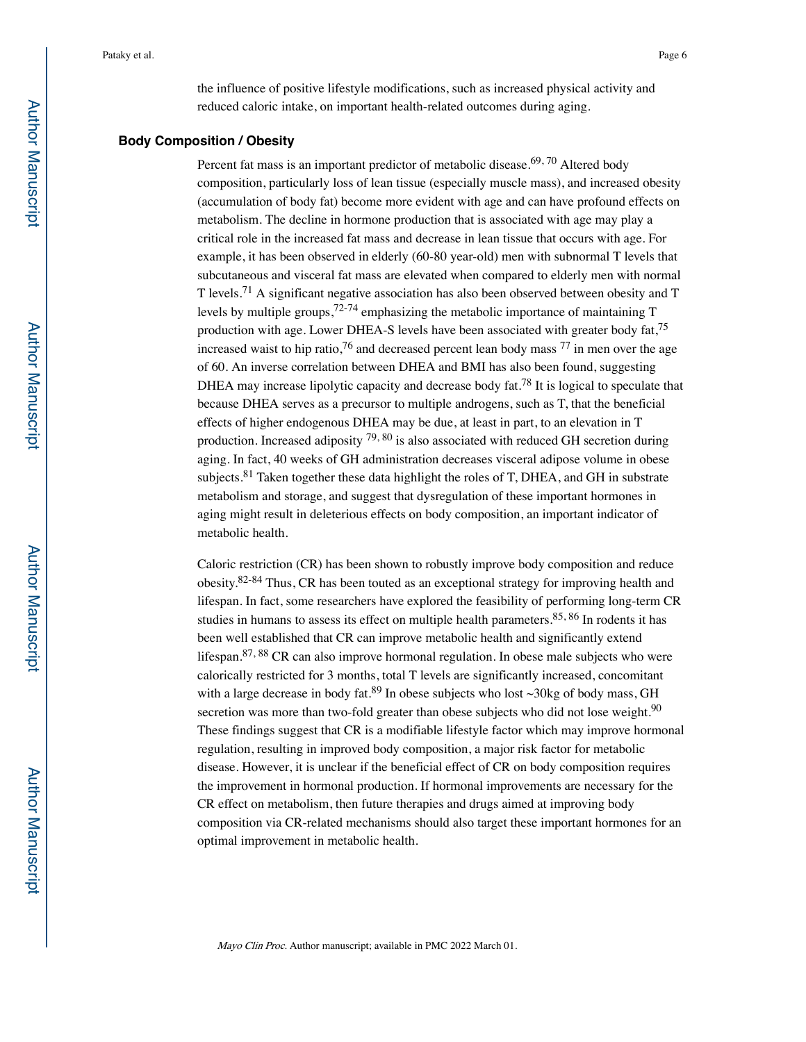the influence of positive lifestyle modifications, such as increased physical activity and reduced caloric intake, on important health-related outcomes during aging.

## Body Composition / Obesity

Percent fat mass is an important predictor of metabolic disease.[69, 70] Altered body composition, particularly loss of lean tissue (especially muscle mass), and increased obesity (accumulation of body fat) become more evident with age and can have profound effects on metabolism. The decline in hormone production that is associated with age may play a critical role in the increased fat mass and decrease in lean tissue that occurs with age. For example, it has been observed in elderly (60-80 year-old) men with subnormal T levels that subcutaneous and visceral fat mass are elevated when compared to elderly men with normal T levels.[71] A significant negative association has also been observed between obesity and T levels by multiple groups,[72-74] emphasizing the metabolic importance of maintaining T production with age. Lower DHEA-S levels have been associated with greater body fat,[75] increased waist to hip ratio,[76] and decreased percent lean body mass [77] in men over the age of 60. An inverse correlation between DHEA and BMI has also been found, suggesting DHEA may increase lipolytic capacity and decrease body fat.[78] It is logical to speculate that because DHEA serves as a precursor to multiple androgens, such as T, that the beneficial effects of higher endogenous DHEA may be due, at least in part, to an elevation in T production. Increased adiposity [79, 80] is also associated with reduced GH secretion during aging. In fact, 40 weeks of GH administration decreases visceral adipose volume in obese subjects.[81] Taken together these data highlight the roles of T, DHEA, and GH in substrate metabolism and storage, and suggest that dysregulation of these important hormones in aging might result in deleterious effects on body composition, an important indicator of metabolic health.

Caloric restriction (CR) has been shown to robustly improve body composition and reduce obesity.[82-84] Thus, CR has been touted as an exceptional strategy for improving health and lifespan. In fact, some researchers have explored the feasibility of performing long-term CR studies in humans to assess its effect on multiple health parameters.[85, 86] In rodents it has been well established that CR can improve metabolic health and significantly extend lifespan.[87, 88] CR can also improve hormonal regulation. In obese male subjects who were calorically restricted for 3 months, total T levels are significantly increased, concomitant with a large decrease in body fat.[89] In obese subjects who lost ~30kg of body mass, GH secretion was more than two-fold greater than obese subjects who did not lose weight.[90] These findings suggest that CR is a modifiable lifestyle factor which may improve hormonal regulation, resulting in improved body composition, a major risk factor for metabolic disease. However, it is unclear if the beneficial effect of CR on body composition requires the improvement in hormonal production. If hormonal improvements are necessary for the CR effect on metabolism, then future therapies and drugs aimed at improving body composition via CR-related mechanisms should also target these important hormones for an optimal improvement in metabolic health.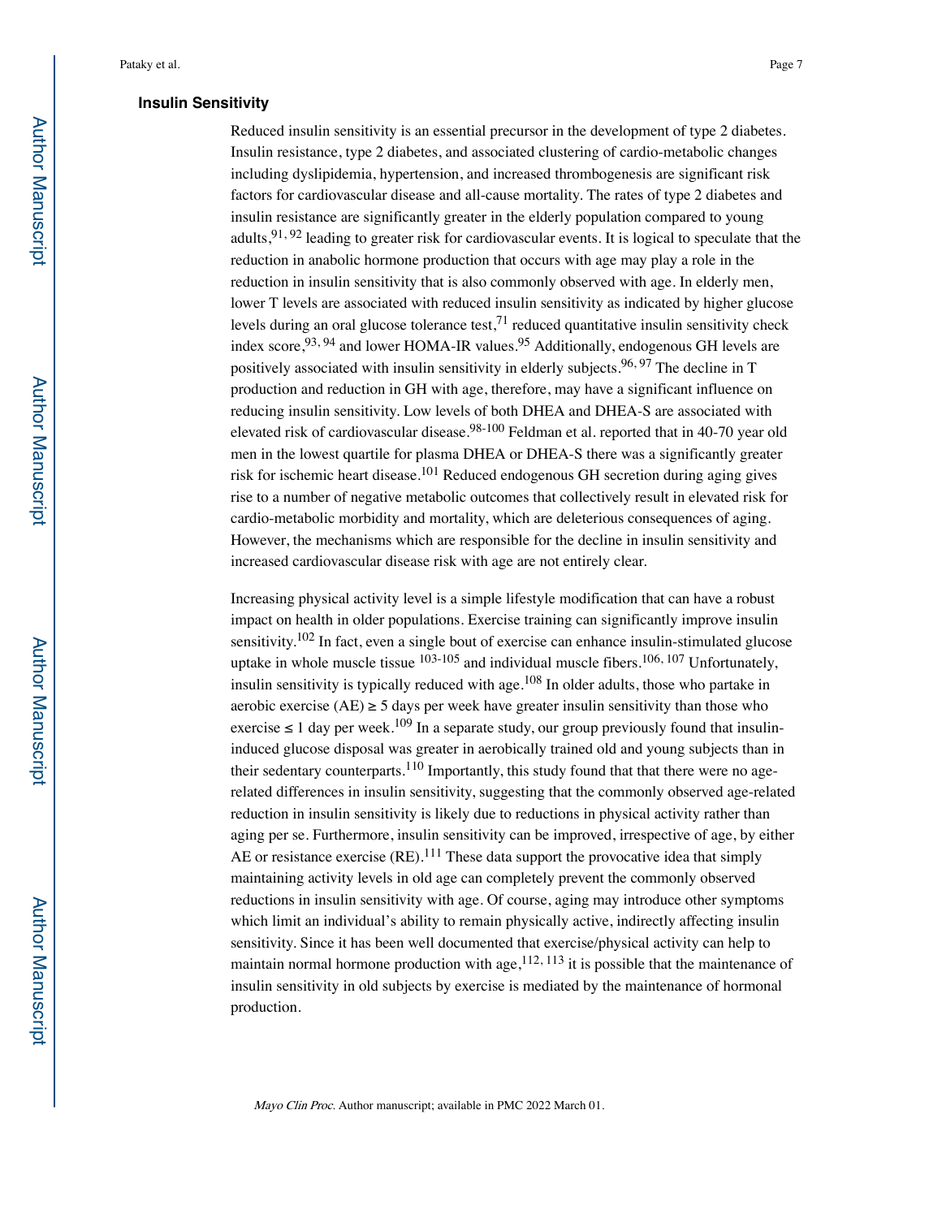### Insulin Sensitivity

Reduced insulin sensitivity is an essential precursor in the development of type 2 diabetes. Insulin resistance, type 2 diabetes, and associated clustering of cardio-metabolic changes including dyslipidemia, hypertension, and increased thrombogenesis are significant risk factors for cardiovascular disease and all-cause mortality. The rates of type 2 diabetes and insulin resistance are significantly greater in the elderly population compared to young adults,[91, 92] leading to greater risk for cardiovascular events. It is logical to speculate that the reduction in anabolic hormone production that occurs with age may play a role in the reduction in insulin sensitivity that is also commonly observed with age. In elderly men, lower T levels are associated with reduced insulin sensitivity as indicated by higher glucose levels during an oral glucose tolerance test,[71] reduced quantitative insulin sensitivity check index score,[93, 94] and lower HOMA-IR values.[95] Additionally, endogenous GH levels are positively associated with insulin sensitivity in elderly subjects.[96, 97] The decline in T production and reduction in GH with age, therefore, may have a significant influence on reducing insulin sensitivity. Low levels of both DHEA and DHEA-S are associated with elevated risk of cardiovascular disease.[98-100] Feldman et al. reported that in 40-70 year old men in the lowest quartile for plasma DHEA or DHEA-S there was a significantly greater risk for ischemic heart disease.[101] Reduced endogenous GH secretion during aging gives rise to a number of negative metabolic outcomes that collectively result in elevated risk for cardio-metabolic morbidity and mortality, which are deleterious consequences of aging. However, the mechanisms which are responsible for the decline in insulin sensitivity and increased cardiovascular disease risk with age are not entirely clear.

Increasing physical activity level is a simple lifestyle modification that can have a robust impact on health in older populations. Exercise training can significantly improve insulin sensitivity.[102] In fact, even a single bout of exercise can enhance insulin-stimulated glucose uptake in whole muscle tissue [103-105] and individual muscle fibers.[106, 107] Unfortunately, insulin sensitivity is typically reduced with age.[108] In older adults, those who partake in aerobic exercise (AE) ≥ 5 days per week have greater insulin sensitivity than those who exercise ≤ 1 day per week.[109] In a separate study, our group previously found that insulin-induced glucose disposal was greater in aerobically trained old and young subjects than in their sedentary counterparts.[110] Importantly, this study found that that there were no age-related differences in insulin sensitivity, suggesting that the commonly observed age-related reduction in insulin sensitivity is likely due to reductions in physical activity rather than aging per se. Furthermore, insulin sensitivity can be improved, irrespective of age, by either AE or resistance exercise (RE).[111] These data support the provocative idea that simply maintaining activity levels in old age can completely prevent the commonly observed reductions in insulin sensitivity with age. Of course, aging may introduce other symptoms which limit an individual's ability to remain physically active, indirectly affecting insulin sensitivity. Since it has been well documented that exercise/physical activity can help to maintain normal hormone production with age,[112, 113] it is possible that the maintenance of insulin sensitivity in old subjects by exercise is mediated by the maintenance of hormonal production.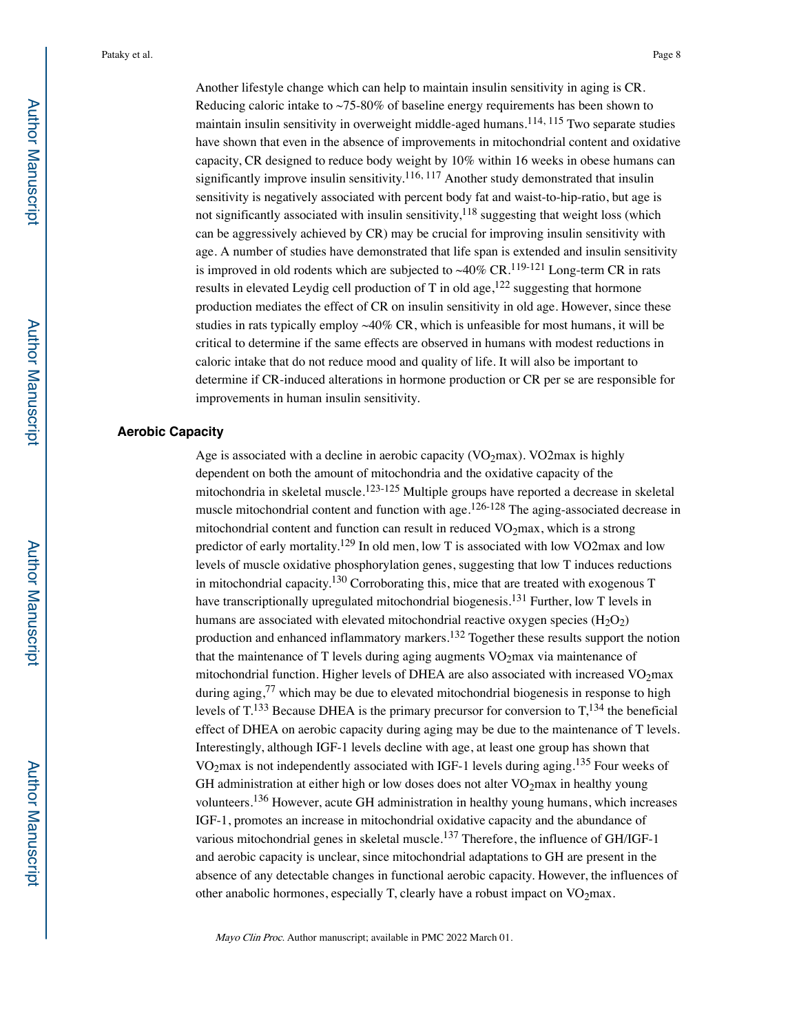Another lifestyle change which can help to maintain insulin sensitivity in aging is CR. Reducing caloric intake to ~75-80% of baseline energy requirements has been shown to maintain insulin sensitivity in overweight middle-aged humans.[114, 115] Two separate studies have shown that even in the absence of improvements in mitochondrial content and oxidative capacity, CR designed to reduce body weight by 10% within 16 weeks in obese humans can significantly improve insulin sensitivity.[116, 117] Another study demonstrated that insulin sensitivity is negatively associated with percent body fat and waist-to-hip-ratio, but age is not significantly associated with insulin sensitivity,[118] suggesting that weight loss (which can be aggressively achieved by CR) may be crucial for improving insulin sensitivity with age. A number of studies have demonstrated that life span is extended and insulin sensitivity is improved in old rodents which are subjected to ~40% CR.[119-121] Long-term CR in rats results in elevated Leydig cell production of T in old age,[122] suggesting that hormone production mediates the effect of CR on insulin sensitivity in old age. However, since these studies in rats typically employ ~40% CR, which is unfeasible for most humans, it will be critical to determine if the same effects are observed in humans with modest reductions in caloric intake that do not reduce mood and quality of life. It will also be important to determine if CR-induced alterations in hormone production or CR per se are responsible for improvements in human insulin sensitivity.

### Aerobic Capacity

Age is associated with a decline in aerobic capacity ($VO_2$max). VO2max is highly dependent on both the amount of mitochondria and the oxidative capacity of the mitochondria in skeletal muscle.[123-125] Multiple groups have reported a decrease in skeletal muscle mitochondrial content and function with age.[126-128] The aging-associated decrease in mitochondrial content and function can result in reduced $VO_2$max, which is a strong predictor of early mortality.[129] In old men, low T is associated with low VO2max and low levels of muscle oxidative phosphorylation genes, suggesting that low T induces reductions in mitochondrial capacity.[130] Corroborating this, mice that are treated with exogenous T have transcriptionally upregulated mitochondrial biogenesis.[131] Further, low T levels in humans are associated with elevated mitochondrial reactive oxygen species ($H_2O_2$) production and enhanced inflammatory markers.[132] Together these results support the notion that the maintenance of T levels during aging augments $VO_2$max via maintenance of mitochondrial function. Higher levels of DHEA are also associated with increased $VO_2$max during aging,[77] which may be due to elevated mitochondrial biogenesis in response to high levels of T.[133] Because DHEA is the primary precursor for conversion to T,[134] the beneficial effect of DHEA on aerobic capacity during aging may be due to the maintenance of T levels. Interestingly, although IGF-1 levels decline with age, at least one group has shown that $VO_2$max is not independently associated with IGF-1 levels during aging.[135] Four weeks of GH administration at either high or low doses does not alter $VO_2$max in healthy young volunteers.[136] However, acute GH administration in healthy young humans, which increases IGF-1, promotes an increase in mitochondrial oxidative capacity and the abundance of various mitochondrial genes in skeletal muscle.[137] Therefore, the influence of GH/IGF-1 and aerobic capacity is unclear, since mitochondrial adaptations to GH are present in the absence of any detectable changes in functional aerobic capacity. However, the influences of other anabolic hormones, especially T, clearly have a robust impact on $VO_2$max.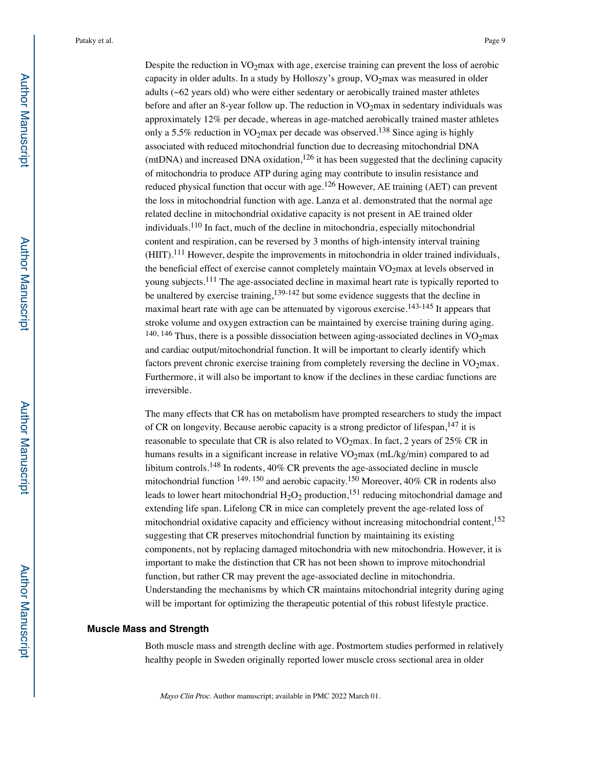Despite the reduction in $VO_2$max with age, exercise training can prevent the loss of aerobic capacity in older adults. In a study by Holloszy's group, $VO_2$max was measured in older adults (~62 years old) who were either sedentary or aerobically trained master athletes before and after an 8-year follow up. The reduction in $VO_2$max in sedentary individuals was approximately 12% per decade, whereas in age-matched aerobically trained master athletes only a 5.5% reduction in $VO_2$max per decade was observed.[138] Since aging is highly associated with reduced mitochondrial function due to decreasing mitochondrial DNA (mtDNA) and increased DNA oxidation,[126] it has been suggested that the declining capacity of mitochondria to produce ATP during aging may contribute to insulin resistance and reduced physical function that occur with age.[126] However, AE training (AET) can prevent the loss in mitochondrial function with age. Lanza et al. demonstrated that the normal age related decline in mitochondrial oxidative capacity is not present in AE trained older individuals.[110] In fact, much of the decline in mitochondria, especially mitochondrial content and respiration, can be reversed by 3 months of high-intensity interval training (HIIT).[111] However, despite the improvements in mitochondria in older trained individuals, the beneficial effect of exercise cannot completely maintain $VO_2$max at levels observed in young subjects.[111] The age-associated decline in maximal heart rate is typically reported to be unaltered by exercise training,[139-142] but some evidence suggests that the decline in maximal heart rate with age can be attenuated by vigorous exercise.[143-145] It appears that stroke volume and oxygen extraction can be maintained by exercise training during aging.[140, 146] Thus, there is a possible dissociation between aging-associated declines in $VO_2$max and cardiac output/mitochondrial function. It will be important to clearly identify which factors prevent chronic exercise training from completely reversing the decline in $VO_2$max. Furthermore, it will also be important to know if the declines in these cardiac functions are irreversible.

The many effects that CR has on metabolism have prompted researchers to study the impact of CR on longevity. Because aerobic capacity is a strong predictor of lifespan,[147] it is reasonable to speculate that CR is also related to $VO_2$max. In fact, 2 years of 25% CR in humans results in a significant increase in relative $VO_2$max (mL/kg/min) compared to ad libitum controls.[148] In rodents, 40% CR prevents the age-associated decline in muscle mitochondrial function [149, 150] and aerobic capacity.[150] Moreover, 40% CR in rodents also leads to lower heart mitochondrial $H_2O_2$ production,[151] reducing mitochondrial damage and extending life span. Lifelong CR in mice can completely prevent the age-related loss of mitochondrial oxidative capacity and efficiency without increasing mitochondrial content,[152] suggesting that CR preserves mitochondrial function by maintaining its existing components, not by replacing damaged mitochondria with new mitochondria. However, it is important to make the distinction that CR has not been shown to improve mitochondrial function, but rather CR may prevent the age-associated decline in mitochondria. Understanding the mechanisms by which CR maintains mitochondrial integrity during aging will be important for optimizing the therapeutic potential of this robust lifestyle practice.

## Muscle Mass and Strength

Both muscle mass and strength decline with age. Postmortem studies performed in relatively healthy people in Sweden originally reported lower muscle cross sectional area in older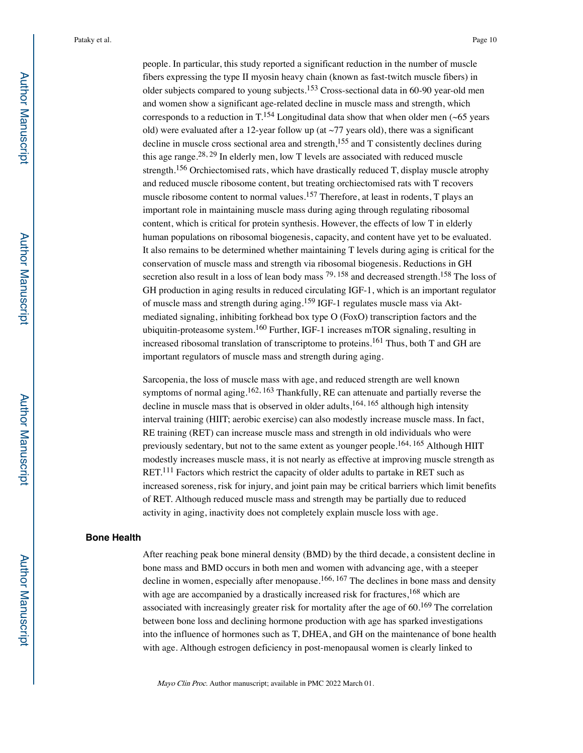people. In particular, this study reported a significant reduction in the number of muscle fibers expressing the type II myosin heavy chain (known as fast-twitch muscle fibers) in older subjects compared to young subjects.[153] Cross-sectional data in 60-90 year-old men and women show a significant age-related decline in muscle mass and strength, which corresponds to a reduction in T.[154] Longitudinal data show that when older men (~65 years old) were evaluated after a 12-year follow up (at ~77 years old), there was a significant decline in muscle cross sectional area and strength,[155] and T consistently declines during this age range.[28, 29] In elderly men, low T levels are associated with reduced muscle strength.[156] Orchiectomised rats, which have drastically reduced T, display muscle atrophy and reduced muscle ribosome content, but treating orchiectomised rats with T recovers muscle ribosome content to normal values.[157] Therefore, at least in rodents, T plays an important role in maintaining muscle mass during aging through regulating ribosomal content, which is critical for protein synthesis. However, the effects of low T in elderly human populations on ribosomal biogenesis, capacity, and content have yet to be evaluated. It also remains to be determined whether maintaining T levels during aging is critical for the conservation of muscle mass and strength via ribosomal biogenesis. Reductions in GH secretion also result in a loss of lean body mass [79, 158] and decreased strength.[158] The loss of GH production in aging results in reduced circulating IGF-1, which is an important regulator of muscle mass and strength during aging.[159] IGF-1 regulates muscle mass via Akt-mediated signaling, inhibiting forkhead box type O (FoxO) transcription factors and the ubiquitin-proteasome system.[160] Further, IGF-1 increases mTOR signaling, resulting in increased ribosomal translation of transcriptome to proteins.[161] Thus, both T and GH are important regulators of muscle mass and strength during aging.

Sarcopenia, the loss of muscle mass with age, and reduced strength are well known symptoms of normal aging.[162, 163] Thankfully, RE can attenuate and partially reverse the decline in muscle mass that is observed in older adults,[164, 165] although high intensity interval training (HIIT; aerobic exercise) can also modestly increase muscle mass. In fact, RE training (RET) can increase muscle mass and strength in old individuals who were previously sedentary, but not to the same extent as younger people.[164, 165] Although HIIT modestly increases muscle mass, it is not nearly as effective at improving muscle strength as RET.[111] Factors which restrict the capacity of older adults to partake in RET such as increased soreness, risk for injury, and joint pain may be critical barriers which limit benefits of RET. Although reduced muscle mass and strength may be partially due to reduced activity in aging, inactivity does not completely explain muscle loss with age.

## Bone Health

After reaching peak bone mineral density (BMD) by the third decade, a consistent decline in bone mass and BMD occurs in both men and women with advancing age, with a steeper decline in women, especially after menopause.[166, 167] The declines in bone mass and density with age are accompanied by a drastically increased risk for fractures,[168] which are associated with increasingly greater risk for mortality after the age of 60.[169] The correlation between bone loss and declining hormone production with age has sparked investigations into the influence of hormones such as T, DHEA, and GH on the maintenance of bone health with age. Although estrogen deficiency in post-menopausal women is clearly linked to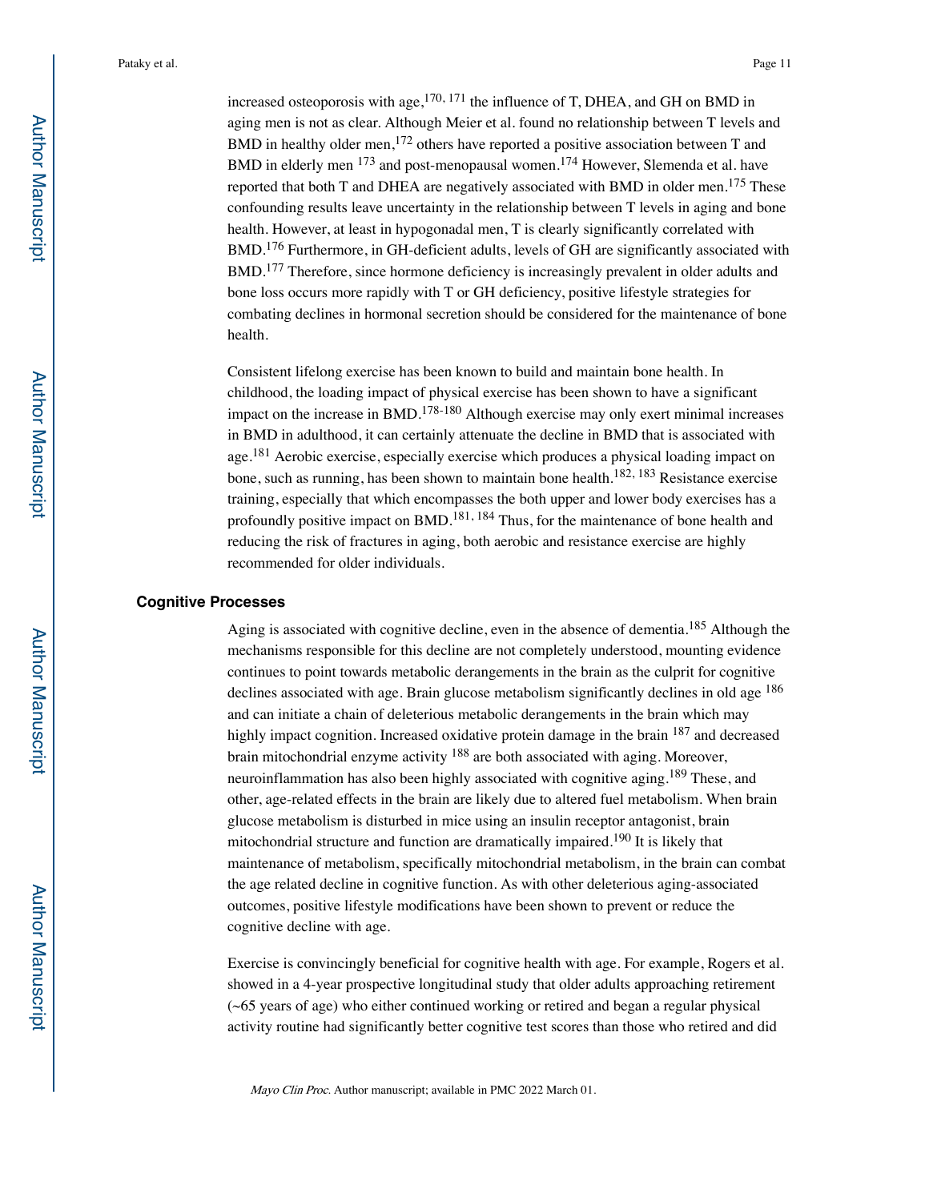increased osteoporosis with age,[170, 171] the influence of T, DHEA, and GH on BMD in aging men is not as clear. Although Meier et al. found no relationship between T levels and BMD in healthy older men,[172] others have reported a positive association between T and BMD in elderly men [173] and post-menopausal women.[174] However, Slemenda et al. have reported that both T and DHEA are negatively associated with BMD in older men.[175] These confounding results leave uncertainty in the relationship between T levels in aging and bone health. However, at least in hypogonadal men, T is clearly significantly correlated with BMD.[176] Furthermore, in GH-deficient adults, levels of GH are significantly associated with BMD.[177] Therefore, since hormone deficiency is increasingly prevalent in older adults and bone loss occurs more rapidly with T or GH deficiency, positive lifestyle strategies for combating declines in hormonal secretion should be considered for the maintenance of bone health.

Consistent lifelong exercise has been known to build and maintain bone health. In childhood, the loading impact of physical exercise has been shown to have a significant impact on the increase in BMD.[178-180] Although exercise may only exert minimal increases in BMD in adulthood, it can certainly attenuate the decline in BMD that is associated with age.[181] Aerobic exercise, especially exercise which produces a physical loading impact on bone, such as running, has been shown to maintain bone health.[182, 183] Resistance exercise training, especially that which encompasses the both upper and lower body exercises has a profoundly positive impact on BMD.[181, 184] Thus, for the maintenance of bone health and reducing the risk of fractures in aging, both aerobic and resistance exercise are highly recommended for older individuals.

## Cognitive Processes

Aging is associated with cognitive decline, even in the absence of dementia.[185] Although the mechanisms responsible for this decline are not completely understood, mounting evidence continues to point towards metabolic derangements in the brain as the culprit for cognitive declines associated with age. Brain glucose metabolism significantly declines in old age [186] and can initiate a chain of deleterious metabolic derangements in the brain which may highly impact cognition. Increased oxidative protein damage in the brain [187] and decreased brain mitochondrial enzyme activity [188] are both associated with aging. Moreover, neuroinflammation has also been highly associated with cognitive aging.[189] These, and other, age-related effects in the brain are likely due to altered fuel metabolism. When brain glucose metabolism is disturbed in mice using an insulin receptor antagonist, brain mitochondrial structure and function are dramatically impaired.[190] It is likely that maintenance of metabolism, specifically mitochondrial metabolism, in the brain can combat the age related decline in cognitive function. As with other deleterious aging-associated outcomes, positive lifestyle modifications have been shown to prevent or reduce the cognitive decline with age.

Exercise is convincingly beneficial for cognitive health with age. For example, Rogers et al. showed in a 4-year prospective longitudinal study that older adults approaching retirement (~65 years of age) who either continued working or retired and began a regular physical activity routine had significantly better cognitive test scores than those who retired and did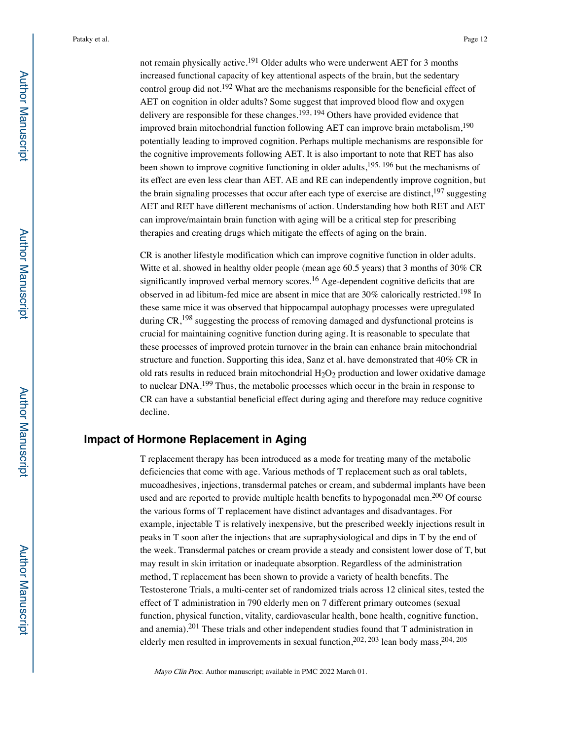not remain physically active.[191] Older adults who were underwent AET for 3 months increased functional capacity of key attentional aspects of the brain, but the sedentary control group did not.[192] What are the mechanisms responsible for the beneficial effect of AET on cognition in older adults? Some suggest that improved blood flow and oxygen delivery are responsible for these changes.[193, 194] Others have provided evidence that improved brain mitochondrial function following AET can improve brain metabolism,[190] potentially leading to improved cognition. Perhaps multiple mechanisms are responsible for the cognitive improvements following AET. It is also important to note that RET has also been shown to improve cognitive functioning in older adults,[195, 196] but the mechanisms of its effect are even less clear than AET. AE and RE can independently improve cognition, but the brain signaling processes that occur after each type of exercise are distinct,[197] suggesting AET and RET have different mechanisms of action. Understanding how both RET and AET can improve/maintain brain function with aging will be a critical step for prescribing therapies and creating drugs which mitigate the effects of aging on the brain.

CR is another lifestyle modification which can improve cognitive function in older adults. Witte et al. showed in healthy older people (mean age 60.5 years) that 3 months of 30% CR significantly improved verbal memory scores.[16] Age-dependent cognitive deficits that are observed in ad libitum-fed mice are absent in mice that are 30% calorically restricted.[198] In these same mice it was observed that hippocampal autophagy processes were upregulated during CR,[198] suggesting the process of removing damaged and dysfunctional proteins is crucial for maintaining cognitive function during aging. It is reasonable to speculate that these processes of improved protein turnover in the brain can enhance brain mitochondrial structure and function. Supporting this idea, Sanz et al. have demonstrated that 40% CR in old rats results in reduced brain mitochondrial $H_2O_2$ production and lower oxidative damage to nuclear DNA.[199] Thus, the metabolic processes which occur in the brain in response to CR can have a substantial beneficial effect during aging and therefore may reduce cognitive decline.

## Impact of Hormone Replacement in Aging

T replacement therapy has been introduced as a mode for treating many of the metabolic deficiencies that come with age. Various methods of T replacement such as oral tablets, mucoadhesives, injections, transdermal patches or cream, and subdermal implants have been used and are reported to provide multiple health benefits to hypogonadal men.[200] Of course the various forms of T replacement have distinct advantages and disadvantages. For example, injectable T is relatively inexpensive, but the prescribed weekly injections result in peaks in T soon after the injections that are supraphysiological and dips in T by the end of the week. Transdermal patches or cream provide a steady and consistent lower dose of T, but may result in skin irritation or inadequate absorption. Regardless of the administration method, T replacement has been shown to provide a variety of health benefits. The Testosterone Trials, a multi-center set of randomized trials across 12 clinical sites, tested the effect of T administration in 790 elderly men on 7 different primary outcomes (sexual function, physical function, vitality, cardiovascular health, bone health, cognitive function, and anemia).[201] These trials and other independent studies found that T administration in elderly men resulted in improvements in sexual function,[202, 203] lean body mass,[204, 205]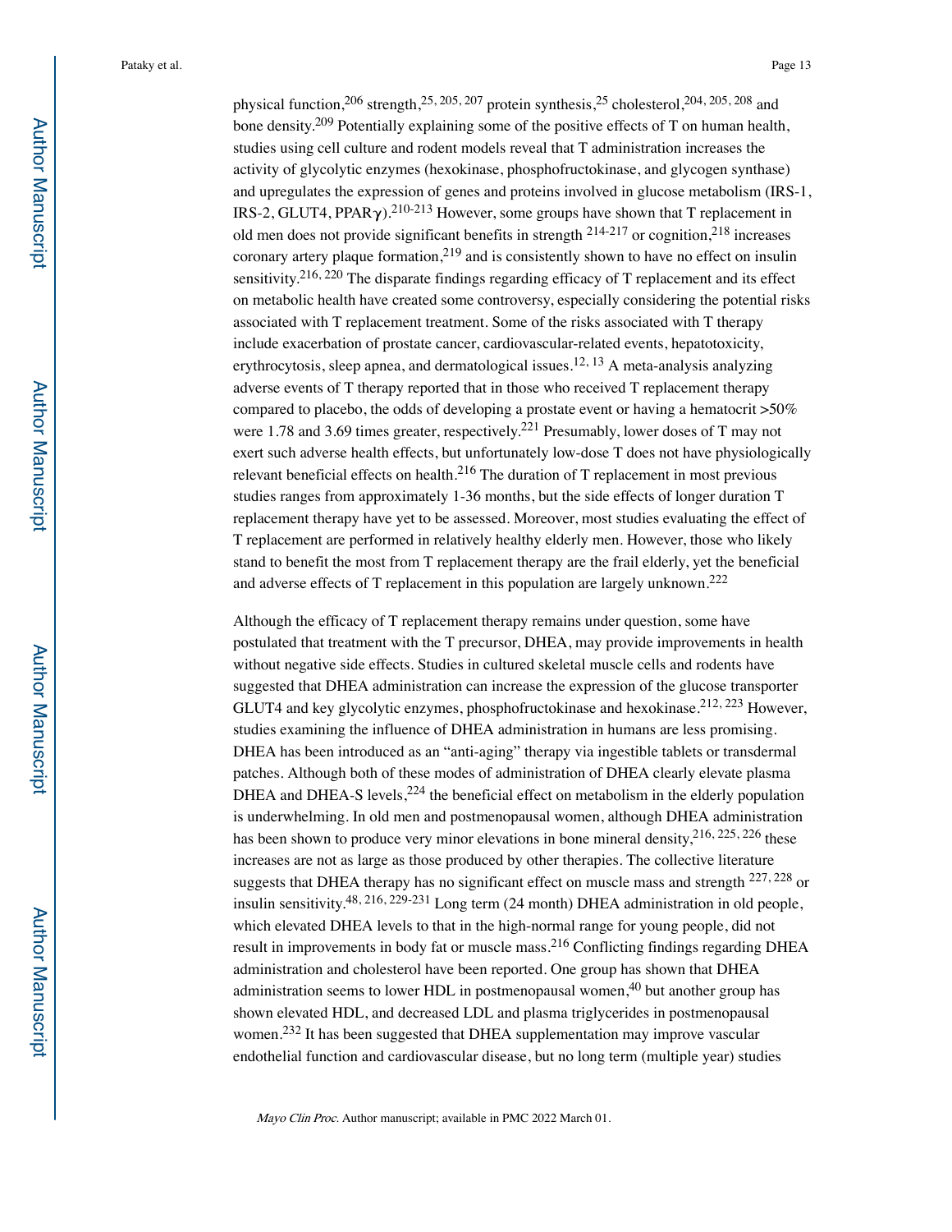physical function,[206] strength,[25, 205, 207] protein synthesis,[25] cholesterol,[204, 205, 208] and bone density.[209] Potentially explaining some of the positive effects of T on human health, studies using cell culture and rodent models reveal that T administration increases the activity of glycolytic enzymes (hexokinase, phosphofructokinase, and glycogen synthase) and upregulates the expression of genes and proteins involved in glucose metabolism (IRS-1, IRS-2, GLUT4, PPAR$\gamma$).[210-213] However, some groups have shown that T replacement in old men does not provide significant benefits in strength [214-217] or cognition,[218] increases coronary artery plaque formation,[219] and is consistently shown to have no effect on insulin sensitivity.[216, 220] The disparate findings regarding efficacy of T replacement and its effect on metabolic health have created some controversy, especially considering the potential risks associated with T replacement treatment. Some of the risks associated with T therapy include exacerbation of prostate cancer, cardiovascular-related events, hepatotoxicity, erythrocytosis, sleep apnea, and dermatological issues.[12, 13] A meta-analysis analyzing adverse events of T therapy reported that in those who received T replacement therapy compared to placebo, the odds of developing a prostate event or having a hematocrit >50% were 1.78 and 3.69 times greater, respectively.[221] Presumably, lower doses of T may not exert such adverse health effects, but unfortunately low-dose T does not have physiologically relevant beneficial effects on health.[216] The duration of T replacement in most previous studies ranges from approximately 1-36 months, but the side effects of longer duration T replacement therapy have yet to be assessed. Moreover, most studies evaluating the effect of T replacement are performed in relatively healthy elderly men. However, those who likely stand to benefit the most from T replacement therapy are the frail elderly, yet the beneficial and adverse effects of T replacement in this population are largely unknown.[222]

Although the efficacy of T replacement therapy remains under question, some have postulated that treatment with the T precursor, DHEA, may provide improvements in health without negative side effects. Studies in cultured skeletal muscle cells and rodents have suggested that DHEA administration can increase the expression of the glucose transporter GLUT4 and key glycolytic enzymes, phosphofructokinase and hexokinase.[212, 223] However, studies examining the influence of DHEA administration in humans are less promising. DHEA has been introduced as an "anti-aging" therapy via ingestible tablets or transdermal patches. Although both of these modes of administration of DHEA clearly elevate plasma DHEA and DHEA-S levels,[224] the beneficial effect on metabolism in the elderly population is underwhelming. In old men and postmenopausal women, although DHEA administration has been shown to produce very minor elevations in bone mineral density,[216, 225, 226] these increases are not as large as those produced by other therapies. The collective literature suggests that DHEA therapy has no significant effect on muscle mass and strength [227, 228] or insulin sensitivity.[48, 216, 229-231] Long term (24 month) DHEA administration in old people, which elevated DHEA levels to that in the high-normal range for young people, did not result in improvements in body fat or muscle mass.[216] Conflicting findings regarding DHEA administration and cholesterol have been reported. One group has shown that DHEA administration seems to lower HDL in postmenopausal women,[40] but another group has shown elevated HDL, and decreased LDL and plasma triglycerides in postmenopausal women.[232] It has been suggested that DHEA supplementation may improve vascular endothelial function and cardiovascular disease, but no long term (multiple year) studies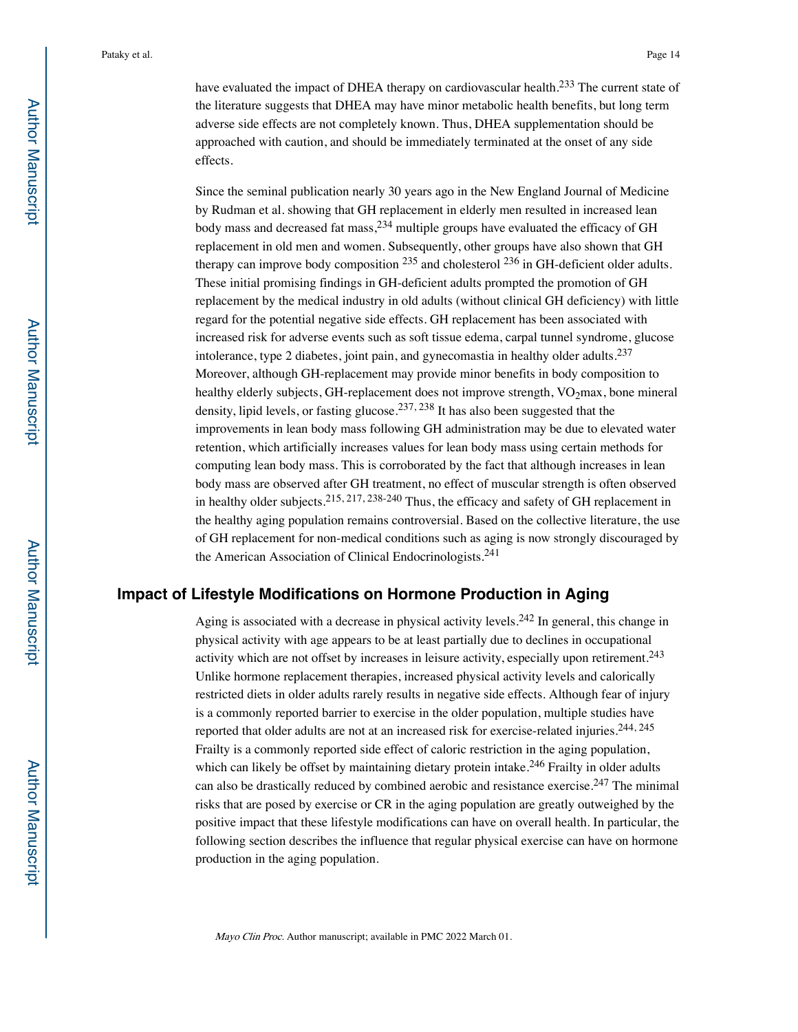have evaluated the impact of DHEA therapy on cardiovascular health.[233] The current state of the literature suggests that DHEA may have minor metabolic health benefits, but long term adverse side effects are not completely known. Thus, DHEA supplementation should be approached with caution, and should be immediately terminated at the onset of any side effects.

Since the seminal publication nearly 30 years ago in the New England Journal of Medicine by Rudman et al. showing that GH replacement in elderly men resulted in increased lean body mass and decreased fat mass,[234] multiple groups have evaluated the efficacy of GH replacement in old men and women. Subsequently, other groups have also shown that GH therapy can improve body composition [235] and cholesterol [236] in GH-deficient older adults. These initial promising findings in GH-deficient adults prompted the promotion of GH replacement by the medical industry in old adults (without clinical GH deficiency) with little regard for the potential negative side effects. GH replacement has been associated with increased risk for adverse events such as soft tissue edema, carpal tunnel syndrome, glucose intolerance, type 2 diabetes, joint pain, and gynecomastia in healthy older adults.[237] Moreover, although GH-replacement may provide minor benefits in body composition to healthy elderly subjects, GH-replacement does not improve strength, $VO_2$max, bone mineral density, lipid levels, or fasting glucose.[237, 238] It has also been suggested that the improvements in lean body mass following GH administration may be due to elevated water retention, which artificially increases values for lean body mass using certain methods for computing lean body mass. This is corroborated by the fact that although increases in lean body mass are observed after GH treatment, no effect of muscular strength is often observed in healthy older subjects.[215, 217, 238-240] Thus, the efficacy and safety of GH replacement in the healthy aging population remains controversial. Based on the collective literature, the use of GH replacement for non-medical conditions such as aging is now strongly discouraged by the American Association of Clinical Endocrinologists.[241]

## Impact of Lifestyle Modifications on Hormone Production in Aging

Aging is associated with a decrease in physical activity levels.[242] In general, this change in physical activity with age appears to be at least partially due to declines in occupational activity which are not offset by increases in leisure activity, especially upon retirement.[243] Unlike hormone replacement therapies, increased physical activity levels and calorically restricted diets in older adults rarely results in negative side effects. Although fear of injury is a commonly reported barrier to exercise in the older population, multiple studies have reported that older adults are not at an increased risk for exercise-related injuries.[244, 245] Frailty is a commonly reported side effect of caloric restriction in the aging population, which can likely be offset by maintaining dietary protein intake.[246] Frailty in older adults can also be drastically reduced by combined aerobic and resistance exercise.[247] The minimal risks that are posed by exercise or CR in the aging population are greatly outweighed by the positive impact that these lifestyle modifications can have on overall health. In particular, the following section describes the influence that regular physical exercise can have on hormone production in the aging population.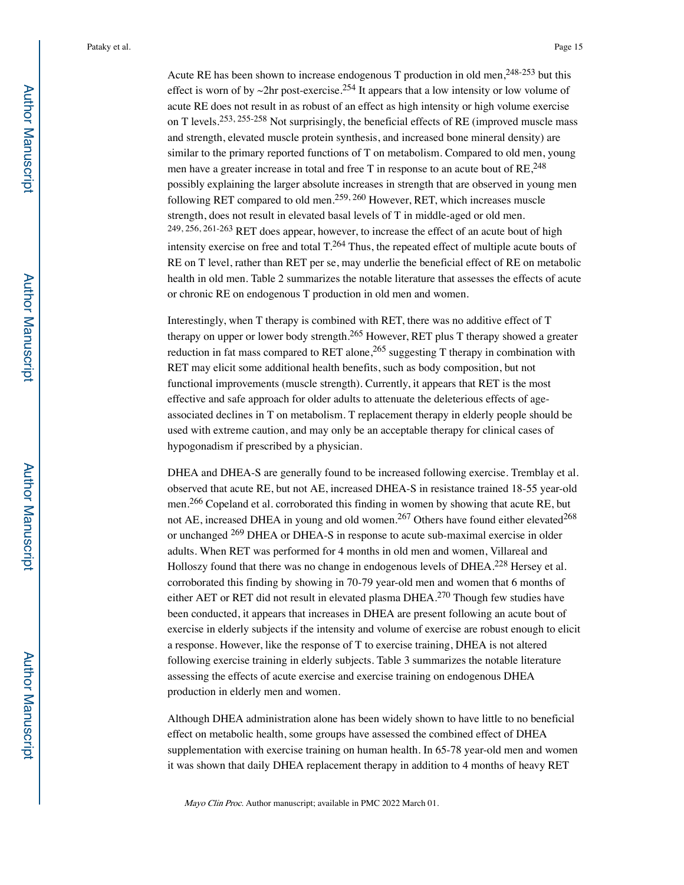Acute RE has been shown to increase endogenous T production in old men,[248-253] but this effect is worn of by ~2hr post-exercise.[254] It appears that a low intensity or low volume of acute RE does not result in as robust of an effect as high intensity or high volume exercise on T levels.[253, 255-258] Not surprisingly, the beneficial effects of RE (improved muscle mass and strength, elevated muscle protein synthesis, and increased bone mineral density) are similar to the primary reported functions of T on metabolism. Compared to old men, young men have a greater increase in total and free T in response to an acute bout of RE,[248] possibly explaining the larger absolute increases in strength that are observed in young men following RET compared to old men.[259, 260] However, RET, which increases muscle strength, does not result in elevated basal levels of T in middle-aged or old men.[249, 256, 261-263] RET does appear, however, to increase the effect of an acute bout of high intensity exercise on free and total T.[264] Thus, the repeated effect of multiple acute bouts of RE on T level, rather than RET per se, may underlie the beneficial effect of RE on metabolic health in old men. Table 2 summarizes the notable literature that assesses the effects of acute or chronic RE on endogenous T production in old men and women.

Interestingly, when T therapy is combined with RET, there was no additive effect of T therapy on upper or lower body strength.[265] However, RET plus T therapy showed a greater reduction in fat mass compared to RET alone,[265] suggesting T therapy in combination with RET may elicit some additional health benefits, such as body composition, but not functional improvements (muscle strength). Currently, it appears that RET is the most effective and safe approach for older adults to attenuate the deleterious effects of age-associated declines in T on metabolism. T replacement therapy in elderly people should be used with extreme caution, and may only be an acceptable therapy for clinical cases of hypogonadism if prescribed by a physician.

DHEA and DHEA-S are generally found to be increased following exercise. Tremblay et al. observed that acute RE, but not AE, increased DHEA-S in resistance trained 18-55 year-old men.[266] Copeland et al. corroborated this finding in women by showing that acute RE, but not AE, increased DHEA in young and old women.[267] Others have found either elevated[268] or unchanged [269] DHEA or DHEA-S in response to acute sub-maximal exercise in older adults. When RET was performed for 4 months in old men and women, Villareal and Holloszy found that there was no change in endogenous levels of DHEA.[228] Hersey et al. corroborated this finding by showing in 70-79 year-old men and women that 6 months of either AET or RET did not result in elevated plasma DHEA.[270] Though few studies have been conducted, it appears that increases in DHEA are present following an acute bout of exercise in elderly subjects if the intensity and volume of exercise are robust enough to elicit a response. However, like the response of T to exercise training, DHEA is not altered following exercise training in elderly subjects. Table 3 summarizes the notable literature assessing the effects of acute exercise and exercise training on endogenous DHEA production in elderly men and women.

Although DHEA administration alone has been widely shown to have little to no beneficial effect on metabolic health, some groups have assessed the combined effect of DHEA supplementation with exercise training on human health. In 65-78 year-old men and women it was shown that daily DHEA replacement therapy in addition to 4 months of heavy RET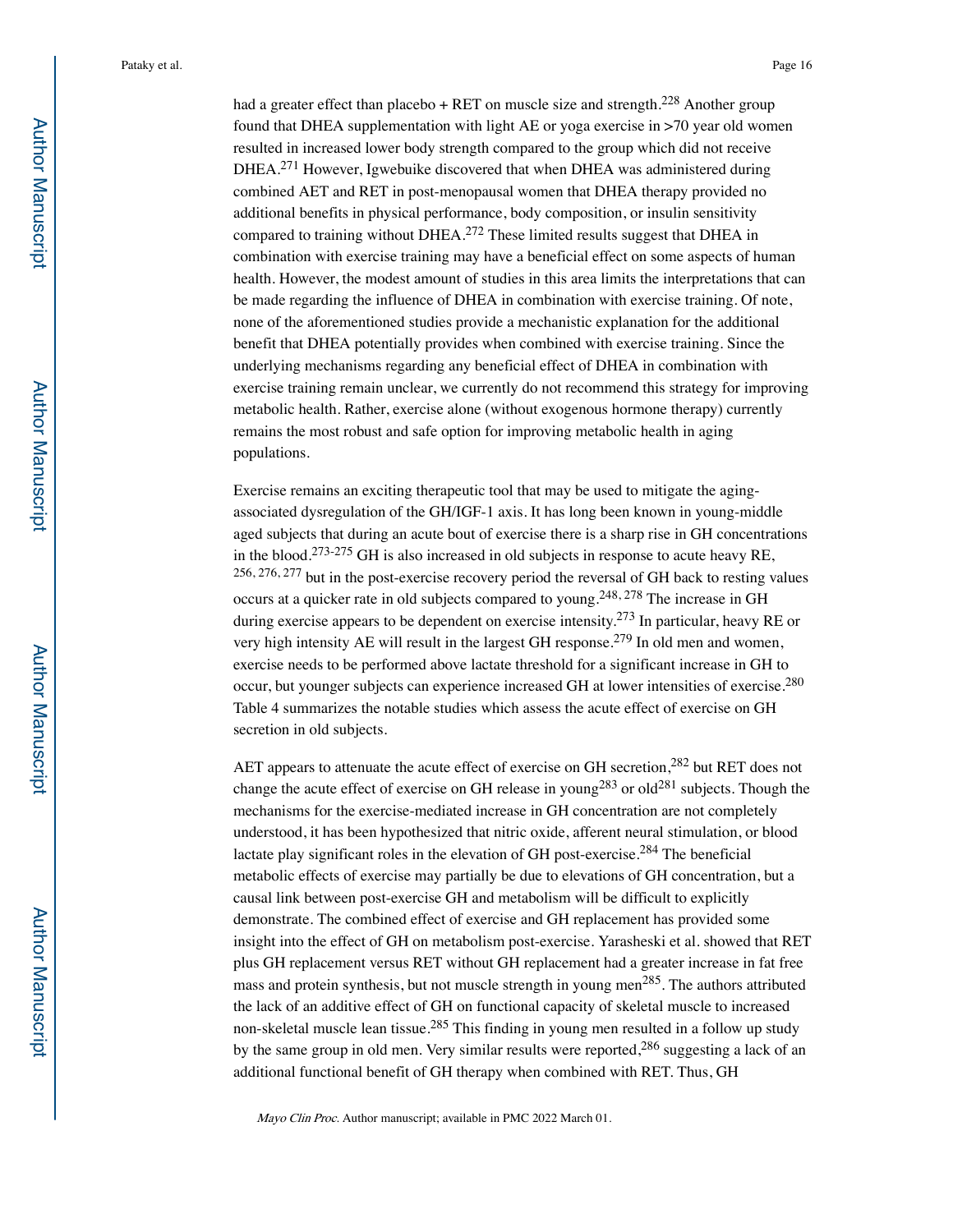had a greater effect than placebo + RET on muscle size and strength.[228] Another group found that DHEA supplementation with light AE or yoga exercise in >70 year old women resulted in increased lower body strength compared to the group which did not receive DHEA.[271] However, Igwebuike discovered that when DHEA was administered during combined AET and RET in post-menopausal women that DHEA therapy provided no additional benefits in physical performance, body composition, or insulin sensitivity compared to training without DHEA.[272] These limited results suggest that DHEA in combination with exercise training may have a beneficial effect on some aspects of human health. However, the modest amount of studies in this area limits the interpretations that can be made regarding the influence of DHEA in combination with exercise training. Of note, none of the aforementioned studies provide a mechanistic explanation for the additional benefit that DHEA potentially provides when combined with exercise training. Since the underlying mechanisms regarding any beneficial effect of DHEA in combination with exercise training remain unclear, we currently do not recommend this strategy for improving metabolic health. Rather, exercise alone (without exogenous hormone therapy) currently remains the most robust and safe option for improving metabolic health in aging populations.

Exercise remains an exciting therapeutic tool that may be used to mitigate the aging-associated dysregulation of the GH/IGF-1 axis. It has long been known in young-middle aged subjects that during an acute bout of exercise there is a sharp rise in GH concentrations in the blood.[273-275] GH is also increased in old subjects in response to acute heavy RE,[256, 276, 277] but in the post-exercise recovery period the reversal of GH back to resting values occurs at a quicker rate in old subjects compared to young.[248, 278] The increase in GH during exercise appears to be dependent on exercise intensity.[273] In particular, heavy RE or very high intensity AE will result in the largest GH response.[279] In old men and women, exercise needs to be performed above lactate threshold for a significant increase in GH to occur, but younger subjects can experience increased GH at lower intensities of exercise.[280] Table 4 summarizes the notable studies which assess the acute effect of exercise on GH secretion in old subjects.

AET appears to attenuate the acute effect of exercise on GH secretion,[282] but RET does not change the acute effect of exercise on GH release in young[283] or old[281] subjects. Though the mechanisms for the exercise-mediated increase in GH concentration are not completely understood, it has been hypothesized that nitric oxide, afferent neural stimulation, or blood lactate play significant roles in the elevation of GH post-exercise.[284] The beneficial metabolic effects of exercise may partially be due to elevations of GH concentration, but a causal link between post-exercise GH and metabolism will be difficult to explicitly demonstrate. The combined effect of exercise and GH replacement has provided some insight into the effect of GH on metabolism post-exercise. Yarasheski et al. showed that RET plus GH replacement versus RET without GH replacement had a greater increase in fat free mass and protein synthesis, but not muscle strength in young men[285]. The authors attributed the lack of an additive effect of GH on functional capacity of skeletal muscle to increased non-skeletal muscle lean tissue.[285] This finding in young men resulted in a follow up study by the same group in old men. Very similar results were reported,[286] suggesting a lack of an additional functional benefit of GH therapy when combined with RET. Thus, GH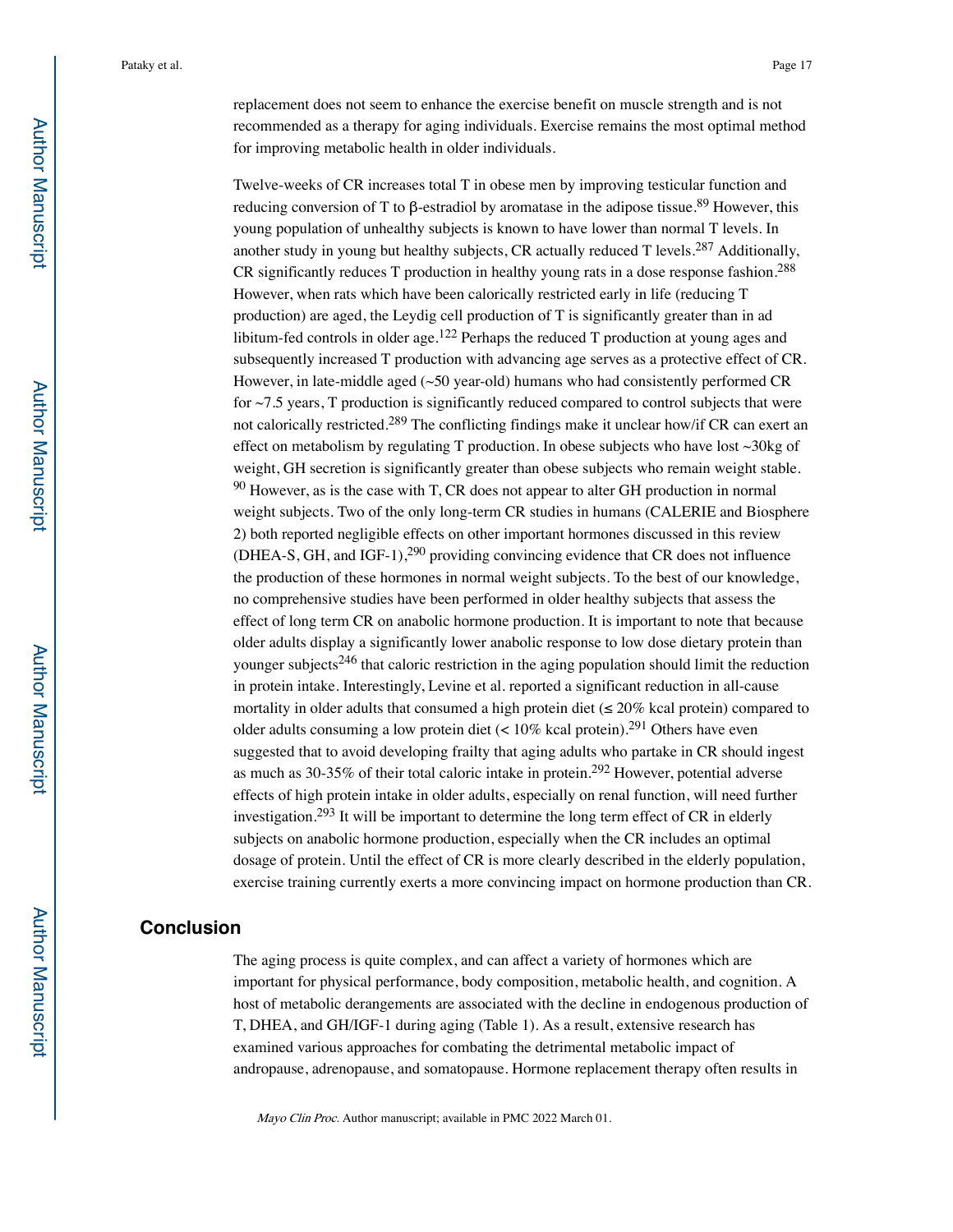replacement does not seem to enhance the exercise benefit on muscle strength and is not recommended as a therapy for aging individuals. Exercise remains the most optimal method for improving metabolic health in older individuals.

Twelve-weeks of CR increases total T in obese men by improving testicular function and reducing conversion of T to β-estradiol by aromatase in the adipose tissue.[89] However, this young population of unhealthy subjects is known to have lower than normal T levels. In another study in young but healthy subjects, CR actually reduced T levels.[287] Additionally, CR significantly reduces T production in healthy young rats in a dose response fashion.[288] However, when rats which have been calorically restricted early in life (reducing T production) are aged, the Leydig cell production of T is significantly greater than in ad libitum-fed controls in older age.[122] Perhaps the reduced T production at young ages and subsequently increased T production with advancing age serves as a protective effect of CR. However, in late-middle aged (~50 year-old) humans who had consistently performed CR for ~7.5 years, T production is significantly reduced compared to control subjects that were not calorically restricted.[289] The conflicting findings make it unclear how/if CR can exert an effect on metabolism by regulating T production. In obese subjects who have lost ~30kg of weight, GH secretion is significantly greater than obese subjects who remain weight stable.[90] However, as is the case with T, CR does not appear to alter GH production in normal weight subjects. Two of the only long-term CR studies in humans (CALERIE and Biosphere 2) both reported negligible effects on other important hormones discussed in this review (DHEA-S, GH, and IGF-1),[290] providing convincing evidence that CR does not influence the production of these hormones in normal weight subjects. To the best of our knowledge, no comprehensive studies have been performed in older healthy subjects that assess the effect of long term CR on anabolic hormone production. It is important to note that because older adults display a significantly lower anabolic response to low dose dietary protein than younger subjects[246] that caloric restriction in the aging population should limit the reduction in protein intake. Interestingly, Levine et al. reported a significant reduction in all-cause mortality in older adults that consumed a high protein diet (≤ 20% kcal protein) compared to older adults consuming a low protein diet (< 10% kcal protein).[291] Others have even suggested that to avoid developing frailty that aging adults who partake in CR should ingest as much as 30-35% of their total caloric intake in protein.[292] However, potential adverse effects of high protein intake in older adults, especially on renal function, will need further investigation.[293] It will be important to determine the long term effect of CR in elderly subjects on anabolic hormone production, especially when the CR includes an optimal dosage of protein. Until the effect of CR is more clearly described in the elderly population, exercise training currently exerts a more convincing impact on hormone production than CR.

## Conclusion

The aging process is quite complex, and can affect a variety of hormones which are important for physical performance, body composition, metabolic health, and cognition. A host of metabolic derangements are associated with the decline in endogenous production of T, DHEA, and GH/IGF-1 during aging (Table 1). As a result, extensive research has examined various approaches for combating the detrimental metabolic impact of andropause, adrenopause, and somatopause. Hormone replacement therapy often results in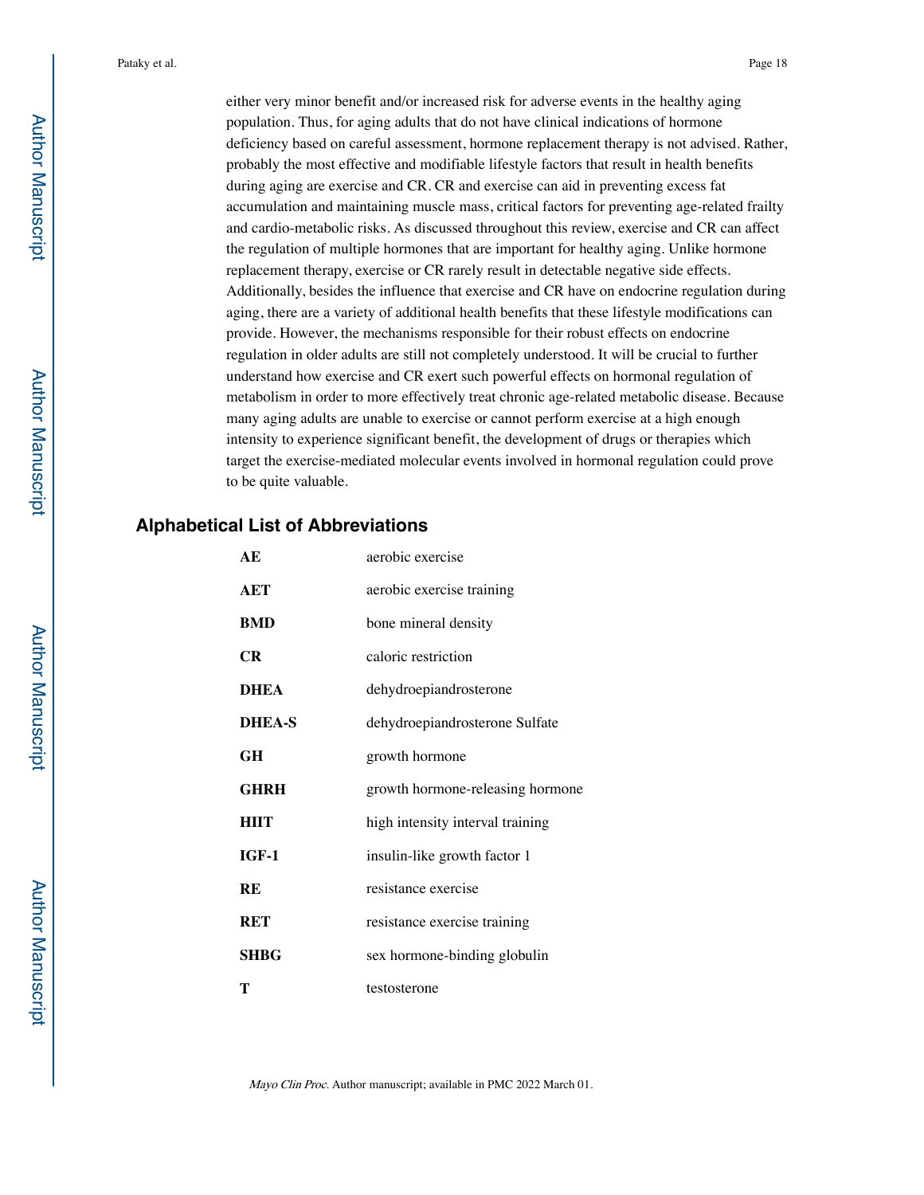either very minor benefit and/or increased risk for adverse events in the healthy aging population. Thus, for aging adults that do not have clinical indications of hormone deficiency based on careful assessment, hormone replacement therapy is not advised. Rather, probably the most effective and modifiable lifestyle factors that result in health benefits during aging are exercise and CR. CR and exercise can aid in preventing excess fat accumulation and maintaining muscle mass, critical factors for preventing age-related frailty and cardio-metabolic risks. As discussed throughout this review, exercise and CR can affect the regulation of multiple hormones that are important for healthy aging. Unlike hormone replacement therapy, exercise or CR rarely result in detectable negative side effects. Additionally, besides the influence that exercise and CR have on endocrine regulation during aging, there are a variety of additional health benefits that these lifestyle modifications can provide. However, the mechanisms responsible for their robust effects on endocrine regulation in older adults are still not completely understood. It will be crucial to further understand how exercise and CR exert such powerful effects on hormonal regulation of metabolism in order to more effectively treat chronic age-related metabolic disease. Because many aging adults are unable to exercise or cannot perform exercise at a high enough intensity to experience significant benefit, the development of drugs or therapies which target the exercise-mediated molecular events involved in hormonal regulation could prove to be quite valuable.

## Alphabetical List of Abbreviations

| | |
|---|---|
| **AE** | aerobic exercise |
| **AET** | aerobic exercise training |
| **BMD** | bone mineral density |
| **CR** | caloric restriction |
| **DHEA** | dehydroepiandrosterone |
| **DHEA-S** | dehydroepiandrosterone Sulfate |
| **GH** | growth hormone |
| **GHRH** | growth hormone-releasing hormone |
| **HIIT** | high intensity interval training |
| **IGF-1** | insulin-like growth factor 1 |
| **RE** | resistance exercise |
| **RET** | resistance exercise training |
| **SHBG** | sex hormone-binding globulin |
| **T** | testosterone |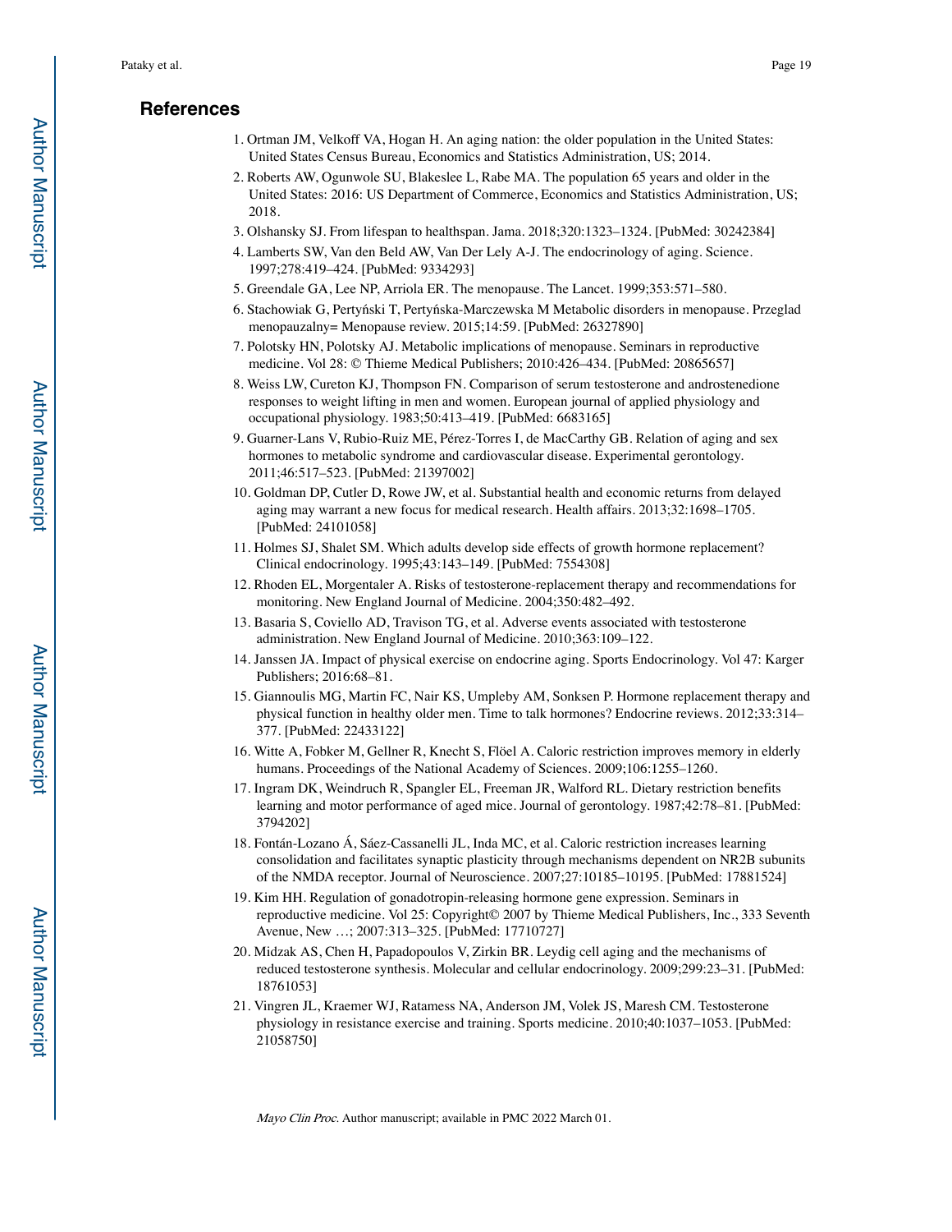## References

1. Ortman JM, Velkoff VA, Hogan H. An aging nation: the older population in the United States: United States Census Bureau, Economics and Statistics Administration, US; 2014.
2. Roberts AW, Ogunwole SU, Blakeslee L, Rabe MA. The population 65 years and older in the United States: 2016: US Department of Commerce, Economics and Statistics Administration, US; 2018.
3. Olshansky SJ. From lifespan to healthspan. Jama. 2018;320:1323–1324. [PubMed: 30242384]
4. Lamberts SW, Van den Beld AW, Van Der Lely A-J. The endocrinology of aging. Science. 1997;278:419–424. [PubMed: 9334293]
5. Greendale GA, Lee NP, Arriola ER. The menopause. The Lancet. 1999;353:571–580.
6. Stachowiak G, Pertyński T, Pertyńska-Marczewska M Metabolic disorders in menopause. Przeglad menopauzalny= Menopause review. 2015;14:59. [PubMed: 26327890]
7. Polotsky HN, Polotsky AJ. Metabolic implications of menopause. Seminars in reproductive medicine. Vol 28: © Thieme Medical Publishers; 2010:426–434. [PubMed: 20865657]
8. Weiss LW, Cureton KJ, Thompson FN. Comparison of serum testosterone and androstenedione responses to weight lifting in men and women. European journal of applied physiology and occupational physiology. 1983;50:413–419. [PubMed: 6683165]
9. Guarner-Lans V, Rubio-Ruiz ME, Pérez-Torres I, de MacCarthy GB. Relation of aging and sex hormones to metabolic syndrome and cardiovascular disease. Experimental gerontology. 2011;46:517–523. [PubMed: 21397002]
10. Goldman DP, Cutler D, Rowe JW, et al. Substantial health and economic returns from delayed aging may warrant a new focus for medical research. Health affairs. 2013;32:1698–1705. [PubMed: 24101058]
11. Holmes SJ, Shalet SM. Which adults develop side effects of growth hormone replacement? Clinical endocrinology. 1995;43:143–149. [PubMed: 7554308]
12. Rhoden EL, Morgentaler A. Risks of testosterone-replacement therapy and recommendations for monitoring. New England Journal of Medicine. 2004;350:482–492.
13. Basaria S, Coviello AD, Travison TG, et al. Adverse events associated with testosterone administration. New England Journal of Medicine. 2010;363:109–122.
14. Janssen JA. Impact of physical exercise on endocrine aging. Sports Endocrinology. Vol 47: Karger Publishers; 2016:68–81.
15. Giannoulis MG, Martin FC, Nair KS, Umpleby AM, Sonksen P. Hormone replacement therapy and physical function in healthy older men. Time to talk hormones? Endocrine reviews. 2012;33:314–377. [PubMed: 22433122]
16. Witte A, Fobker M, Gellner R, Knecht S, Flöel A. Caloric restriction improves memory in elderly humans. Proceedings of the National Academy of Sciences. 2009;106:1255–1260.
17. Ingram DK, Weindruch R, Spangler EL, Freeman JR, Walford RL. Dietary restriction benefits learning and motor performance of aged mice. Journal of gerontology. 1987;42:78–81. [PubMed: 3794202]
18. Fontán-Lozano Á, Sáez-Cassanelli JL, Inda MC, et al. Caloric restriction increases learning consolidation and facilitates synaptic plasticity through mechanisms dependent on NR2B subunits of the NMDA receptor. Journal of Neuroscience. 2007;27:10185–10195. [PubMed: 17881524]
19. Kim HH. Regulation of gonadotropin-releasing hormone gene expression. Seminars in reproductive medicine. Vol 25: Copyright© 2007 by Thieme Medical Publishers, Inc., 333 Seventh Avenue, New …; 2007:313–325. [PubMed: 17710727]
20. Midzak AS, Chen H, Papadopoulos V, Zirkin BR. Leydig cell aging and the mechanisms of reduced testosterone synthesis. Molecular and cellular endocrinology. 2009;299:23–31. [PubMed: 18761053]
21. Vingren JL, Kraemer WJ, Ratamess NA, Anderson JM, Volek JS, Maresh CM. Testosterone physiology in resistance exercise and training. Sports medicine. 2010;40:1037–1053. [PubMed: 21058750]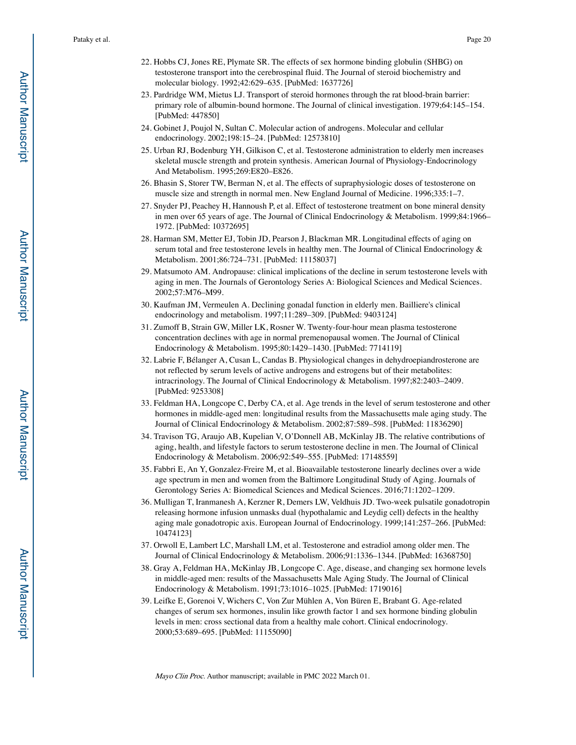22. Hobbs CJ, Jones RE, Plymate SR. The effects of sex hormone binding globulin (SHBG) on testosterone transport into the cerebrospinal fluid. The Journal of steroid biochemistry and molecular biology. 1992;42:629–635. [PubMed: 1637726]
23. Pardridge WM, Mietus LJ. Transport of steroid hormones through the rat blood-brain barrier: primary role of albumin-bound hormone. The Journal of clinical investigation. 1979;64:145–154. [PubMed: 447850]
24. Gobinet J, Poujol N, Sultan C. Molecular action of androgens. Molecular and cellular endocrinology. 2002;198:15–24. [PubMed: 12573810]
25. Urban RJ, Bodenburg YH, Gilkison C, et al. Testosterone administration to elderly men increases skeletal muscle strength and protein synthesis. American Journal of Physiology-Endocrinology And Metabolism. 1995;269:E820–E826.
26. Bhasin S, Storer TW, Berman N, et al. The effects of supraphysiologic doses of testosterone on muscle size and strength in normal men. New England Journal of Medicine. 1996;335:1–7.
27. Snyder PJ, Peachey H, Hannoush P, et al. Effect of testosterone treatment on bone mineral density in men over 65 years of age. The Journal of Clinical Endocrinology & Metabolism. 1999;84:1966–1972. [PubMed: 10372695]
28. Harman SM, Metter EJ, Tobin JD, Pearson J, Blackman MR. Longitudinal effects of aging on serum total and free testosterone levels in healthy men. The Journal of Clinical Endocrinology & Metabolism. 2001;86:724–731. [PubMed: 11158037]
29. Matsumoto AM. Andropause: clinical implications of the decline in serum testosterone levels with aging in men. The Journals of Gerontology Series A: Biological Sciences and Medical Sciences. 2002;57:M76–M99.
30. Kaufman JM, Vermeulen A. Declining gonadal function in elderly men. Bailliere's clinical endocrinology and metabolism. 1997;11:289–309. [PubMed: 9403124]
31. Zumoff B, Strain GW, Miller LK, Rosner W. Twenty-four-hour mean plasma testosterone concentration declines with age in normal premenopausal women. The Journal of Clinical Endocrinology & Metabolism. 1995;80:1429–1430. [PubMed: 7714119]
32. Labrie F, Bélanger A, Cusan L, Candas B. Physiological changes in dehydroepiandrosterone are not reflected by serum levels of active androgens and estrogens but of their metabolites: intracrinology. The Journal of Clinical Endocrinology & Metabolism. 1997;82:2403–2409. [PubMed: 9253308]
33. Feldman HA, Longcope C, Derby CA, et al. Age trends in the level of serum testosterone and other hormones in middle-aged men: longitudinal results from the Massachusetts male aging study. The Journal of Clinical Endocrinology & Metabolism. 2002;87:589–598. [PubMed: 11836290]
34. Travison TG, Araujo AB, Kupelian V, O'Donnell AB, McKinlay JB. The relative contributions of aging, health, and lifestyle factors to serum testosterone decline in men. The Journal of Clinical Endocrinology & Metabolism. 2006;92:549–555. [PubMed: 17148559]
35. Fabbri E, An Y, Gonzalez-Freire M, et al. Bioavailable testosterone linearly declines over a wide age spectrum in men and women from the Baltimore Longitudinal Study of Aging. Journals of Gerontology Series A: Biomedical Sciences and Medical Sciences. 2016;71:1202–1209.
36. Mulligan T, Iranmanesh A, Kerzner R, Demers LW, Veldhuis JD. Two-week pulsatile gonadotropin releasing hormone infusion unmasks dual (hypothalamic and Leydig cell) defects in the healthy aging male gonadotropic axis. European Journal of Endocrinology. 1999;141:257–266. [PubMed: 10474123]
37. Orwoll E, Lambert LC, Marshall LM, et al. Testosterone and estradiol among older men. The Journal of Clinical Endocrinology & Metabolism. 2006;91:1336–1344. [PubMed: 16368750]
38. Gray A, Feldman HA, McKinlay JB, Longcope C. Age, disease, and changing sex hormone levels in middle-aged men: results of the Massachusetts Male Aging Study. The Journal of Clinical Endocrinology & Metabolism. 1991;73:1016–1025. [PubMed: 1719016]
39. Leifke E, Gorenoi V, Wichers C, Von Zur Mühlen A, Von Büren E, Brabant G. Age-related changes of serum sex hormones, insulin like growth factor 1 and sex hormone binding globulin levels in men: cross sectional data from a healthy male cohort. Clinical endocrinology. 2000;53:689–695. [PubMed: 11155090]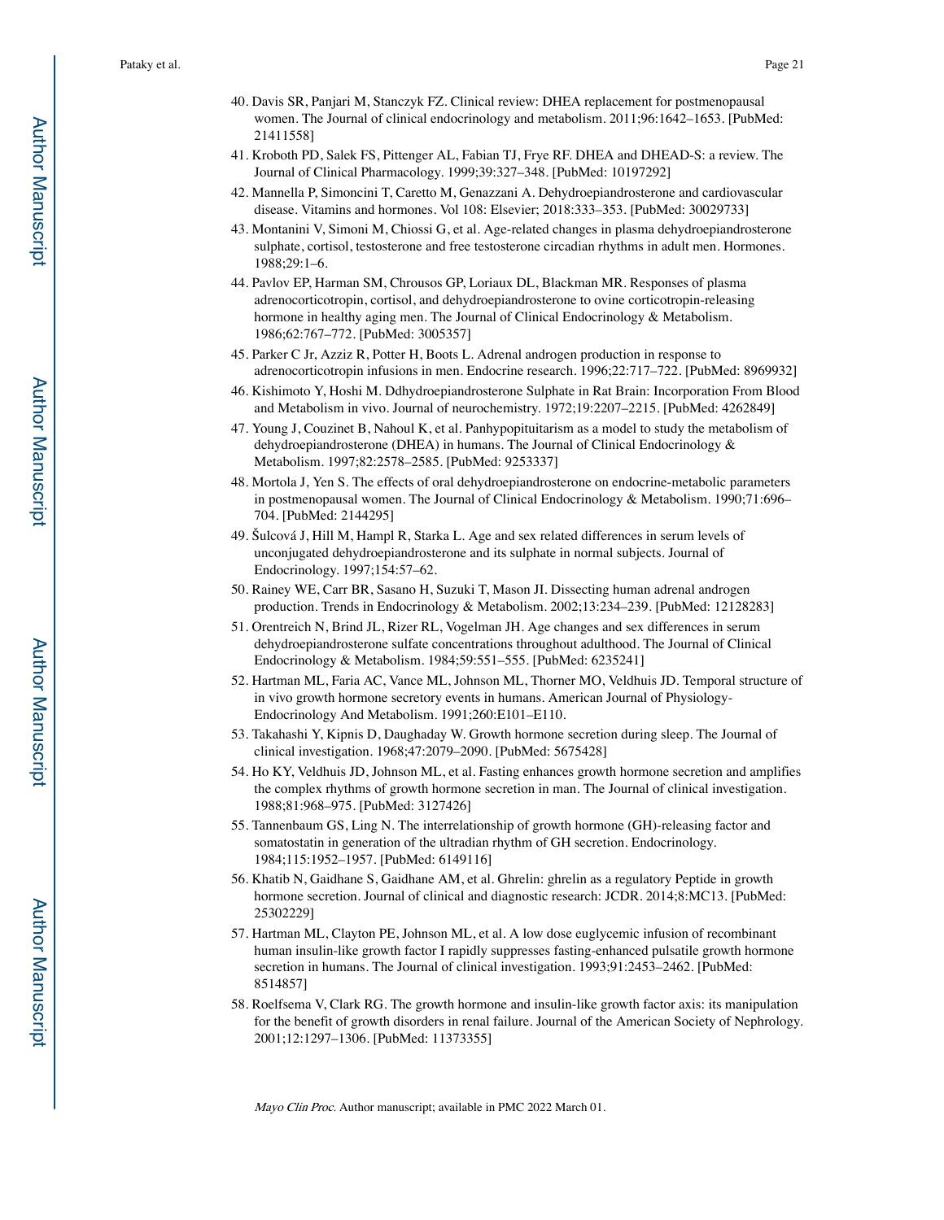40. Davis SR, Panjari M, Stanczyk FZ. Clinical review: DHEA replacement for postmenopausal women. The Journal of clinical endocrinology and metabolism. 2011;96:1642–1653. [PubMed: 21411558]
41. Kroboth PD, Salek FS, Pittenger AL, Fabian TJ, Frye RF. DHEA and DHEAD-S: a review. The Journal of Clinical Pharmacology. 1999;39:327–348. [PubMed: 10197292]
42. Mannella P, Simoncini T, Caretto M, Genazzani A. Dehydroepiandrosterone and cardiovascular disease. Vitamins and hormones. Vol 108: Elsevier; 2018:333–353. [PubMed: 30029733]
43. Montanini V, Simoni M, Chiossi G, et al. Age-related changes in plasma dehydroepiandrosterone sulphate, cortisol, testosterone and free testosterone circadian rhythms in adult men. Hormones. 1988;29:1–6.
44. Pavlov EP, Harman SM, Chrousos GP, Loriaux DL, Blackman MR. Responses of plasma adrenocorticotropin, cortisol, and dehydroepiandrosterone to ovine corticotropin-releasing hormone in healthy aging men. The Journal of Clinical Endocrinology & Metabolism. 1986;62:767–772. [PubMed: 3005357]
45. Parker C Jr, Azziz R, Potter H, Boots L. Adrenal androgen production in response to adrenocorticotropin infusions in men. Endocrine research. 1996;22:717–722. [PubMed: 8969932]
46. Kishimoto Y, Hoshi M. Ddhydroepiandrosterone Sulphate in Rat Brain: Incorporation From Blood and Metabolism in vivo. Journal of neurochemistry. 1972;19:2207–2215. [PubMed: 4262849]
47. Young J, Couzinet B, Nahoul K, et al. Panhypopituitarism as a model to study the metabolism of dehydroepiandrosterone (DHEA) in humans. The Journal of Clinical Endocrinology & Metabolism. 1997;82:2578–2585. [PubMed: 9253337]
48. Mortola J, Yen S. The effects of oral dehydroepiandrosterone on endocrine-metabolic parameters in postmenopausal women. The Journal of Clinical Endocrinology & Metabolism. 1990;71:696–704. [PubMed: 2144295]
49. Šulcová J, Hill M, Hampl R, Starka L. Age and sex related differences in serum levels of unconjugated dehydroepiandrosterone and its sulphate in normal subjects. Journal of Endocrinology. 1997;154:57–62.
50. Rainey WE, Carr BR, Sasano H, Suzuki T, Mason JI. Dissecting human adrenal androgen production. Trends in Endocrinology & Metabolism. 2002;13:234–239. [PubMed: 12128283]
51. Orentreich N, Brind JL, Rizer RL, Vogelman JH. Age changes and sex differences in serum dehydroepiandrosterone sulfate concentrations throughout adulthood. The Journal of Clinical Endocrinology & Metabolism. 1984;59:551–555. [PubMed: 6235241]
52. Hartman ML, Faria AC, Vance ML, Johnson ML, Thorner MO, Veldhuis JD. Temporal structure of in vivo growth hormone secretory events in humans. American Journal of Physiology-Endocrinology And Metabolism. 1991;260:E101–E110.
53. Takahashi Y, Kipnis D, Daughaday W. Growth hormone secretion during sleep. The Journal of clinical investigation. 1968;47:2079–2090. [PubMed: 5675428]
54. Ho KY, Veldhuis JD, Johnson ML, et al. Fasting enhances growth hormone secretion and amplifies the complex rhythms of growth hormone secretion in man. The Journal of clinical investigation. 1988;81:968–975. [PubMed: 3127426]
55. Tannenbaum GS, Ling N. The interrelationship of growth hormone (GH)-releasing factor and somatostatin in generation of the ultradian rhythm of GH secretion. Endocrinology. 1984;115:1952–1957. [PubMed: 6149116]
56. Khatib N, Gaidhane S, Gaidhane AM, et al. Ghrelin: ghrelin as a regulatory Peptide in growth hormone secretion. Journal of clinical and diagnostic research: JCDR. 2014;8:MC13. [PubMed: 25302229]
57. Hartman ML, Clayton PE, Johnson ML, et al. A low dose euglycemic infusion of recombinant human insulin-like growth factor I rapidly suppresses fasting-enhanced pulsatile growth hormone secretion in humans. The Journal of clinical investigation. 1993;91:2453–2462. [PubMed: 8514857]
58. Roelfsema V, Clark RG. The growth hormone and insulin-like growth factor axis: its manipulation for the benefit of growth disorders in renal failure. Journal of the American Society of Nephrology. 2001;12:1297–1306. [PubMed: 11373355]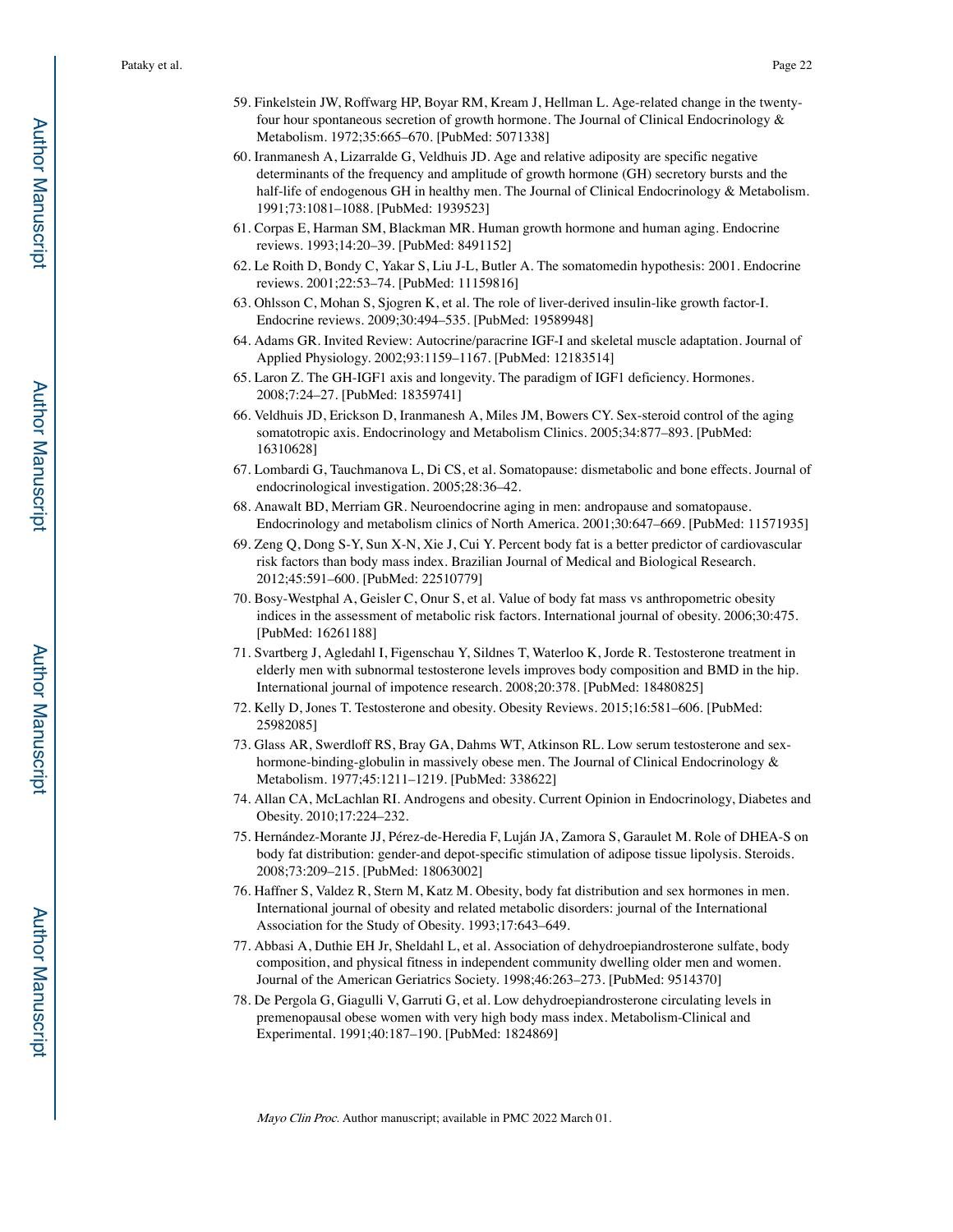59. Finkelstein JW, Roffwarg HP, Boyar RM, Kream J, Hellman L. Age-related change in the twenty-four hour spontaneous secretion of growth hormone. The Journal of Clinical Endocrinology & Metabolism. 1972;35:665–670. [PubMed: 5071338]
60. Iranmanesh A, Lizarralde G, Veldhuis JD. Age and relative adiposity are specific negative determinants of the frequency and amplitude of growth hormone (GH) secretory bursts and the half-life of endogenous GH in healthy men. The Journal of Clinical Endocrinology & Metabolism. 1991;73:1081–1088. [PubMed: 1939523]
61. Corpas E, Harman SM, Blackman MR. Human growth hormone and human aging. Endocrine reviews. 1993;14:20–39. [PubMed: 8491152]
62. Le Roith D, Bondy C, Yakar S, Liu J-L, Butler A. The somatomedin hypothesis: 2001. Endocrine reviews. 2001;22:53–74. [PubMed: 11159816]
63. Ohlsson C, Mohan S, Sjogren K, et al. The role of liver-derived insulin-like growth factor-I. Endocrine reviews. 2009;30:494–535. [PubMed: 19589948]
64. Adams GR. Invited Review: Autocrine/paracrine IGF-I and skeletal muscle adaptation. Journal of Applied Physiology. 2002;93:1159–1167. [PubMed: 12183514]
65. Laron Z. The GH-IGF1 axis and longevity. The paradigm of IGF1 deficiency. Hormones. 2008;7:24–27. [PubMed: 18359741]
66. Veldhuis JD, Erickson D, Iranmanesh A, Miles JM, Bowers CY. Sex-steroid control of the aging somatotropic axis. Endocrinology and Metabolism Clinics. 2005;34:877–893. [PubMed: 16310628]
67. Lombardi G, Tauchmanova L, Di CS, et al. Somatopause: dismetabolic and bone effects. Journal of endocrinological investigation. 2005;28:36–42.
68. Anawalt BD, Merriam GR. Neuroendocrine aging in men: andropause and somatopause. Endocrinology and metabolism clinics of North America. 2001;30:647–669. [PubMed: 11571935]
69. Zeng Q, Dong S-Y, Sun X-N, Xie J, Cui Y. Percent body fat is a better predictor of cardiovascular risk factors than body mass index. Brazilian Journal of Medical and Biological Research. 2012;45:591–600. [PubMed: 22510779]
70. Bosy-Westphal A, Geisler C, Onur S, et al. Value of body fat mass vs anthropometric obesity indices in the assessment of metabolic risk factors. International journal of obesity. 2006;30:475. [PubMed: 16261188]
71. Svartberg J, Agledahl I, Figenschau Y, Sildnes T, Waterloo K, Jorde R. Testosterone treatment in elderly men with subnormal testosterone levels improves body composition and BMD in the hip. International journal of impotence research. 2008;20:378. [PubMed: 18480825]
72. Kelly D, Jones T. Testosterone and obesity. Obesity Reviews. 2015;16:581–606. [PubMed: 25982085]
73. Glass AR, Swerdloff RS, Bray GA, Dahms WT, Atkinson RL. Low serum testosterone and sex-hormone-binding-globulin in massively obese men. The Journal of Clinical Endocrinology & Metabolism. 1977;45:1211–1219. [PubMed: 338622]
74. Allan CA, McLachlan RI. Androgens and obesity. Current Opinion in Endocrinology, Diabetes and Obesity. 2010;17:224–232.
75. Hernández-Morante JJ, Pérez-de-Heredia F, Luján JA, Zamora S, Garaulet M. Role of DHEA-S on body fat distribution: gender-and depot-specific stimulation of adipose tissue lipolysis. Steroids. 2008;73:209–215. [PubMed: 18063002]
76. Haffner S, Valdez R, Stern M, Katz M. Obesity, body fat distribution and sex hormones in men. International journal of obesity and related metabolic disorders: journal of the International Association for the Study of Obesity. 1993;17:643–649.
77. Abbasi A, Duthie EH Jr, Sheldahl L, et al. Association of dehydroepiandrosterone sulfate, body composition, and physical fitness in independent community dwelling older men and women. Journal of the American Geriatrics Society. 1998;46:263–273. [PubMed: 9514370]
78. De Pergola G, Giagulli V, Garruti G, et al. Low dehydroepiandrosterone circulating levels in premenopausal obese women with very high body mass index. Metabolism-Clinical and Experimental. 1991;40:187–190. [PubMed: 1824869]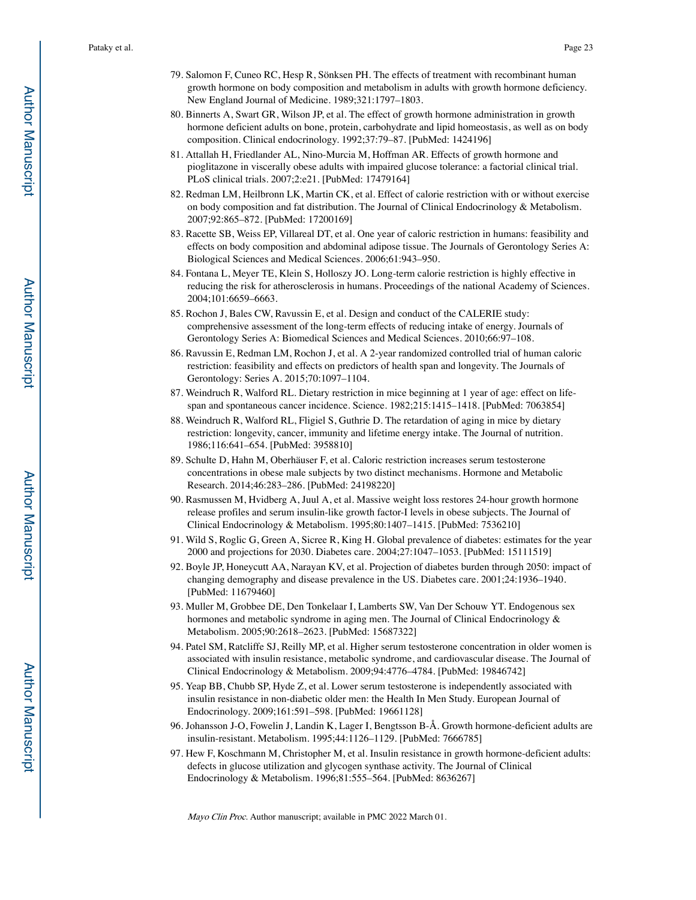79. Salomon F, Cuneo RC, Hesp R, Sönksen PH. The effects of treatment with recombinant human growth hormone on body composition and metabolism in adults with growth hormone deficiency. New England Journal of Medicine. 1989;321:1797–1803.
80. Binnerts A, Swart GR, Wilson JP, et al. The effect of growth hormone administration in growth hormone deficient adults on bone, protein, carbohydrate and lipid homeostasis, as well as on body composition. Clinical endocrinology. 1992;37:79–87. [PubMed: 1424196]
81. Attallah H, Friedlander AL, Nino-Murcia M, Hoffman AR. Effects of growth hormone and pioglitazone in viscerally obese adults with impaired glucose tolerance: a factorial clinical trial. PLoS clinical trials. 2007;2:e21. [PubMed: 17479164]
82. Redman LM, Heilbronn LK, Martin CK, et al. Effect of calorie restriction with or without exercise on body composition and fat distribution. The Journal of Clinical Endocrinology & Metabolism. 2007;92:865–872. [PubMed: 17200169]
83. Racette SB, Weiss EP, Villareal DT, et al. One year of caloric restriction in humans: feasibility and effects on body composition and abdominal adipose tissue. The Journals of Gerontology Series A: Biological Sciences and Medical Sciences. 2006;61:943–950.
84. Fontana L, Meyer TE, Klein S, Holloszy JO. Long-term calorie restriction is highly effective in reducing the risk for atherosclerosis in humans. Proceedings of the national Academy of Sciences. 2004;101:6659–6663.
85. Rochon J, Bales CW, Ravussin E, et al. Design and conduct of the CALERIE study: comprehensive assessment of the long-term effects of reducing intake of energy. Journals of Gerontology Series A: Biomedical Sciences and Medical Sciences. 2010;66:97–108.
86. Ravussin E, Redman LM, Rochon J, et al. A 2-year randomized controlled trial of human caloric restriction: feasibility and effects on predictors of health span and longevity. The Journals of Gerontology: Series A. 2015;70:1097–1104.
87. Weindruch R, Walford RL. Dietary restriction in mice beginning at 1 year of age: effect on life-span and spontaneous cancer incidence. Science. 1982;215:1415–1418. [PubMed: 7063854]
88. Weindruch R, Walford RL, Fligiel S, Guthrie D. The retardation of aging in mice by dietary restriction: longevity, cancer, immunity and lifetime energy intake. The Journal of nutrition. 1986;116:641–654. [PubMed: 3958810]
89. Schulte D, Hahn M, Oberhäuser F, et al. Caloric restriction increases serum testosterone concentrations in obese male subjects by two distinct mechanisms. Hormone and Metabolic Research. 2014;46:283–286. [PubMed: 24198220]
90. Rasmussen M, Hvidberg A, Juul A, et al. Massive weight loss restores 24-hour growth hormone release profiles and serum insulin-like growth factor-I levels in obese subjects. The Journal of Clinical Endocrinology & Metabolism. 1995;80:1407–1415. [PubMed: 7536210]
91. Wild S, Roglic G, Green A, Sicree R, King H. Global prevalence of diabetes: estimates for the year 2000 and projections for 2030. Diabetes care. 2004;27:1047–1053. [PubMed: 15111519]
92. Boyle JP, Honeycutt AA, Narayan KV, et al. Projection of diabetes burden through 2050: impact of changing demography and disease prevalence in the US. Diabetes care. 2001;24:1936–1940. [PubMed: 11679460]
93. Muller M, Grobbee DE, Den Tonkelaar I, Lamberts SW, Van Der Schouw YT. Endogenous sex hormones and metabolic syndrome in aging men. The Journal of Clinical Endocrinology & Metabolism. 2005;90:2618–2623. [PubMed: 15687322]
94. Patel SM, Ratcliffe SJ, Reilly MP, et al. Higher serum testosterone concentration in older women is associated with insulin resistance, metabolic syndrome, and cardiovascular disease. The Journal of Clinical Endocrinology & Metabolism. 2009;94:4776–4784. [PubMed: 19846742]
95. Yeap BB, Chubb SP, Hyde Z, et al. Lower serum testosterone is independently associated with insulin resistance in non-diabetic older men: the Health In Men Study. European Journal of Endocrinology. 2009;161:591–598. [PubMed: 19661128]
96. Johansson J-O, Fowelin J, Landin K, Lager I, Bengtsson B-Å. Growth hormone-deficient adults are insulin-resistant. Metabolism. 1995;44:1126–1129. [PubMed: 7666785]
97. Hew F, Koschmann M, Christopher M, et al. Insulin resistance in growth hormone-deficient adults: defects in glucose utilization and glycogen synthase activity. The Journal of Clinical Endocrinology & Metabolism. 1996;81:555–564. [PubMed: 8636267]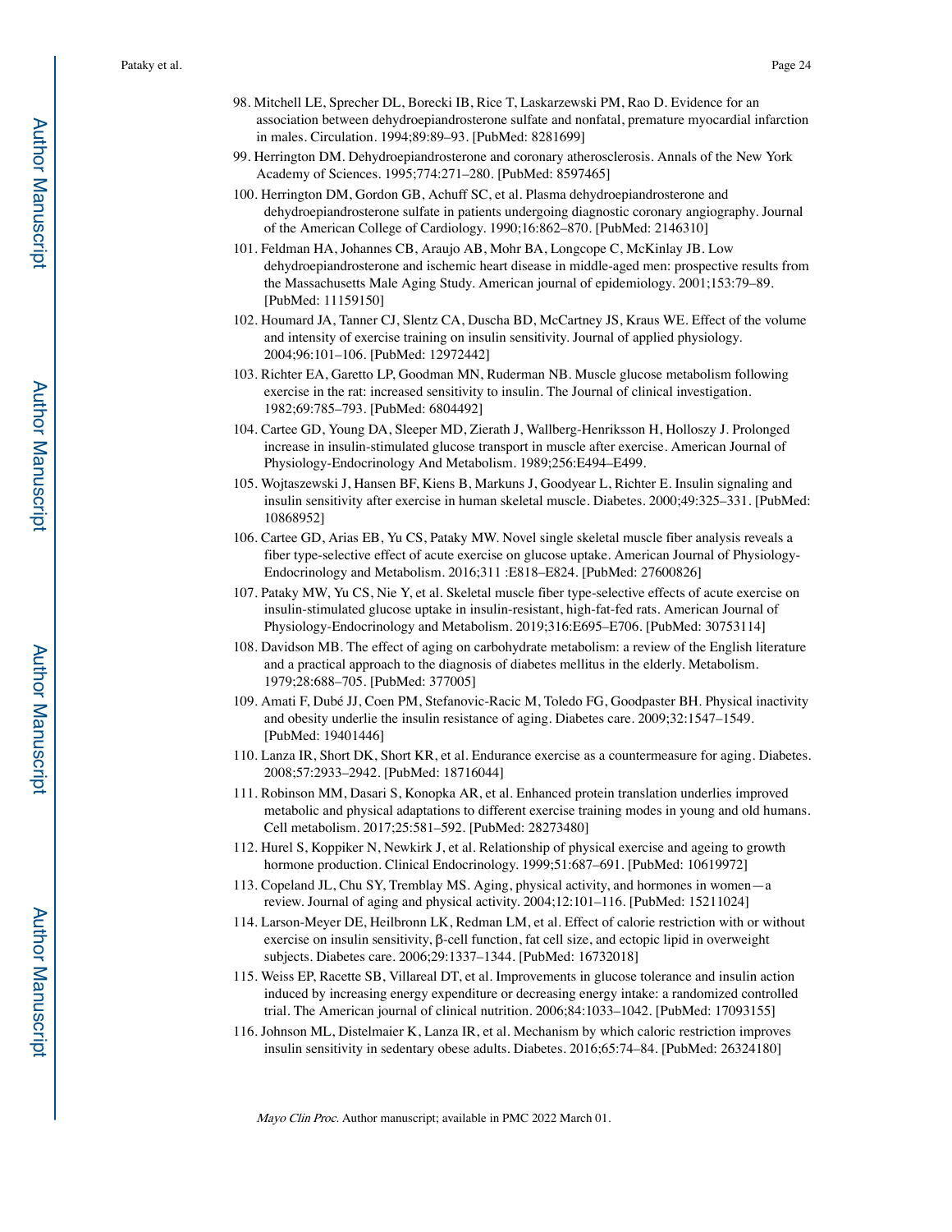98. Mitchell LE, Sprecher DL, Borecki IB, Rice T, Laskarzewski PM, Rao D. Evidence for an association between dehydroepiandrosterone sulfate and nonfatal, premature myocardial infarction in males. Circulation. 1994;89:89–93. [PubMed: 8281699]
99. Herrington DM. Dehydroepiandrosterone and coronary atherosclerosis. Annals of the New York Academy of Sciences. 1995;774:271–280. [PubMed: 8597465]
100. Herrington DM, Gordon GB, Achuff SC, et al. Plasma dehydroepiandrosterone and dehydroepiandrosterone sulfate in patients undergoing diagnostic coronary angiography. Journal of the American College of Cardiology. 1990;16:862–870. [PubMed: 2146310]
101. Feldman HA, Johannes CB, Araujo AB, Mohr BA, Longcope C, McKinlay JB. Low dehydroepiandrosterone and ischemic heart disease in middle-aged men: prospective results from the Massachusetts Male Aging Study. American journal of epidemiology. 2001;153:79–89. [PubMed: 11159150]
102. Houmard JA, Tanner CJ, Slentz CA, Duscha BD, McCartney JS, Kraus WE. Effect of the volume and intensity of exercise training on insulin sensitivity. Journal of applied physiology. 2004;96:101–106. [PubMed: 12972442]
103. Richter EA, Garetto LP, Goodman MN, Ruderman NB. Muscle glucose metabolism following exercise in the rat: increased sensitivity to insulin. The Journal of clinical investigation. 1982;69:785–793. [PubMed: 6804492]
104. Cartee GD, Young DA, Sleeper MD, Zierath J, Wallberg-Henriksson H, Holloszy J. Prolonged increase in insulin-stimulated glucose transport in muscle after exercise. American Journal of Physiology-Endocrinology And Metabolism. 1989;256:E494–E499.
105. Wojtaszewski J, Hansen BF, Kiens B, Markuns J, Goodyear L, Richter E. Insulin signaling and insulin sensitivity after exercise in human skeletal muscle. Diabetes. 2000;49:325–331. [PubMed: 10868952]
106. Cartee GD, Arias EB, Yu CS, Pataky MW. Novel single skeletal muscle fiber analysis reveals a fiber type-selective effect of acute exercise on glucose uptake. American Journal of Physiology-Endocrinology and Metabolism. 2016;311 :E818–E824. [PubMed: 27600826]
107. Pataky MW, Yu CS, Nie Y, et al. Skeletal muscle fiber type-selective effects of acute exercise on insulin-stimulated glucose uptake in insulin-resistant, high-fat-fed rats. American Journal of Physiology-Endocrinology and Metabolism. 2019;316:E695–E706. [PubMed: 30753114]
108. Davidson MB. The effect of aging on carbohydrate metabolism: a review of the English literature and a practical approach to the diagnosis of diabetes mellitus in the elderly. Metabolism. 1979;28:688–705. [PubMed: 377005]
109. Amati F, Dubé JJ, Coen PM, Stefanovic-Racic M, Toledo FG, Goodpaster BH. Physical inactivity and obesity underlie the insulin resistance of aging. Diabetes care. 2009;32:1547–1549. [PubMed: 19401446]
110. Lanza IR, Short DK, Short KR, et al. Endurance exercise as a countermeasure for aging. Diabetes. 2008;57:2933–2942. [PubMed: 18716044]
111. Robinson MM, Dasari S, Konopka AR, et al. Enhanced protein translation underlies improved metabolic and physical adaptations to different exercise training modes in young and old humans. Cell metabolism. 2017;25:581–592. [PubMed: 28273480]
112. Hurel S, Koppiker N, Newkirk J, et al. Relationship of physical exercise and ageing to growth hormone production. Clinical Endocrinology. 1999;51:687–691. [PubMed: 10619972]
113. Copeland JL, Chu SY, Tremblay MS. Aging, physical activity, and hormones in women—a review. Journal of aging and physical activity. 2004;12:101–116. [PubMed: 15211024]
114. Larson-Meyer DE, Heilbronn LK, Redman LM, et al. Effect of calorie restriction with or without exercise on insulin sensitivity, β-cell function, fat cell size, and ectopic lipid in overweight subjects. Diabetes care. 2006;29:1337–1344. [PubMed: 16732018]
115. Weiss EP, Racette SB, Villareal DT, et al. Improvements in glucose tolerance and insulin action induced by increasing energy expenditure or decreasing energy intake: a randomized controlled trial. The American journal of clinical nutrition. 2006;84:1033–1042. [PubMed: 17093155]
116. Johnson ML, Distelmaier K, Lanza IR, et al. Mechanism by which caloric restriction improves insulin sensitivity in sedentary obese adults. Diabetes. 2016;65:74–84. [PubMed: 26324180]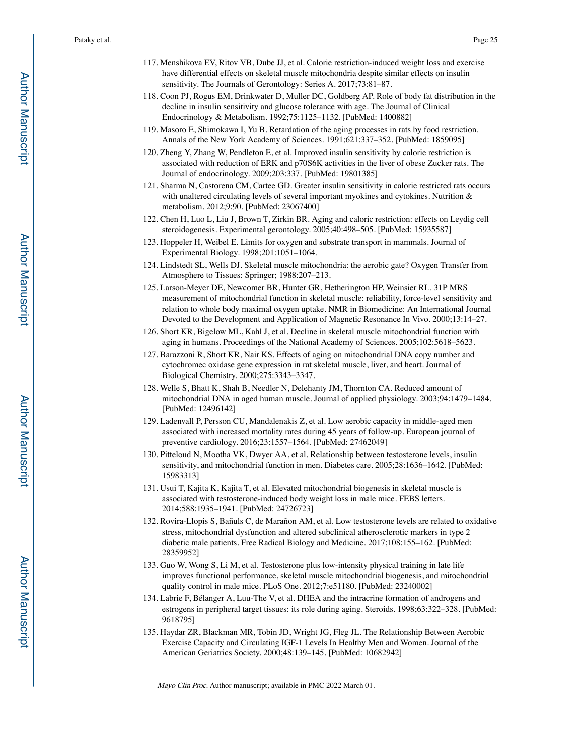117. Menshikova EV, Ritov VB, Dube JJ, et al. Calorie restriction-induced weight loss and exercise have differential effects on skeletal muscle mitochondria despite similar effects on insulin sensitivity. The Journals of Gerontology: Series A. 2017;73:81–87.
118. Coon PJ, Rogus EM, Drinkwater D, Muller DC, Goldberg AP. Role of body fat distribution in the decline in insulin sensitivity and glucose tolerance with age. The Journal of Clinical Endocrinology & Metabolism. 1992;75:1125–1132. [PubMed: 1400882]
119. Masoro E, Shimokawa I, Yu B. Retardation of the aging processes in rats by food restriction. Annals of the New York Academy of Sciences. 1991;621:337–352. [PubMed: 1859095]
120. Zheng Y, Zhang W, Pendleton E, et al. Improved insulin sensitivity by calorie restriction is associated with reduction of ERK and p70S6K activities in the liver of obese Zucker rats. The Journal of endocrinology. 2009;203:337. [PubMed: 19801385]
121. Sharma N, Castorena CM, Cartee GD. Greater insulin sensitivity in calorie restricted rats occurs with unaltered circulating levels of several important myokines and cytokines. Nutrition & metabolism. 2012;9:90. [PubMed: 23067400]
122. Chen H, Luo L, Liu J, Brown T, Zirkin BR. Aging and caloric restriction: effects on Leydig cell steroidogenesis. Experimental gerontology. 2005;40:498–505. [PubMed: 15935587]
123. Hoppeler H, Weibel E. Limits for oxygen and substrate transport in mammals. Journal of Experimental Biology. 1998;201:1051–1064.
124. Lindstedt SL, Wells DJ. Skeletal muscle mitochondria: the aerobic gate? Oxygen Transfer from Atmosphere to Tissues: Springer; 1988:207–213.
125. Larson-Meyer DE, Newcomer BR, Hunter GR, Hetherington HP, Weinsier RL. 31P MRS measurement of mitochondrial function in skeletal muscle: reliability, force-level sensitivity and relation to whole body maximal oxygen uptake. NMR in Biomedicine: An International Journal Devoted to the Development and Application of Magnetic Resonance In Vivo. 2000;13:14–27.
126. Short KR, Bigelow ML, Kahl J, et al. Decline in skeletal muscle mitochondrial function with aging in humans. Proceedings of the National Academy of Sciences. 2005;102:5618–5623.
127. Barazzoni R, Short KR, Nair KS. Effects of aging on mitochondrial DNA copy number and cytochromec oxidase gene expression in rat skeletal muscle, liver, and heart. Journal of Biological Chemistry. 2000;275:3343–3347.
128. Welle S, Bhatt K, Shah B, Needler N, Delehanty JM, Thornton CA. Reduced amount of mitochondrial DNA in aged human muscle. Journal of applied physiology. 2003;94:1479–1484. [PubMed: 12496142]
129. Ladenvall P, Persson CU, Mandalenakis Z, et al. Low aerobic capacity in middle-aged men associated with increased mortality rates during 45 years of follow-up. European journal of preventive cardiology. 2016;23:1557–1564. [PubMed: 27462049]
130. Pitteloud N, Mootha VK, Dwyer AA, et al. Relationship between testosterone levels, insulin sensitivity, and mitochondrial function in men. Diabetes care. 2005;28:1636–1642. [PubMed: 15983313]
131. Usui T, Kajita K, Kajita T, et al. Elevated mitochondrial biogenesis in skeletal muscle is associated with testosterone-induced body weight loss in male mice. FEBS letters. 2014;588:1935–1941. [PubMed: 24726723]
132. Rovira-Llopis S, Bañuls C, de Marañon AM, et al. Low testosterone levels are related to oxidative stress, mitochondrial dysfunction and altered subclinical atherosclerotic markers in type 2 diabetic male patients. Free Radical Biology and Medicine. 2017;108:155–162. [PubMed: 28359952]
133. Guo W, Wong S, Li M, et al. Testosterone plus low-intensity physical training in late life improves functional performance, skeletal muscle mitochondrial biogenesis, and mitochondrial quality control in male mice. PLoS One. 2012;7:e51180. [PubMed: 23240002]
134. Labrie F, Bélanger A, Luu-The V, et al. DHEA and the intracrine formation of androgens and estrogens in peripheral target tissues: its role during aging. Steroids. 1998;63:322–328. [PubMed: 9618795]
135. Haydar ZR, Blackman MR, Tobin JD, Wright JG, Fleg JL. The Relationship Between Aerobic Exercise Capacity and Circulating IGF-1 Levels In Healthy Men and Women. Journal of the American Geriatrics Society. 2000;48:139–145. [PubMed: 10682942]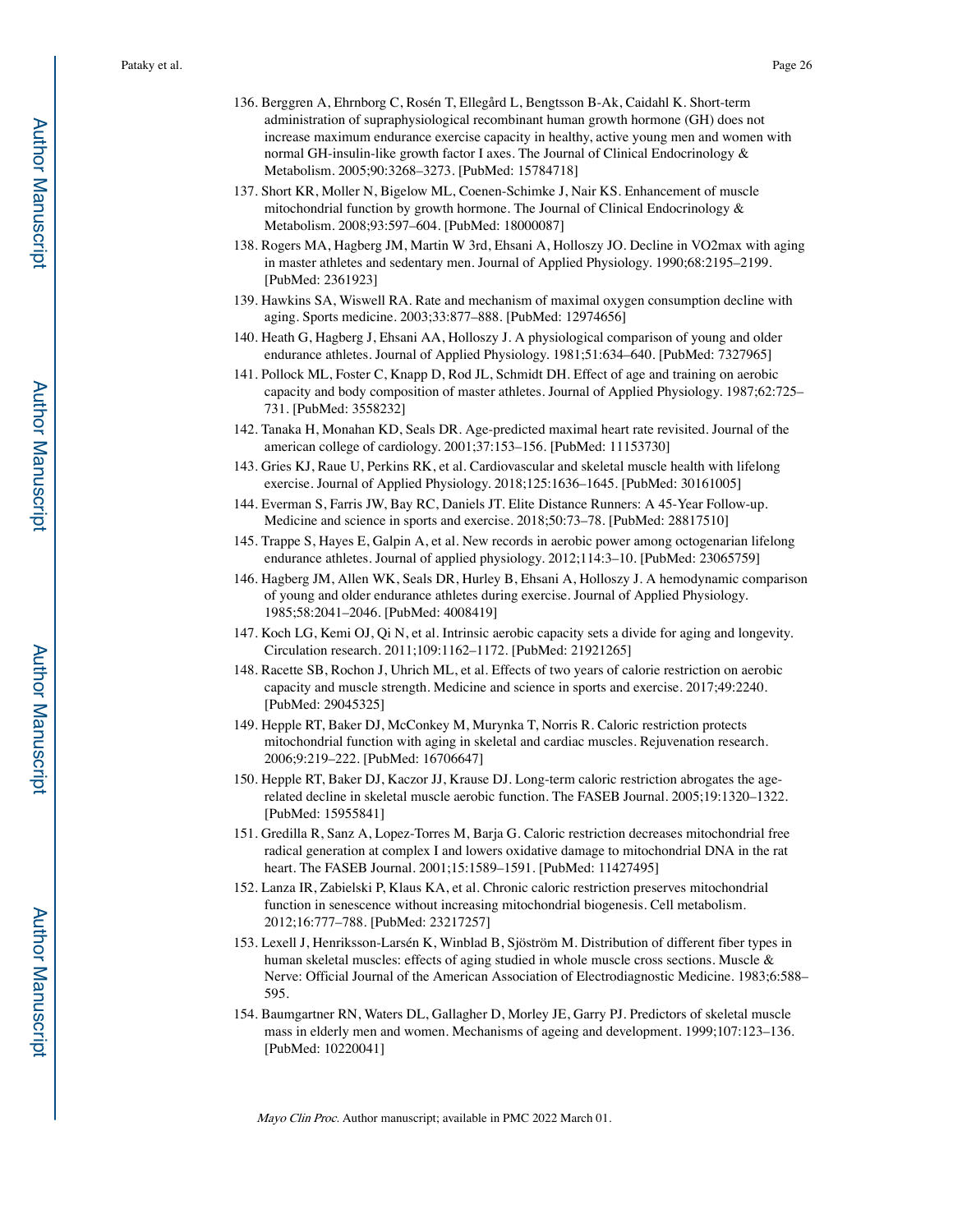136. Berggren A, Ehrnborg C, Rosén T, Ellegård L, Bengtsson B-Ak, Caidahl K. Short-term administration of supraphysiological recombinant human growth hormone (GH) does not increase maximum endurance exercise capacity in healthy, active young men and women with normal GH-insulin-like growth factor I axes. The Journal of Clinical Endocrinology & Metabolism. 2005;90:3268–3273. [PubMed: 15784718]

137. Short KR, Moller N, Bigelow ML, Coenen-Schimke J, Nair KS. Enhancement of muscle mitochondrial function by growth hormone. The Journal of Clinical Endocrinology & Metabolism. 2008;93:597–604. [PubMed: 18000087]

138. Rogers MA, Hagberg JM, Martin W 3rd, Ehsani A, Holloszy JO. Decline in VO2max with aging in master athletes and sedentary men. Journal of Applied Physiology. 1990;68:2195–2199. [PubMed: 2361923]

139. Hawkins SA, Wiswell RA. Rate and mechanism of maximal oxygen consumption decline with aging. Sports medicine. 2003;33:877–888. [PubMed: 12974656]

140. Heath G, Hagberg J, Ehsani AA, Holloszy J. A physiological comparison of young and older endurance athletes. Journal of Applied Physiology. 1981;51:634–640. [PubMed: 7327965]

141. Pollock ML, Foster C, Knapp D, Rod JL, Schmidt DH. Effect of age and training on aerobic capacity and body composition of master athletes. Journal of Applied Physiology. 1987;62:725–731. [PubMed: 3558232]

142. Tanaka H, Monahan KD, Seals DR. Age-predicted maximal heart rate revisited. Journal of the american college of cardiology. 2001;37:153–156. [PubMed: 11153730]

143. Gries KJ, Raue U, Perkins RK, et al. Cardiovascular and skeletal muscle health with lifelong exercise. Journal of Applied Physiology. 2018;125:1636–1645. [PubMed: 30161005]

144. Everman S, Farris JW, Bay RC, Daniels JT. Elite Distance Runners: A 45-Year Follow-up. Medicine and science in sports and exercise. 2018;50:73–78. [PubMed: 28817510]

145. Trappe S, Hayes E, Galpin A, et al. New records in aerobic power among octogenarian lifelong endurance athletes. Journal of applied physiology. 2012;114:3–10. [PubMed: 23065759]

146. Hagberg JM, Allen WK, Seals DR, Hurley B, Ehsani A, Holloszy J. A hemodynamic comparison of young and older endurance athletes during exercise. Journal of Applied Physiology. 1985;58:2041–2046. [PubMed: 4008419]

147. Koch LG, Kemi OJ, Qi N, et al. Intrinsic aerobic capacity sets a divide for aging and longevity. Circulation research. 2011;109:1162–1172. [PubMed: 21921265]

148. Racette SB, Rochon J, Uhrich ML, et al. Effects of two years of calorie restriction on aerobic capacity and muscle strength. Medicine and science in sports and exercise. 2017;49:2240. [PubMed: 29045325]

149. Hepple RT, Baker DJ, McConkey M, Murynka T, Norris R. Caloric restriction protects mitochondrial function with aging in skeletal and cardiac muscles. Rejuvenation research. 2006;9:219–222. [PubMed: 16706647]

150. Hepple RT, Baker DJ, Kaczor JJ, Krause DJ. Long-term caloric restriction abrogates the age-related decline in skeletal muscle aerobic function. The FASEB Journal. 2005;19:1320–1322. [PubMed: 15955841]

151. Gredilla R, Sanz A, Lopez-Torres M, Barja G. Caloric restriction decreases mitochondrial free radical generation at complex I and lowers oxidative damage to mitochondrial DNA in the rat heart. The FASEB Journal. 2001;15:1589–1591. [PubMed: 11427495]

152. Lanza IR, Zabielski P, Klaus KA, et al. Chronic caloric restriction preserves mitochondrial function in senescence without increasing mitochondrial biogenesis. Cell metabolism. 2012;16:777–788. [PubMed: 23217257]

153. Lexell J, Henriksson-Larsén K, Winblad B, Sjöström M. Distribution of different fiber types in human skeletal muscles: effects of aging studied in whole muscle cross sections. Muscle & Nerve: Official Journal of the American Association of Electrodiagnostic Medicine. 1983;6:588–595.

154. Baumgartner RN, Waters DL, Gallagher D, Morley JE, Garry PJ. Predictors of skeletal muscle mass in elderly men and women. Mechanisms of ageing and development. 1999;107:123–136. [PubMed: 10220041]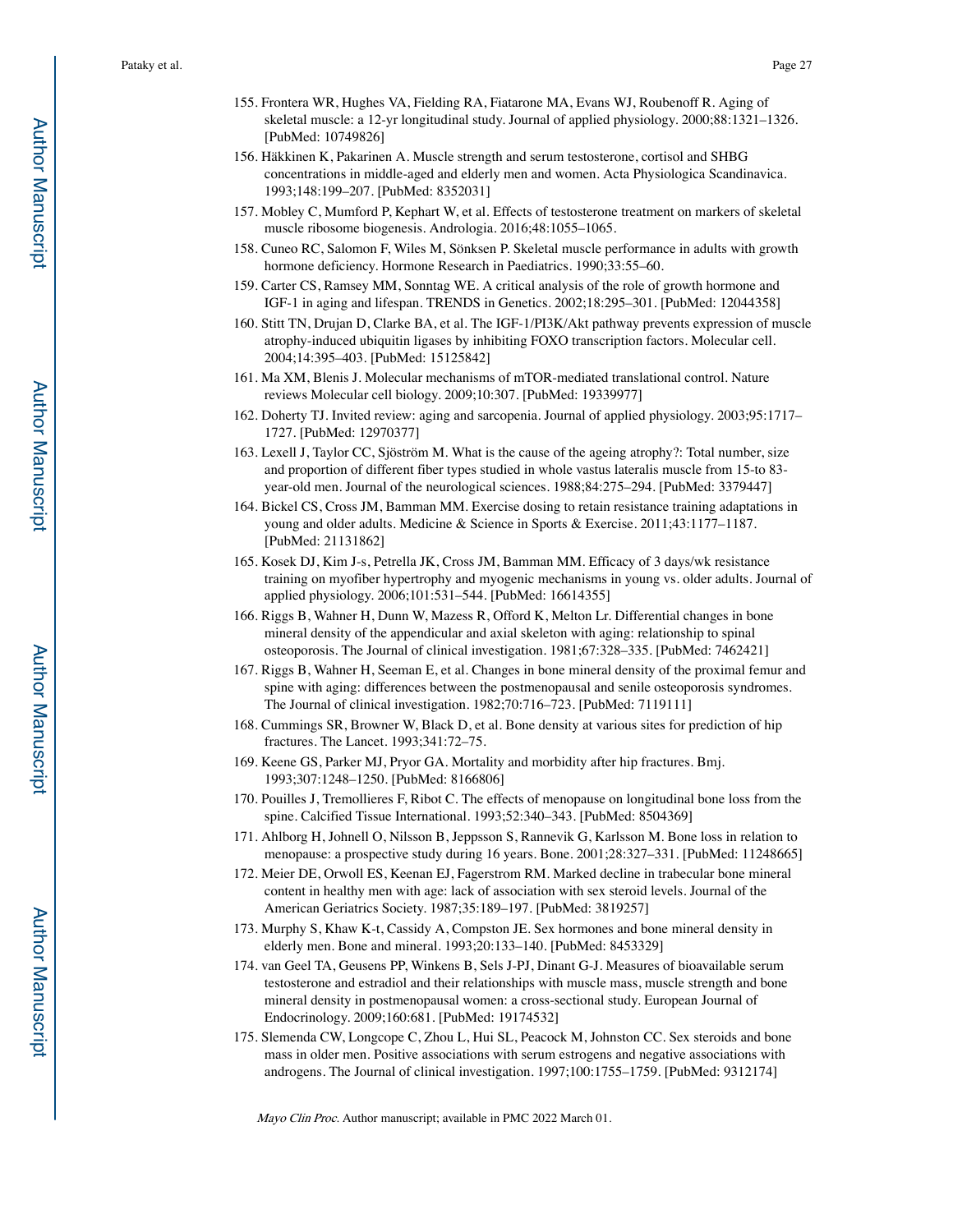155. Frontera WR, Hughes VA, Fielding RA, Fiatarone MA, Evans WJ, Roubenoff R. Aging of skeletal muscle: a 12-yr longitudinal study. Journal of applied physiology. 2000;88:1321–1326. [PubMed: 10749826]

156. Häkkinen K, Pakarinen A. Muscle strength and serum testosterone, cortisol and SHBG concentrations in middle-aged and elderly men and women. Acta Physiologica Scandinavica. 1993;148:199–207. [PubMed: 8352031]

157. Mobley C, Mumford P, Kephart W, et al. Effects of testosterone treatment on markers of skeletal muscle ribosome biogenesis. Andrologia. 2016;48:1055–1065.

158. Cuneo RC, Salomon F, Wiles M, Sönksen P. Skeletal muscle performance in adults with growth hormone deficiency. Hormone Research in Paediatrics. 1990;33:55–60.

159. Carter CS, Ramsey MM, Sonntag WE. A critical analysis of the role of growth hormone and IGF-1 in aging and lifespan. TRENDS in Genetics. 2002;18:295–301. [PubMed: 12044358]

160. Stitt TN, Drujan D, Clarke BA, et al. The IGF-1/PI3K/Akt pathway prevents expression of muscle atrophy-induced ubiquitin ligases by inhibiting FOXO transcription factors. Molecular cell. 2004;14:395–403. [PubMed: 15125842]

161. Ma XM, Blenis J. Molecular mechanisms of mTOR-mediated translational control. Nature reviews Molecular cell biology. 2009;10:307. [PubMed: 19339977]

162. Doherty TJ. Invited review: aging and sarcopenia. Journal of applied physiology. 2003;95:1717–1727. [PubMed: 12970377]

163. Lexell J, Taylor CC, Sjöström M. What is the cause of the ageing atrophy?: Total number, size and proportion of different fiber types studied in whole vastus lateralis muscle from 15-to 83-year-old men. Journal of the neurological sciences. 1988;84:275–294. [PubMed: 3379447]

164. Bickel CS, Cross JM, Bamman MM. Exercise dosing to retain resistance training adaptations in young and older adults. Medicine & Science in Sports & Exercise. 2011;43:1177–1187. [PubMed: 21131862]

165. Kosek DJ, Kim J-s, Petrella JK, Cross JM, Bamman MM. Efficacy of 3 days/wk resistance training on myofiber hypertrophy and myogenic mechanisms in young vs. older adults. Journal of applied physiology. 2006;101:531–544. [PubMed: 16614355]

166. Riggs B, Wahner H, Dunn W, Mazess R, Offord K, Melton Lr. Differential changes in bone mineral density of the appendicular and axial skeleton with aging: relationship to spinal osteoporosis. The Journal of clinical investigation. 1981;67:328–335. [PubMed: 7462421]

167. Riggs B, Wahner H, Seeman E, et al. Changes in bone mineral density of the proximal femur and spine with aging: differences between the postmenopausal and senile osteoporosis syndromes. The Journal of clinical investigation. 1982;70:716–723. [PubMed: 7119111]

168. Cummings SR, Browner W, Black D, et al. Bone density at various sites for prediction of hip fractures. The Lancet. 1993;341:72–75.

169. Keene GS, Parker MJ, Pryor GA. Mortality and morbidity after hip fractures. Bmj. 1993;307:1248–1250. [PubMed: 8166806]

170. Pouilles J, Tremollieres F, Ribot C. The effects of menopause on longitudinal bone loss from the spine. Calcified Tissue International. 1993;52:340–343. [PubMed: 8504369]

171. Ahlborg H, Johnell O, Nilsson B, Jeppsson S, Rannevik G, Karlsson M. Bone loss in relation to menopause: a prospective study during 16 years. Bone. 2001;28:327–331. [PubMed: 11248665]

172. Meier DE, Orwoll ES, Keenan EJ, Fagerstrom RM. Marked decline in trabecular bone mineral content in healthy men with age: lack of association with sex steroid levels. Journal of the American Geriatrics Society. 1987;35:189–197. [PubMed: 3819257]

173. Murphy S, Khaw K-t, Cassidy A, Compston JE. Sex hormones and bone mineral density in elderly men. Bone and mineral. 1993;20:133–140. [PubMed: 8453329]

174. van Geel TA, Geusens PP, Winkens B, Sels J-PJ, Dinant G-J. Measures of bioavailable serum testosterone and estradiol and their relationships with muscle mass, muscle strength and bone mineral density in postmenopausal women: a cross-sectional study. European Journal of Endocrinology. 2009;160:681. [PubMed: 19174532]

175. Slemenda CW, Longcope C, Zhou L, Hui SL, Peacock M, Johnston CC. Sex steroids and bone mass in older men. Positive associations with serum estrogens and negative associations with androgens. The Journal of clinical investigation. 1997;100:1755–1759. [PubMed: 9312174]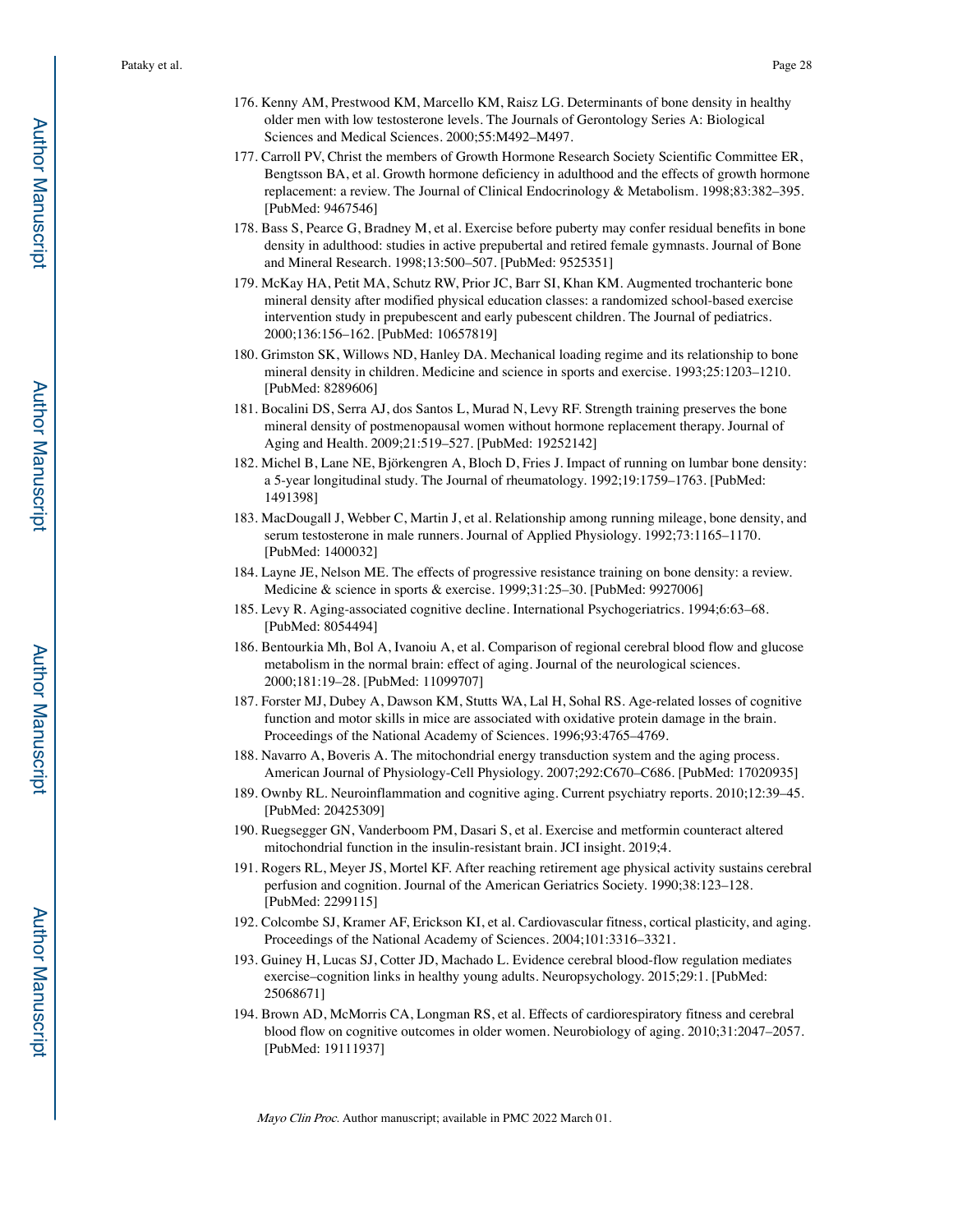176. Kenny AM, Prestwood KM, Marcello KM, Raisz LG. Determinants of bone density in healthy older men with low testosterone levels. The Journals of Gerontology Series A: Biological Sciences and Medical Sciences. 2000;55:M492–M497.
177. Carroll PV, Christ the members of Growth Hormone Research Society Scientific Committee ER, Bengtsson BA, et al. Growth hormone deficiency in adulthood and the effects of growth hormone replacement: a review. The Journal of Clinical Endocrinology & Metabolism. 1998;83:382–395. [PubMed: 9467546]
178. Bass S, Pearce G, Bradney M, et al. Exercise before puberty may confer residual benefits in bone density in adulthood: studies in active prepubertal and retired female gymnasts. Journal of Bone and Mineral Research. 1998;13:500–507. [PubMed: 9525351]
179. McKay HA, Petit MA, Schutz RW, Prior JC, Barr SI, Khan KM. Augmented trochanteric bone mineral density after modified physical education classes: a randomized school-based exercise intervention study in prepubescent and early pubescent children. The Journal of pediatrics. 2000;136:156–162. [PubMed: 10657819]
180. Grimston SK, Willows ND, Hanley DA. Mechanical loading regime and its relationship to bone mineral density in children. Medicine and science in sports and exercise. 1993;25:1203–1210. [PubMed: 8289606]
181. Bocalini DS, Serra AJ, dos Santos L, Murad N, Levy RF. Strength training preserves the bone mineral density of postmenopausal women without hormone replacement therapy. Journal of Aging and Health. 2009;21:519–527. [PubMed: 19252142]
182. Michel B, Lane NE, Björkengren A, Bloch D, Fries J. Impact of running on lumbar bone density: a 5-year longitudinal study. The Journal of rheumatology. 1992;19:1759–1763. [PubMed: 1491398]
183. MacDougall J, Webber C, Martin J, et al. Relationship among running mileage, bone density, and serum testosterone in male runners. Journal of Applied Physiology. 1992;73:1165–1170. [PubMed: 1400032]
184. Layne JE, Nelson ME. The effects of progressive resistance training on bone density: a review. Medicine & science in sports & exercise. 1999;31:25–30. [PubMed: 9927006]
185. Levy R. Aging-associated cognitive decline. International Psychogeriatrics. 1994;6:63–68. [PubMed: 8054494]
186. Bentourkia Mh, Bol A, Ivanoiu A, et al. Comparison of regional cerebral blood flow and glucose metabolism in the normal brain: effect of aging. Journal of the neurological sciences. 2000;181:19–28. [PubMed: 11099707]
187. Forster MJ, Dubey A, Dawson KM, Stutts WA, Lal H, Sohal RS. Age-related losses of cognitive function and motor skills in mice are associated with oxidative protein damage in the brain. Proceedings of the National Academy of Sciences. 1996;93:4765–4769.
188. Navarro A, Boveris A. The mitochondrial energy transduction system and the aging process. American Journal of Physiology-Cell Physiology. 2007;292:C670–C686. [PubMed: 17020935]
189. Ownby RL. Neuroinflammation and cognitive aging. Current psychiatry reports. 2010;12:39–45. [PubMed: 20425309]
190. Ruegsegger GN, Vanderboom PM, Dasari S, et al. Exercise and metformin counteract altered mitochondrial function in the insulin-resistant brain. JCI insight. 2019;4.
191. Rogers RL, Meyer JS, Mortel KF. After reaching retirement age physical activity sustains cerebral perfusion and cognition. Journal of the American Geriatrics Society. 1990;38:123–128. [PubMed: 2299115]
192. Colcombe SJ, Kramer AF, Erickson KI, et al. Cardiovascular fitness, cortical plasticity, and aging. Proceedings of the National Academy of Sciences. 2004;101:3316–3321.
193. Guiney H, Lucas SJ, Cotter JD, Machado L. Evidence cerebral blood-flow regulation mediates exercise–cognition links in healthy young adults. Neuropsychology. 2015;29:1. [PubMed: 25068671]
194. Brown AD, McMorris CA, Longman RS, et al. Effects of cardiorespiratory fitness and cerebral blood flow on cognitive outcomes in older women. Neurobiology of aging. 2010;31:2047–2057. [PubMed: 19111937]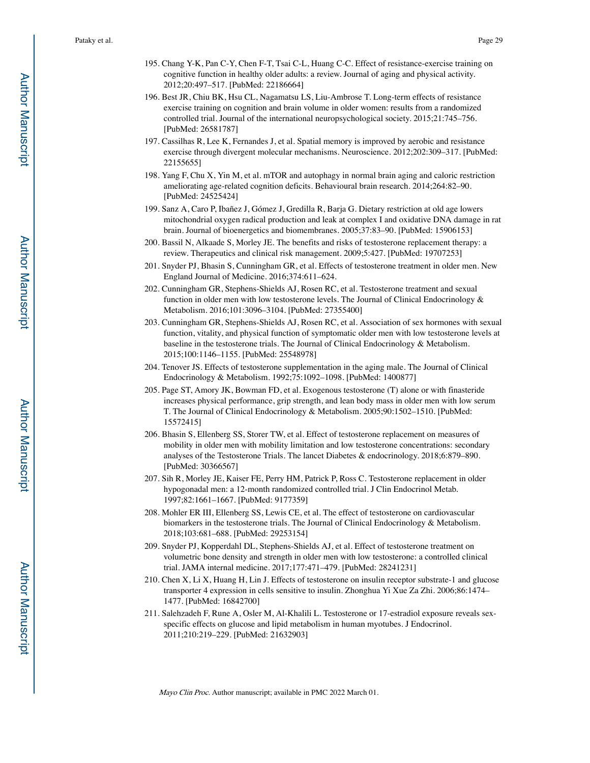195. Chang Y-K, Pan C-Y, Chen F-T, Tsai C-L, Huang C-C. Effect of resistance-exercise training on cognitive function in healthy older adults: a review. Journal of aging and physical activity. 2012;20:497–517. [PubMed: 22186664]
196. Best JR, Chiu BK, Hsu CL, Nagamatsu LS, Liu-Ambrose T. Long-term effects of resistance exercise training on cognition and brain volume in older women: results from a randomized controlled trial. Journal of the international neuropsychological society. 2015;21:745–756. [PubMed: 26581787]
197. Cassilhas R, Lee K, Fernandes J, et al. Spatial memory is improved by aerobic and resistance exercise through divergent molecular mechanisms. Neuroscience. 2012;202:309–317. [PubMed: 22155655]
198. Yang F, Chu X, Yin M, et al. mTOR and autophagy in normal brain aging and caloric restriction ameliorating age-related cognition deficits. Behavioural brain research. 2014;264:82–90. [PubMed: 24525424]
199. Sanz A, Caro P, Ibañez J, Gómez J, Gredilla R, Barja G. Dietary restriction at old age lowers mitochondrial oxygen radical production and leak at complex I and oxidative DNA damage in rat brain. Journal of bioenergetics and biomembranes. 2005;37:83–90. [PubMed: 15906153]
200. Bassil N, Alkaade S, Morley JE. The benefits and risks of testosterone replacement therapy: a review. Therapeutics and clinical risk management. 2009;5:427. [PubMed: 19707253]
201. Snyder PJ, Bhasin S, Cunningham GR, et al. Effects of testosterone treatment in older men. New England Journal of Medicine. 2016;374:611–624.
202. Cunningham GR, Stephens-Shields AJ, Rosen RC, et al. Testosterone treatment and sexual function in older men with low testosterone levels. The Journal of Clinical Endocrinology & Metabolism. 2016;101:3096–3104. [PubMed: 27355400]
203. Cunningham GR, Stephens-Shields AJ, Rosen RC, et al. Association of sex hormones with sexual function, vitality, and physical function of symptomatic older men with low testosterone levels at baseline in the testosterone trials. The Journal of Clinical Endocrinology & Metabolism. 2015;100:1146–1155. [PubMed: 25548978]
204. Tenover JS. Effects of testosterone supplementation in the aging male. The Journal of Clinical Endocrinology & Metabolism. 1992;75:1092–1098. [PubMed: 1400877]
205. Page ST, Amory JK, Bowman FD, et al. Exogenous testosterone (T) alone or with finasteride increases physical performance, grip strength, and lean body mass in older men with low serum T. The Journal of Clinical Endocrinology & Metabolism. 2005;90:1502–1510. [PubMed: 15572415]
206. Bhasin S, Ellenberg SS, Storer TW, et al. Effect of testosterone replacement on measures of mobility in older men with mobility limitation and low testosterone concentrations: secondary analyses of the Testosterone Trials. The lancet Diabetes & endocrinology. 2018;6:879–890. [PubMed: 30366567]
207. Sih R, Morley JE, Kaiser FE, Perry HM, Patrick P, Ross C. Testosterone replacement in older hypogonadal men: a 12-month randomized controlled trial. J Clin Endocrinol Metab. 1997;82:1661–1667. [PubMed: 9177359]
208. Mohler ER III, Ellenberg SS, Lewis CE, et al. The effect of testosterone on cardiovascular biomarkers in the testosterone trials. The Journal of Clinical Endocrinology & Metabolism. 2018;103:681–688. [PubMed: 29253154]
209. Snyder PJ, Kopperdahl DL, Stephens-Shields AJ, et al. Effect of testosterone treatment on volumetric bone density and strength in older men with low testosterone: a controlled clinical trial. JAMA internal medicine. 2017;177:471–479. [PubMed: 28241231]
210. Chen X, Li X, Huang H, Lin J. Effects of testosterone on insulin receptor substrate-1 and glucose transporter 4 expression in cells sensitive to insulin. Zhonghua Yi Xue Za Zhi. 2006;86:1474–1477. [PubMed: 16842700]
211. Salehzadeh F, Rune A, Osler M, Al-Khalili L. Testosterone or 17-estradiol exposure reveals sex-specific effects on glucose and lipid metabolism in human myotubes. J Endocrinol. 2011;210:219–229. [PubMed: 21632903]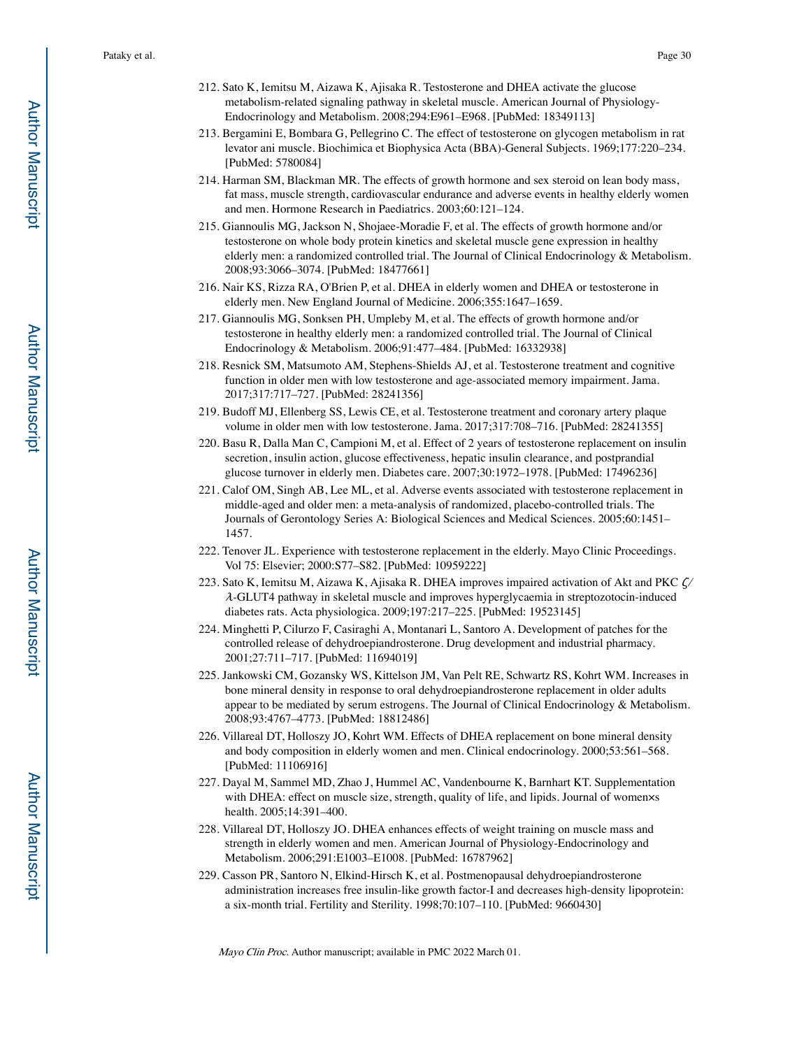212. Sato K, Iemitsu M, Aizawa K, Ajisaka R. Testosterone and DHEA activate the glucose metabolism-related signaling pathway in skeletal muscle. American Journal of Physiology-Endocrinology and Metabolism. 2008;294:E961–E968. [PubMed: 18349113]
213. Bergamini E, Bombara G, Pellegrino C. The effect of testosterone on glycogen metabolism in rat levator ani muscle. Biochimica et Biophysica Acta (BBA)-General Subjects. 1969;177:220–234. [PubMed: 5780084]
214. Harman SM, Blackman MR. The effects of growth hormone and sex steroid on lean body mass, fat mass, muscle strength, cardiovascular endurance and adverse events in healthy elderly women and men. Hormone Research in Paediatrics. 2003;60:121–124.
215. Giannoulis MG, Jackson N, Shojaee-Moradie F, et al. The effects of growth hormone and/or testosterone on whole body protein kinetics and skeletal muscle gene expression in healthy elderly men: a randomized controlled trial. The Journal of Clinical Endocrinology & Metabolism. 2008;93:3066–3074. [PubMed: 18477661]
216. Nair KS, Rizza RA, O'Brien P, et al. DHEA in elderly women and DHEA or testosterone in elderly men. New England Journal of Medicine. 2006;355:1647–1659.
217. Giannoulis MG, Sonksen PH, Umpleby M, et al. The effects of growth hormone and/or testosterone in healthy elderly men: a randomized controlled trial. The Journal of Clinical Endocrinology & Metabolism. 2006;91:477–484. [PubMed: 16332938]
218. Resnick SM, Matsumoto AM, Stephens-Shields AJ, et al. Testosterone treatment and cognitive function in older men with low testosterone and age-associated memory impairment. Jama. 2017;317:717–727. [PubMed: 28241356]
219. Budoff MJ, Ellenberg SS, Lewis CE, et al. Testosterone treatment and coronary artery plaque volume in older men with low testosterone. Jama. 2017;317:708–716. [PubMed: 28241355]
220. Basu R, Dalla Man C, Campioni M, et al. Effect of 2 years of testosterone replacement on insulin secretion, insulin action, glucose effectiveness, hepatic insulin clearance, and postprandial glucose turnover in elderly men. Diabetes care. 2007;30:1972–1978. [PubMed: 17496236]
221. Calof OM, Singh AB, Lee ML, et al. Adverse events associated with testosterone replacement in middle-aged and older men: a meta-analysis of randomized, placebo-controlled trials. The Journals of Gerontology Series A: Biological Sciences and Medical Sciences. 2005;60:1451–1457.
222. Tenover JL. Experience with testosterone replacement in the elderly. Mayo Clinic Proceedings. Vol 75: Elsevier; 2000:S77–S82. [PubMed: 10959222]
223. Sato K, Iemitsu M, Aizawa K, Ajisaka R. DHEA improves impaired activation of Akt and PKC ζ/λ-GLUT4 pathway in skeletal muscle and improves hyperglycaemia in streptozotocin-induced diabetes rats. Acta physiologica. 2009;197:217–225. [PubMed: 19523145]
224. Minghetti P, Cilurzo F, Casiraghi A, Montanari L, Santoro A. Development of patches for the controlled release of dehydroepiandrosterone. Drug development and industrial pharmacy. 2001;27:711–717. [PubMed: 11694019]
225. Jankowski CM, Gozansky WS, Kittelson JM, Van Pelt RE, Schwartz RS, Kohrt WM. Increases in bone mineral density in response to oral dehydroepiandrosterone replacement in older adults appear to be mediated by serum estrogens. The Journal of Clinical Endocrinology & Metabolism. 2008;93:4767–4773. [PubMed: 18812486]
226. Villareal DT, Holloszy JO, Kohrt WM. Effects of DHEA replacement on bone mineral density and body composition in elderly women and men. Clinical endocrinology. 2000;53:561–568. [PubMed: 11106916]
227. Dayal M, Sammel MD, Zhao J, Hummel AC, Vandenbourne K, Barnhart KT. Supplementation with DHEA: effect on muscle size, strength, quality of life, and lipids. Journal of women×s health. 2005;14:391–400.
228. Villareal DT, Holloszy JO. DHEA enhances effects of weight training on muscle mass and strength in elderly women and men. American Journal of Physiology-Endocrinology and Metabolism. 2006;291:E1003–E1008. [PubMed: 16787962]
229. Casson PR, Santoro N, Elkind-Hirsch K, et al. Postmenopausal dehydroepiandrosterone administration increases free insulin-like growth factor-I and decreases high-density lipoprotein: a six-month trial. Fertility and Sterility. 1998;70:107–110. [PubMed: 9660430]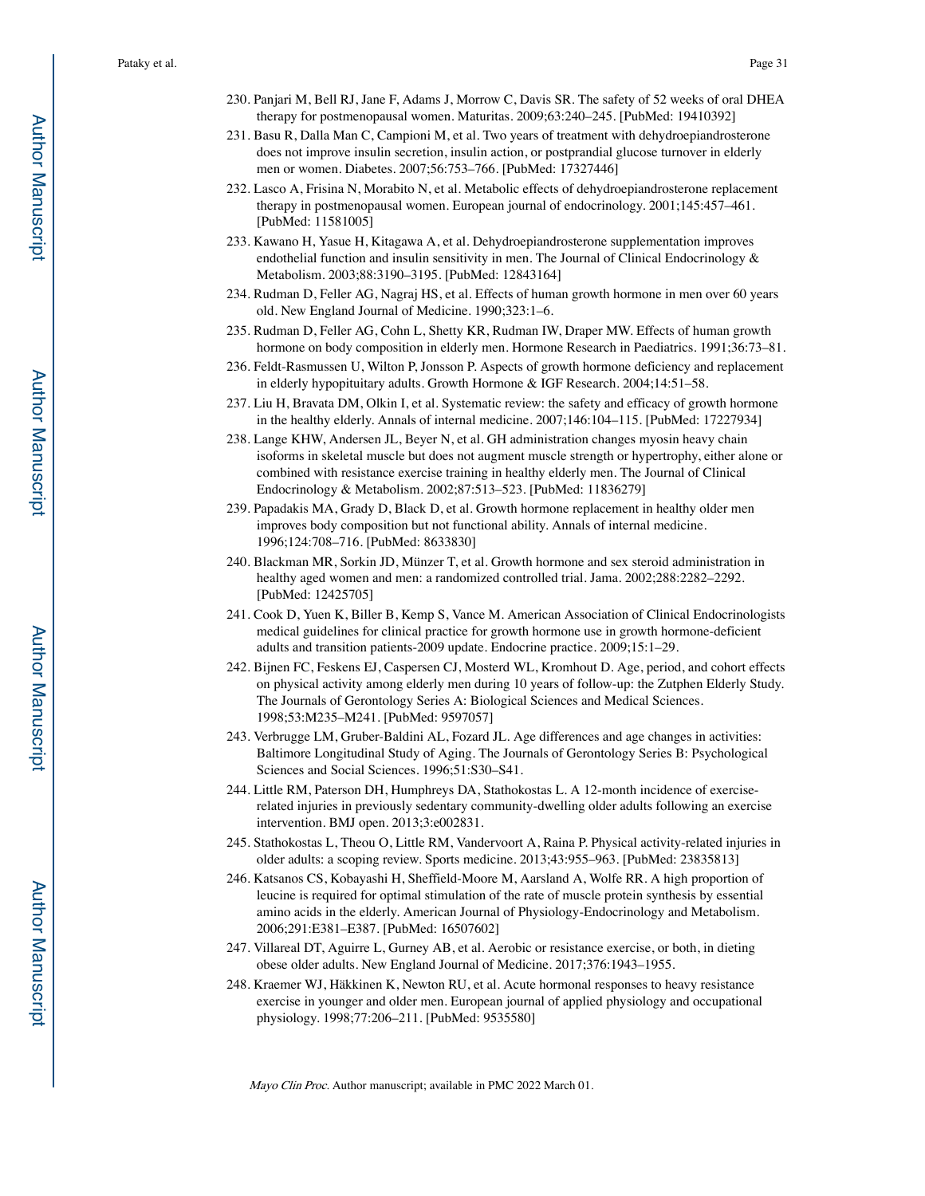230. Panjari M, Bell RJ, Jane F, Adams J, Morrow C, Davis SR. The safety of 52 weeks of oral DHEA therapy for postmenopausal women. Maturitas. 2009;63:240–245. [PubMed: 19410392]

231. Basu R, Dalla Man C, Campioni M, et al. Two years of treatment with dehydroepiandrosterone does not improve insulin secretion, insulin action, or postprandial glucose turnover in elderly men or women. Diabetes. 2007;56:753–766. [PubMed: 17327446]

232. Lasco A, Frisina N, Morabito N, et al. Metabolic effects of dehydroepiandrosterone replacement therapy in postmenopausal women. European journal of endocrinology. 2001;145:457–461. [PubMed: 11581005]

233. Kawano H, Yasue H, Kitagawa A, et al. Dehydroepiandrosterone supplementation improves endothelial function and insulin sensitivity in men. The Journal of Clinical Endocrinology & Metabolism. 2003;88:3190–3195. [PubMed: 12843164]

234. Rudman D, Feller AG, Nagraj HS, et al. Effects of human growth hormone in men over 60 years old. New England Journal of Medicine. 1990;323:1–6.

235. Rudman D, Feller AG, Cohn L, Shetty KR, Rudman IW, Draper MW. Effects of human growth hormone on body composition in elderly men. Hormone Research in Paediatrics. 1991;36:73–81.

236. Feldt-Rasmussen U, Wilton P, Jonsson P. Aspects of growth hormone deficiency and replacement in elderly hypopituitary adults. Growth Hormone & IGF Research. 2004;14:51–58.

237. Liu H, Bravata DM, Olkin I, et al. Systematic review: the safety and efficacy of growth hormone in the healthy elderly. Annals of internal medicine. 2007;146:104–115. [PubMed: 17227934]

238. Lange KHW, Andersen JL, Beyer N, et al. GH administration changes myosin heavy chain isoforms in skeletal muscle but does not augment muscle strength or hypertrophy, either alone or combined with resistance exercise training in healthy elderly men. The Journal of Clinical Endocrinology & Metabolism. 2002;87:513–523. [PubMed: 11836279]

239. Papadakis MA, Grady D, Black D, et al. Growth hormone replacement in healthy older men improves body composition but not functional ability. Annals of internal medicine. 1996;124:708–716. [PubMed: 8633830]

240. Blackman MR, Sorkin JD, Münzer T, et al. Growth hormone and sex steroid administration in healthy aged women and men: a randomized controlled trial. Jama. 2002;288:2282–2292. [PubMed: 12425705]

241. Cook D, Yuen K, Biller B, Kemp S, Vance M. American Association of Clinical Endocrinologists medical guidelines for clinical practice for growth hormone use in growth hormone-deficient adults and transition patients-2009 update. Endocrine practice. 2009;15:1–29.

242. Bijnen FC, Feskens EJ, Caspersen CJ, Mosterd WL, Kromhout D. Age, period, and cohort effects on physical activity among elderly men during 10 years of follow-up: the Zutphen Elderly Study. The Journals of Gerontology Series A: Biological Sciences and Medical Sciences. 1998;53:M235–M241. [PubMed: 9597057]

243. Verbrugge LM, Gruber-Baldini AL, Fozard JL. Age differences and age changes in activities: Baltimore Longitudinal Study of Aging. The Journals of Gerontology Series B: Psychological Sciences and Social Sciences. 1996;51:S30–S41.

244. Little RM, Paterson DH, Humphreys DA, Stathokostas L. A 12-month incidence of exercise-related injuries in previously sedentary community-dwelling older adults following an exercise intervention. BMJ open. 2013;3:e002831.

245. Stathokostas L, Theou O, Little RM, Vandervoort A, Raina P. Physical activity-related injuries in older adults: a scoping review. Sports medicine. 2013;43:955–963. [PubMed: 23835813]

246. Katsanos CS, Kobayashi H, Sheffield-Moore M, Aarsland A, Wolfe RR. A high proportion of leucine is required for optimal stimulation of the rate of muscle protein synthesis by essential amino acids in the elderly. American Journal of Physiology-Endocrinology and Metabolism. 2006;291:E381–E387. [PubMed: 16507602]

247. Villareal DT, Aguirre L, Gurney AB, et al. Aerobic or resistance exercise, or both, in dieting obese older adults. New England Journal of Medicine. 2017;376:1943–1955.

248. Kraemer WJ, Häkkinen K, Newton RU, et al. Acute hormonal responses to heavy resistance exercise in younger and older men. European journal of applied physiology and occupational physiology. 1998;77:206–211. [PubMed: 9535580]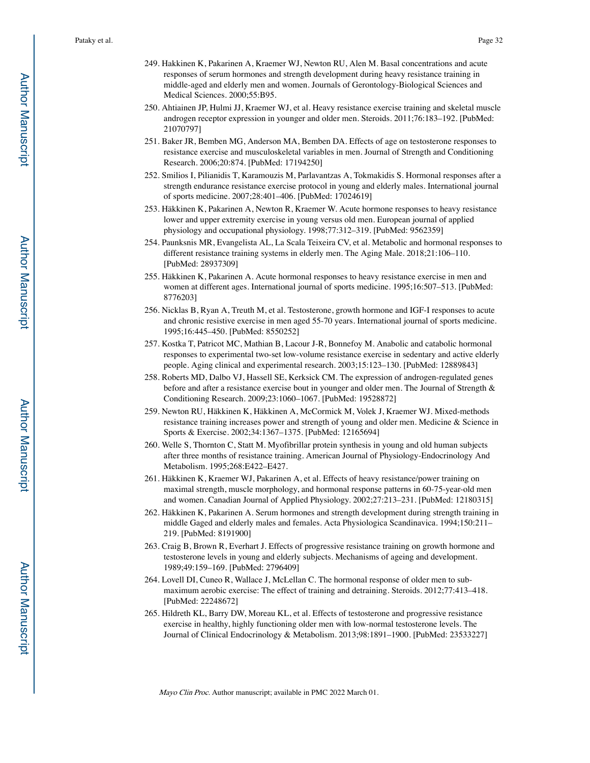249. Hakkinen K, Pakarinen A, Kraemer WJ, Newton RU, Alen M. Basal concentrations and acute responses of serum hormones and strength development during heavy resistance training in middle-aged and elderly men and women. Journals of Gerontology-Biological Sciences and Medical Sciences. 2000;55:B95.
250. Ahtiainen JP, Hulmi JJ, Kraemer WJ, et al. Heavy resistance exercise training and skeletal muscle androgen receptor expression in younger and older men. Steroids. 2011;76:183–192. [PubMed: 21070797]
251. Baker JR, Bemben MG, Anderson MA, Bemben DA. Effects of age on testosterone responses to resistance exercise and musculoskeletal variables in men. Journal of Strength and Conditioning Research. 2006;20:874. [PubMed: 17194250]
252. Smilios I, Pilianidis T, Karamouzis M, Parlavantzas A, Tokmakidis S. Hormonal responses after a strength endurance resistance exercise protocol in young and elderly males. International journal of sports medicine. 2007;28:401–406. [PubMed: 17024619]
253. Häkkinen K, Pakarinen A, Newton R, Kraemer W. Acute hormone responses to heavy resistance lower and upper extremity exercise in young versus old men. European journal of applied physiology and occupational physiology. 1998;77:312–319. [PubMed: 9562359]
254. Paunksnis MR, Evangelista AL, La Scala Teixeira CV, et al. Metabolic and hormonal responses to different resistance training systems in elderly men. The Aging Male. 2018;21:106–110. [PubMed: 28937309]
255. Häkkinen K, Pakarinen A. Acute hormonal responses to heavy resistance exercise in men and women at different ages. International journal of sports medicine. 1995;16:507–513. [PubMed: 8776203]
256. Nicklas B, Ryan A, Treuth M, et al. Testosterone, growth hormone and IGF-I responses to acute and chronic resistive exercise in men aged 55-70 years. International journal of sports medicine. 1995;16:445–450. [PubMed: 8550252]
257. Kostka T, Patricot MC, Mathian B, Lacour J-R, Bonnefoy M. Anabolic and catabolic hormonal responses to experimental two-set low-volume resistance exercise in sedentary and active elderly people. Aging clinical and experimental research. 2003;15:123–130. [PubMed: 12889843]
258. Roberts MD, Dalbo VJ, Hassell SE, Kerksick CM. The expression of androgen-regulated genes before and after a resistance exercise bout in younger and older men. The Journal of Strength & Conditioning Research. 2009;23:1060–1067. [PubMed: 19528872]
259. Newton RU, Häkkinen K, Häkkinen A, McCormick M, Volek J, Kraemer WJ. Mixed-methods resistance training increases power and strength of young and older men. Medicine & Science in Sports & Exercise. 2002;34:1367–1375. [PubMed: 12165694]
260. Welle S, Thornton C, Statt M. Myofibrillar protein synthesis in young and old human subjects after three months of resistance training. American Journal of Physiology-Endocrinology And Metabolism. 1995;268:E422–E427.
261. Häkkinen K, Kraemer WJ, Pakarinen A, et al. Effects of heavy resistance/power training on maximal strength, muscle morphology, and hormonal response patterns in 60-75-year-old men and women. Canadian Journal of Applied Physiology. 2002;27:213–231. [PubMed: 12180315]
262. Häkkinen K, Pakarinen A. Serum hormones and strength development during strength training in middle Gaged and elderly males and females. Acta Physiologica Scandinavica. 1994;150:211–219. [PubMed: 8191900]
263. Craig B, Brown R, Everhart J. Effects of progressive resistance training on growth hormone and testosterone levels in young and elderly subjects. Mechanisms of ageing and development. 1989;49:159–169. [PubMed: 2796409]
264. Lovell DI, Cuneo R, Wallace J, McLellan C. The hormonal response of older men to sub-maximum aerobic exercise: The effect of training and detraining. Steroids. 2012;77:413–418. [PubMed: 22248672]
265. Hildreth KL, Barry DW, Moreau KL, et al. Effects of testosterone and progressive resistance exercise in healthy, highly functioning older men with low-normal testosterone levels. The Journal of Clinical Endocrinology & Metabolism. 2013;98:1891–1900. [PubMed: 23533227]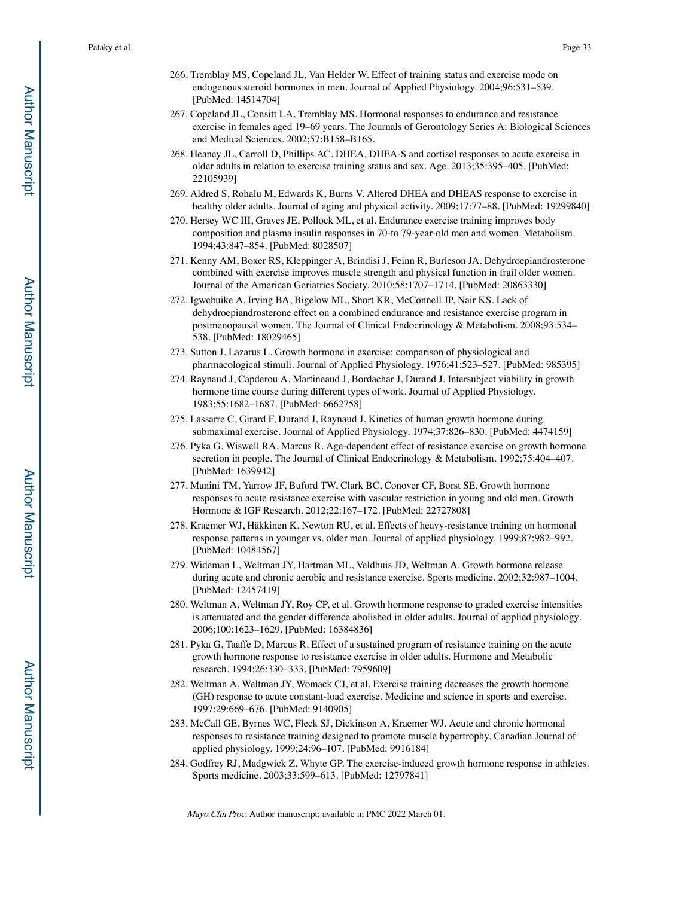266. Tremblay MS, Copeland JL, Van Helder W. Effect of training status and exercise mode on endogenous steroid hormones in men. Journal of Applied Physiology. 2004;96:531–539. [PubMed: 14514704]
267. Copeland JL, Consitt LA, Tremblay MS. Hormonal responses to endurance and resistance exercise in females aged 19–69 years. The Journals of Gerontology Series A: Biological Sciences and Medical Sciences. 2002;57:B158–B165.
268. Heaney JL, Carroll D, Phillips AC. DHEA, DHEA-S and cortisol responses to acute exercise in older adults in relation to exercise training status and sex. Age. 2013;35:395–405. [PubMed: 22105939]
269. Aldred S, Rohalu M, Edwards K, Burns V. Altered DHEA and DHEAS response to exercise in healthy older adults. Journal of aging and physical activity. 2009;17:77–88. [PubMed: 19299840]
270. Hersey WC III, Graves JE, Pollock ML, et al. Endurance exercise training improves body composition and plasma insulin responses in 70-to 79-year-old men and women. Metabolism. 1994;43:847–854. [PubMed: 8028507]
271. Kenny AM, Boxer RS, Kleppinger A, Brindisi J, Feinn R, Burleson JA. Dehydroepiandrosterone combined with exercise improves muscle strength and physical function in frail older women. Journal of the American Geriatrics Society. 2010;58:1707–1714. [PubMed: 20863330]
272. Igwebuike A, Irving BA, Bigelow ML, Short KR, McConnell JP, Nair KS. Lack of dehydroepiandrosterone effect on a combined endurance and resistance exercise program in postmenopausal women. The Journal of Clinical Endocrinology & Metabolism. 2008;93:534–538. [PubMed: 18029465]
273. Sutton J, Lazarus L. Growth hormone in exercise: comparison of physiological and pharmacological stimuli. Journal of Applied Physiology. 1976;41:523–527. [PubMed: 985395]
274. Raynaud J, Capderou A, Martineaud J, Bordachar J, Durand J. Intersubject viability in growth hormone time course during different types of work. Journal of Applied Physiology. 1983;55:1682–1687. [PubMed: 6662758]
275. Lassarre C, Girard F, Durand J, Raynaud J. Kinetics of human growth hormone during submaximal exercise. Journal of Applied Physiology. 1974;37:826–830. [PubMed: 4474159]
276. Pyka G, Wiswell RA, Marcus R. Age-dependent effect of resistance exercise on growth hormone secretion in people. The Journal of Clinical Endocrinology & Metabolism. 1992;75:404–407. [PubMed: 1639942]
277. Manini TM, Yarrow JF, Buford TW, Clark BC, Conover CF, Borst SE. Growth hormone responses to acute resistance exercise with vascular restriction in young and old men. Growth Hormone & IGF Research. 2012;22:167–172. [PubMed: 22727808]
278. Kraemer WJ, Häkkinen K, Newton RU, et al. Effects of heavy-resistance training on hormonal response patterns in younger vs. older men. Journal of applied physiology. 1999;87:982–992. [PubMed: 10484567]
279. Wideman L, Weltman JY, Hartman ML, Veldhuis JD, Weltman A. Growth hormone release during acute and chronic aerobic and resistance exercise. Sports medicine. 2002;32:987–1004. [PubMed: 12457419]
280. Weltman A, Weltman JY, Roy CP, et al. Growth hormone response to graded exercise intensities is attenuated and the gender difference abolished in older adults. Journal of applied physiology. 2006;100:1623–1629. [PubMed: 16384836]
281. Pyka G, Taaffe D, Marcus R. Effect of a sustained program of resistance training on the acute growth hormone response to resistance exercise in older adults. Hormone and Metabolic research. 1994;26:330–333. [PubMed: 7959609]
282. Weltman A, Weltman JY, Womack CJ, et al. Exercise training decreases the growth hormone (GH) response to acute constant-load exercise. Medicine and science in sports and exercise. 1997;29:669–676. [PubMed: 9140905]
283. McCall GE, Byrnes WC, Fleck SJ, Dickinson A, Kraemer WJ. Acute and chronic hormonal responses to resistance training designed to promote muscle hypertrophy. Canadian Journal of applied physiology. 1999;24:96–107. [PubMed: 9916184]
284. Godfrey RJ, Madgwick Z, Whyte GP. The exercise-induced growth hormone response in athletes. Sports medicine. 2003;33:599–613. [PubMed: 12797841]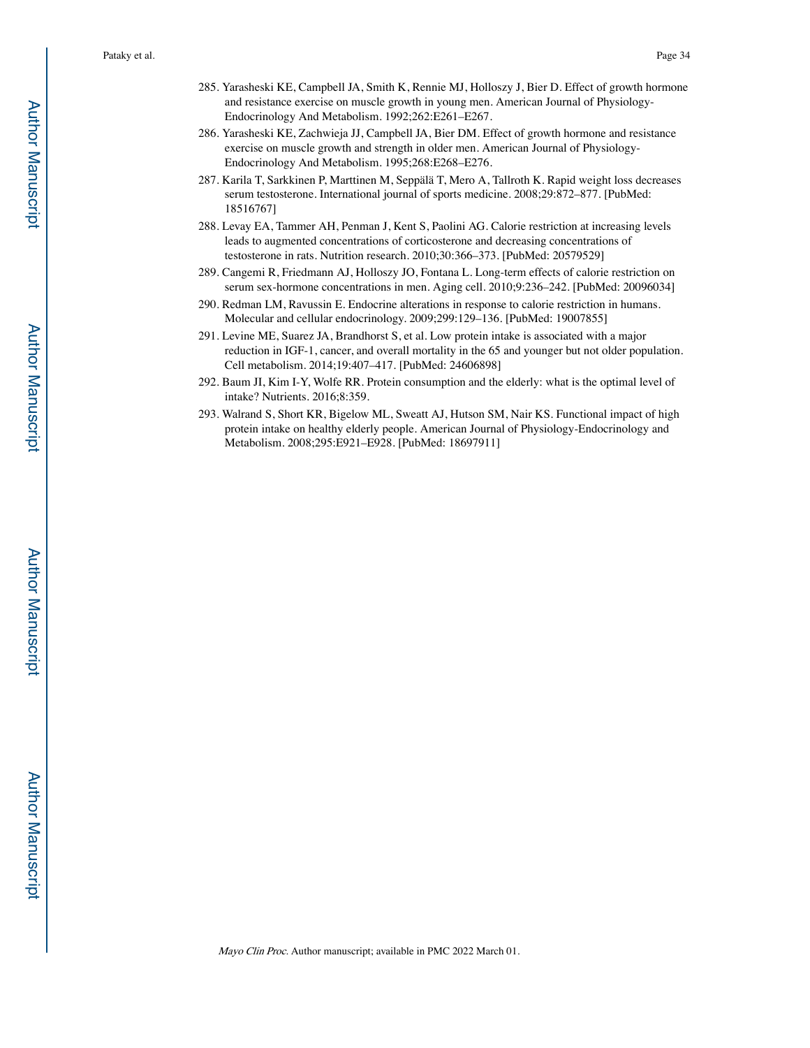285. Yarasheski KE, Campbell JA, Smith K, Rennie MJ, Holloszy J, Bier D. Effect of growth hormone and resistance exercise on muscle growth in young men. American Journal of Physiology-Endocrinology And Metabolism. 1992;262:E261–E267.
286. Yarasheski KE, Zachwieja JJ, Campbell JA, Bier DM. Effect of growth hormone and resistance exercise on muscle growth and strength in older men. American Journal of Physiology-Endocrinology And Metabolism. 1995;268:E268–E276.
287. Karila T, Sarkkinen P, Marttinen M, Seppälä T, Mero A, Tallroth K. Rapid weight loss decreases serum testosterone. International journal of sports medicine. 2008;29:872–877. [PubMed: 18516767]
288. Levay EA, Tammer AH, Penman J, Kent S, Paolini AG. Calorie restriction at increasing levels leads to augmented concentrations of corticosterone and decreasing concentrations of testosterone in rats. Nutrition research. 2010;30:366–373. [PubMed: 20579529]
289. Cangemi R, Friedmann AJ, Holloszy JO, Fontana L. Long-term effects of calorie restriction on serum sex-hormone concentrations in men. Aging cell. 2010;9:236–242. [PubMed: 20096034]
290. Redman LM, Ravussin E. Endocrine alterations in response to calorie restriction in humans. Molecular and cellular endocrinology. 2009;299:129–136. [PubMed: 19007855]
291. Levine ME, Suarez JA, Brandhorst S, et al. Low protein intake is associated with a major reduction in IGF-1, cancer, and overall mortality in the 65 and younger but not older population. Cell metabolism. 2014;19:407–417. [PubMed: 24606898]
292. Baum JI, Kim I-Y, Wolfe RR. Protein consumption and the elderly: what is the optimal level of intake? Nutrients. 2016;8:359.
293. Walrand S, Short KR, Bigelow ML, Sweatt AJ, Hutson SM, Nair KS. Functional impact of high protein intake on healthy elderly people. American Journal of Physiology-Endocrinology and Metabolism. 2008;295:E921–E928. [PubMed: 18697911]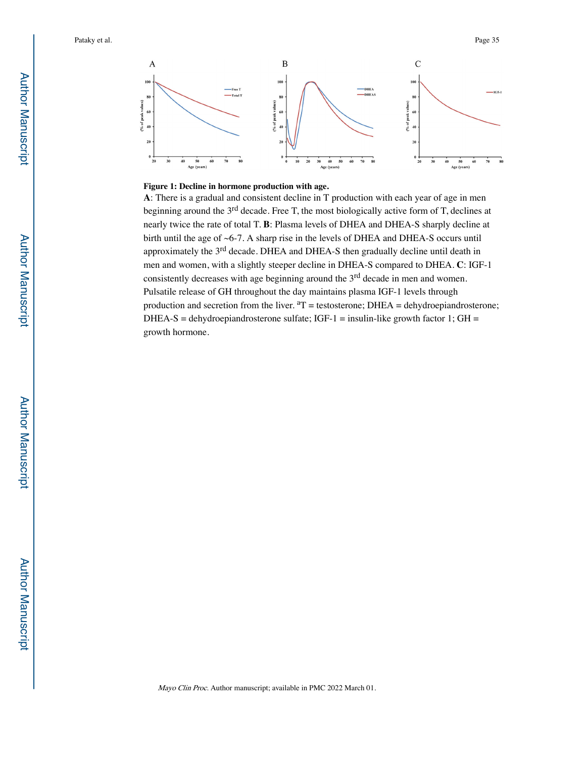**Figure 1: Decline in hormone production with age.**

**A**: There is a gradual and consistent decline in T production with each year of age in men beginning around the 3rd decade. Free T, the most biologically active form of T, declines at nearly twice the rate of total T. **B**: Plasma levels of DHEA and DHEA-S sharply decline at birth until the age of ~6-7. A sharp rise in the levels of DHEA and DHEA-S occurs until approximately the 3rd decade. DHEA and DHEA-S then gradually decline until death in men and women, with a slightly steeper decline in DHEA-S compared to DHEA. **C**: IGF-1 consistently decreases with age beginning around the 3rd decade in men and women. Pulsatile release of GH throughout the day maintains plasma IGF-1 levels through production and secretion from the liver. [a]T = testosterone; DHEA = dehydroepiandrosterone; DHEA-S = dehydroepiandrosterone sulfate; IGF-1 = insulin-like growth factor 1; GH = growth hormone.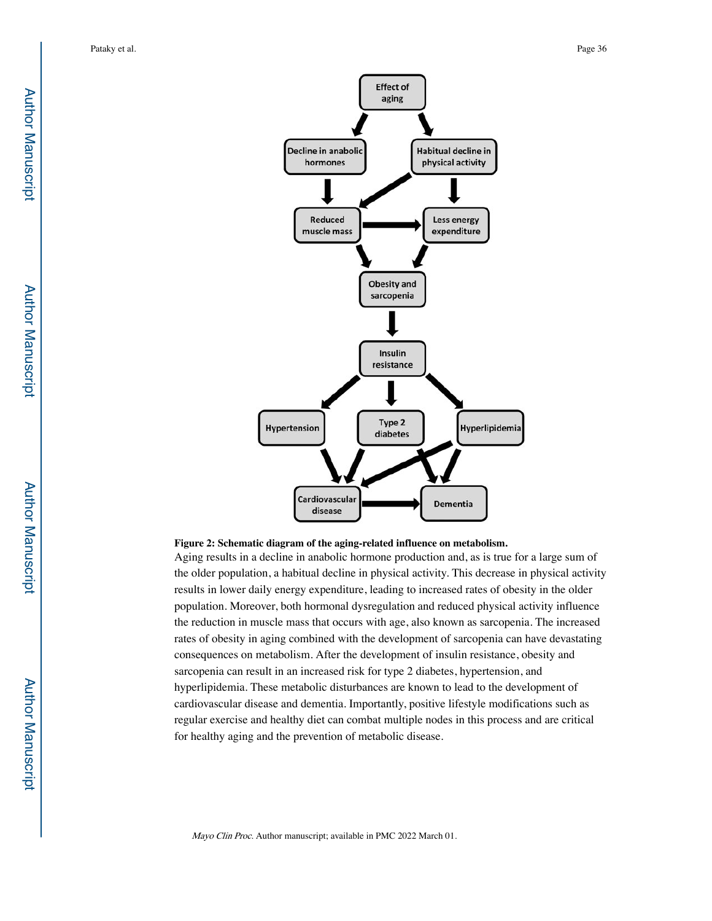**Figure 2: Schematic diagram of the aging-related influence on metabolism.**

Aging results in a decline in anabolic hormone production and, as is true for a large sum of the older population, a habitual decline in physical activity. This decrease in physical activity results in lower daily energy expenditure, leading to increased rates of obesity in the older population. Moreover, both hormonal dysregulation and reduced physical activity influence the reduction in muscle mass that occurs with age, also known as sarcopenia. The increased rates of obesity in aging combined with the development of sarcopenia can have devastating consequences on metabolism. After the development of insulin resistance, obesity and sarcopenia can result in an increased risk for type 2 diabetes, hypertension, and hyperlipidemia. These metabolic disturbances are known to lead to the development of cardiovascular disease and dementia. Importantly, positive lifestyle modifications such as regular exercise and healthy diet can combat multiple nodes in this process and are critical for healthy aging and the prevention of metabolic disease.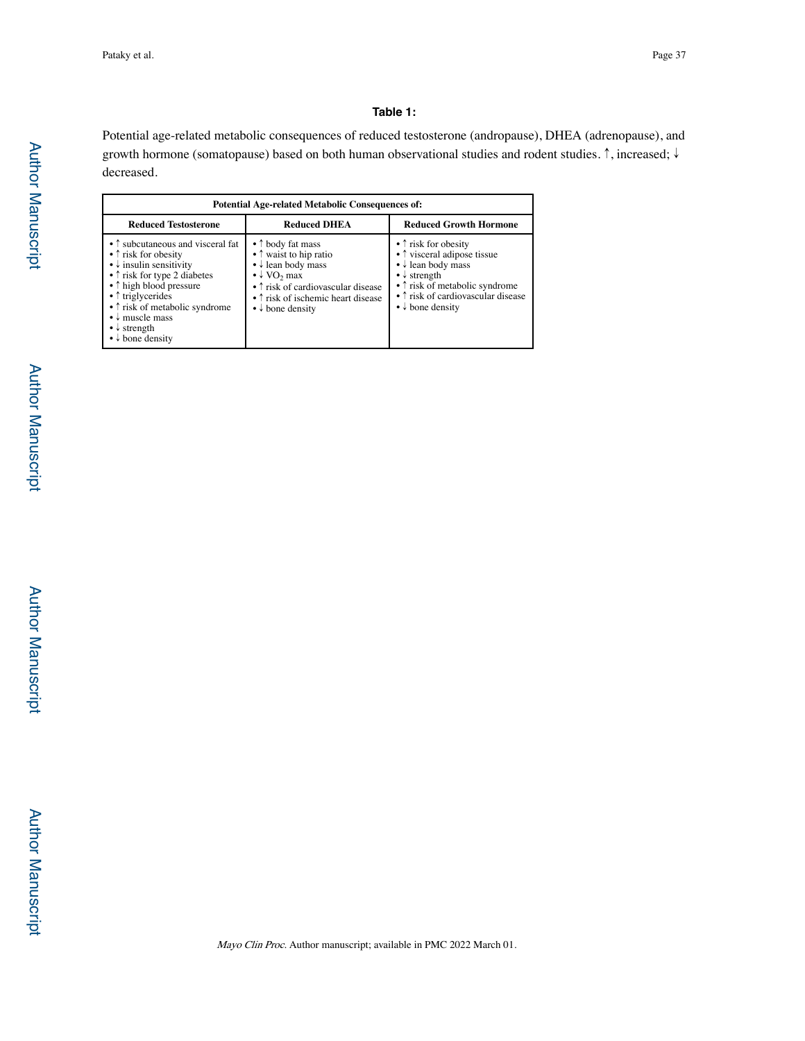**Table 1:**

Potential age-related metabolic consequences of reduced testosterone (andropause), DHEA (adrenopause), and growth hormone (somatopause) based on both human observational studies and rodent studies. ↑, increased; ↓ decreased.

| Potential Age-related Metabolic Consequences of: | | |
|---|---|---|
| **Reduced Testosterone** | **Reduced DHEA** | **Reduced Growth Hormone** |
| • ↑ subcutaneous and visceral fat<br>• ↑ risk for obesity<br>• ↓ insulin sensitivity<br>• ↑ risk for type 2 diabetes<br>• ↑ high blood pressure<br>• ↑ triglycerides<br>• ↑ risk of metabolic syndrome<br>• ↓ muscle mass<br>• ↓ strength<br>• ↓ bone density | • ↑ body fat mass<br>• ↑ waist to hip ratio<br>• ↓ lean body mass<br>• ↓ $VO_2$ max<br>• ↑ risk of cardiovascular disease<br>• ↑ risk of ischemic heart disease<br>• ↓ bone density | • ↑ risk for obesity<br>• ↑ visceral adipose tissue<br>• ↓ lean body mass<br>• ↓ strength<br>• ↑ risk of metabolic syndrome<br>• ↑ risk of cardiovascular disease<br>• ↓ bone density |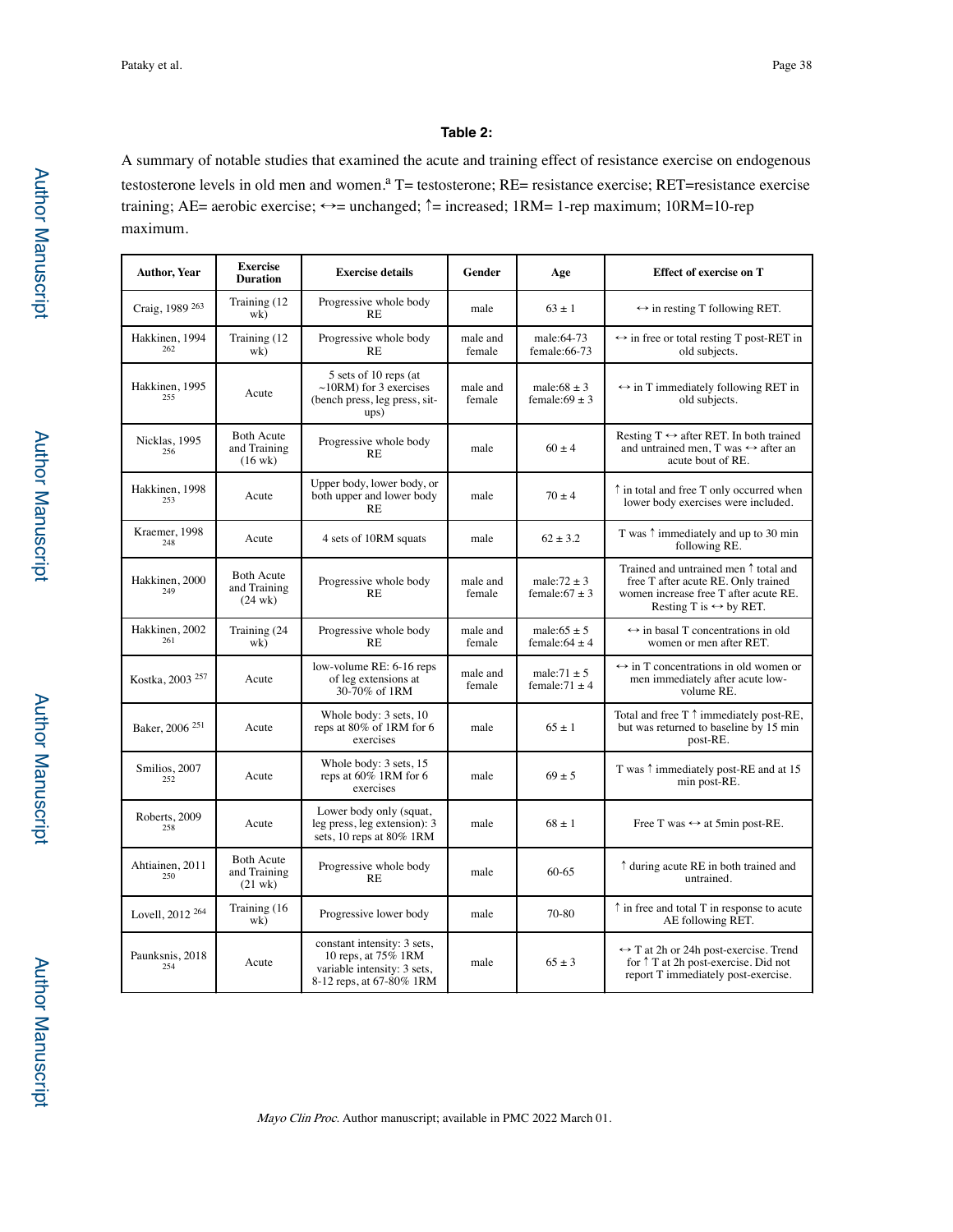**Table 2:**

A summary of notable studies that examined the acute and training effect of resistance exercise on endogenous testosterone levels in old men and women.[a] T= testosterone; RE= resistance exercise; RET=resistance exercise training; AE= aerobic exercise; ↔= unchanged; ↑= increased; 1RM= 1-rep maximum; 10RM=10-rep maximum.

| Author, Year | Exercise Duration | Exercise details | Gender | Age | Effect of exercise on T |
|---|---|---|---|---|---|
| Craig, 1989 [263] | Training (12 wk) | Progressive whole body RE | male | 63 ± 1 | ↔ in resting T following RET. |
| Hakkinen, 1994 [262] | Training (12 wk) | Progressive whole body RE | male and female | male:64-73 female:66-73 | ↔ in free or total resting T post-RET in old subjects. |
| Hakkinen, 1995 [255] | Acute | 5 sets of 10 reps (at ~10RM) for 3 exercises (bench press, leg press, sit-ups) | male and female | male:68 ± 3 female:69 ± 3 | ↔ in T immediately following RET in old subjects. |
| Nicklas, 1995 [256] | Both Acute and Training (16 wk) | Progressive whole body RE | male | 60 ± 4 | Resting T ↔ after RET. In both trained and untrained men, T was ↔ after an acute bout of RE. |
| Hakkinen, 1998 [253] | Acute | Upper body, lower body, or both upper and lower body RE | male | 70 ± 4 | ↑ in total and free T only occurred when lower body exercises were included. |
| Kraemer, 1998 [248] | Acute | 4 sets of 10RM squats | male | 62 ± 3.2 | T was ↑ immediately and up to 30 min following RE. |
| Hakkinen, 2000 [249] | Both Acute and Training (24 wk) | Progressive whole body RE | male and female | male:72 ± 3 female:67 ± 3 | Trained and untrained men ↑ total and free T after acute RE. Only trained women increase free T after acute RE. Resting T is ↔ by RET. |
| Hakkinen, 2002 [261] | Training (24 wk) | Progressive whole body RE | male and female | male:65 ± 5 female:64 ± 4 | ↔ in basal T concentrations in old women or men after RET. |
| Kostka, 2003 [257] | Acute | low-volume RE: 6-16 reps of leg extensions at 30-70% of 1RM | male and female | male:71 ± 5 female:71 ± 4 | ↔ in T concentrations in old women or men immediately after acute low-volume RE. |
| Baker, 2006 [251] | Acute | Whole body: 3 sets, 10 reps at 80% of 1RM for 6 exercises | male | 65 ± 1 | Total and free T ↑ immediately post-RE, but was returned to baseline by 15 min post-RE. |
| Smilios, 2007 [252] | Acute | Whole body: 3 sets, 15 reps at 60% 1RM for 6 exercises | male | 69 ± 5 | T was ↑ immediately post-RE and at 15 min post-RE. |
| Roberts, 2009 [258] | Acute | Lower body only (squat, leg press, leg extension): 3 sets, 10 reps at 80% 1RM | male | 68 ± 1 | Free T was ↔ at 5min post-RE. |
| Ahtiainen, 2011 [250] | Both Acute and Training (21 wk) | Progressive whole body RE | male | 60-65 | ↑ during acute RE in both trained and untrained. |
| Lovell, 2012 [264] | Training (16 wk) | Progressive lower body | male | 70-80 | ↑ in free and total T in response to acute AE following RET. |
| Paunksnis, 2018 [254] | Acute | constant intensity: 3 sets, 10 reps, at 75% 1RM variable intensity: 3 sets, 8-12 reps, at 67-80% 1RM | male | 65 ± 3 | ↔ T at 2h or 24h post-exercise. Trend for ↑ T at 2h post-exercise. Did not report T immediately post-exercise. |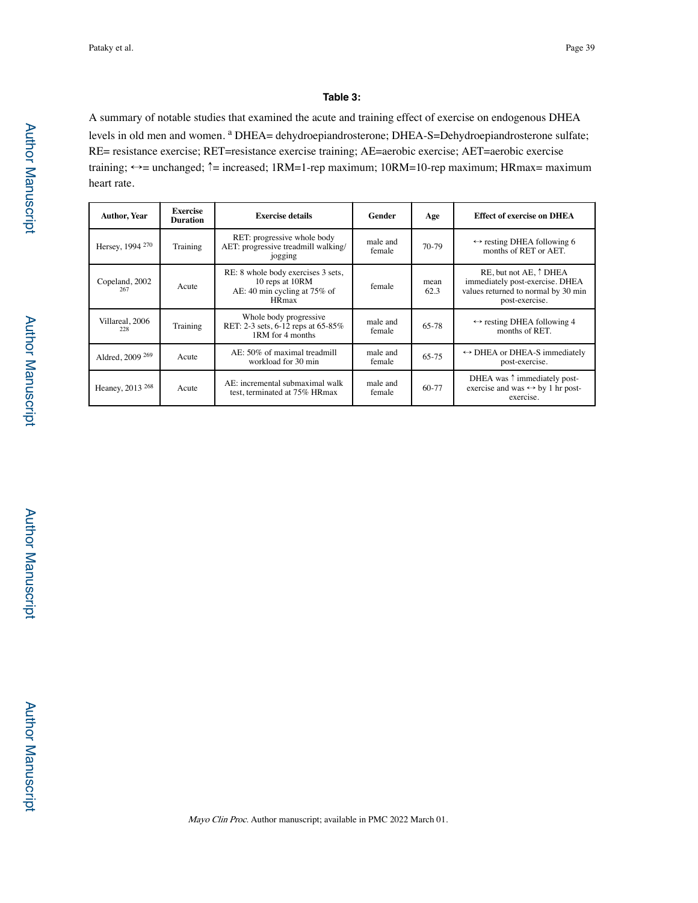**Table 3:**

A summary of notable studies that examined the acute and training effect of exercise on endogenous DHEA levels in old men and women. [a] DHEA= dehydroepiandrosterone; DHEA-S=Dehydroepiandrosterone sulfate; RE= resistance exercise; RET=resistance exercise training; AE=aerobic exercise; AET=aerobic exercise training; ↔= unchanged; ↑= increased; 1RM=1-rep maximum; 10RM=10-rep maximum; HRmax= maximum heart rate.

| Author, Year | Exercise Duration | Exercise details | Gender | Age | Effect of exercise on DHEA |
|---|---|---|---|---|---|
| Hersey, 1994 [270] | Training | RET: progressive whole body AET: progressive treadmill walking/ jogging | male and female | 70-79 | ↔ resting DHEA following 6 months of RET or AET. |
| Copeland, 2002 [267] | Acute | RE: 8 whole body exercises 3 sets, 10 reps at 10RM AE: 40 min cycling at 75% of HRmax | female | mean 62.3 | RE, but not AE, ↑ DHEA immediately post-exercise. DHEA values returned to normal by 30 min post-exercise. |
| Villareal, 2006 [228] | Training | Whole body progressive RET: 2-3 sets, 6-12 reps at 65-85% 1RM for 4 months | male and female | 65-78 | ↔ resting DHEA following 4 months of RET. |
| Aldred, 2009 [269] | Acute | AE: 50% of maximal treadmill workload for 30 min | male and female | 65-75 | ↔ DHEA or DHEA-S immediately post-exercise. |
| Heaney, 2013 [268] | Acute | AE: incremental submaximal walk test, terminated at 75% HRmax | male and female | 60-77 | DHEA was ↑ immediately post-exercise and was ↔ by 1 hr post-exercise. |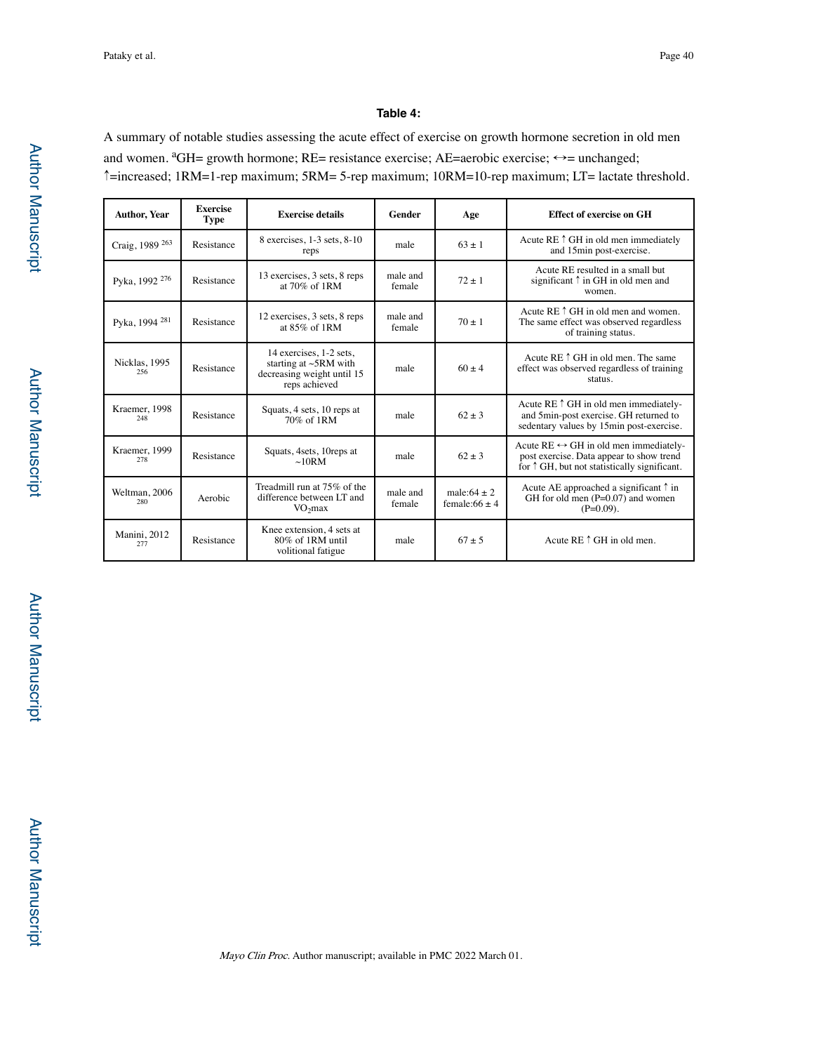**Table 4:**

A summary of notable studies assessing the acute effect of exercise on growth hormone secretion in old men and women. [a]GH= growth hormone; RE= resistance exercise; AE=aerobic exercise; ↔= unchanged; ↑=increased; 1RM=1-rep maximum; 5RM= 5-rep maximum; 10RM=10-rep maximum; LT= lactate threshold.

| Author, Year | Exercise Type | Exercise details | Gender | Age | Effect of exercise on GH |
|---|---|---|---|---|---|
| Craig, 1989 [263] | Resistance | 8 exercises, 1-3 sets, 8-10 reps | male | 63 ± 1 | Acute RE ↑ GH in old men immediately and 15min post-exercise. |
| Pyka, 1992 [276] | Resistance | 13 exercises, 3 sets, 8 reps at 70% of 1RM | male and female | 72 ± 1 | Acute RE resulted in a small but significant ↑ in GH in old men and women. |
| Pyka, 1994 [281] | Resistance | 12 exercises, 3 sets, 8 reps at 85% of 1RM | male and female | 70 ± 1 | Acute RE ↑ GH in old men and women. The same effect was observed regardless of training status. |
| Nicklas, 1995 [256] | Resistance | 14 exercises, 1-2 sets, starting at ~5RM with decreasing weight until 15 reps achieved | male | 60 ± 4 | Acute RE ↑ GH in old men. The same effect was observed regardless of training status. |
| Kraemer, 1998 [248] | Resistance | Squats, 4 sets, 10 reps at 70% of 1RM | male | 62 ± 3 | Acute RE ↑ GH in old men immediately- and 5min-post exercise. GH returned to sedentary values by 15min post-exercise. |
| Kraemer, 1999 [278] | Resistance | Squats, 4sets, 10reps at ~10RM | male | 62 ± 3 | Acute RE ↔ GH in old men immediately-post exercise. Data appear to show trend for ↑ GH, but not statistically significant. |
| Weltman, 2006 [280] | Aerobic | Treadmill run at 75% of the difference between LT and $VO_2$max | male and female | male:64 ± 2 female:66 ± 4 | Acute AE approached a significant ↑ in GH for old men (P=0.07) and women (P=0.09). |
| Manini, 2012 [277] | Resistance | Knee extension, 4 sets at 80% of 1RM until volitional fatigue | male | 67 ± 5 | Acute RE ↑ GH in old men. |